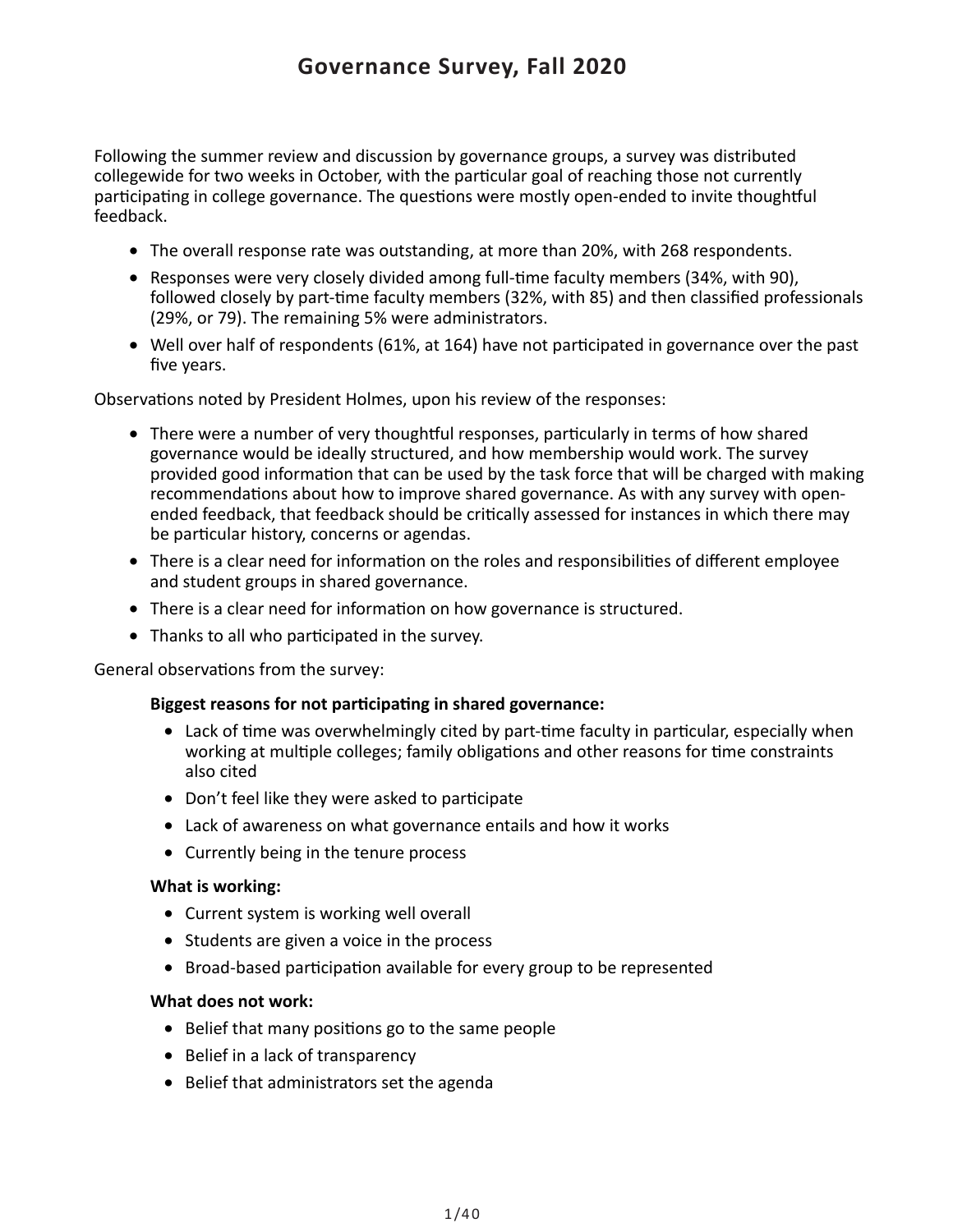# Governance Survey, Fall 2020

Following the summer review and discussion by governance groups, a survey was distributed collegewide for two weeks in October, with the particular goal of reaching those not currently participating in college governance. The questions were mostly open-ended to invite thoughtful feedback.

- The overall response rate was outstanding, at more than 20%, with 268 respondents.
- Responses were very closely divided among full-time faculty members (34%, with 90), followed closely by part-time faculty members (32%, with 85) and then classified professionals (29%, or 79). The remaining 5% were administrators.
- Well over half of respondents (61%, at 164) have not participated in governance over the past five years.

Observations noted by President Holmes, upon his review of the responses:

- There were a number of very thoughtful responses, particularly in terms of how shared governance would be ideally structured, and how membership would work. The survey provided good information that can be used by the task force that will be charged with making recommendations about how to improve shared governance. As with any survey with open-ended feedback, that feedback should be critically assessed for instances in which there may be particular history, concerns or agendas.
- There is a clear need for information on the roles and responsibilities of different employee and student groups in shared governance.
- There is a clear need for information on how governance is structured.
- Thanks to all who participated in the survey.

General observations from the survey:

**Biggest reasons for not participating in shared governance:**

- Lack of time was overwhelmingly cited by part-time faculty in particular, especially when working at multiple colleges; family obligations and other reasons for time constraints also cited
- Don't feel like they were asked to participate
- Lack of awareness on what governance entails and how it works
- Currently being in the tenure process

**What is working:**

- Current system is working well overall
- Students are given a voice in the process
- Broad-based participation available for every group to be represented

**What does not work:**

- Belief that many positions go to the same people
- Belief in a lack of transparency
- Belief that administrators set the agenda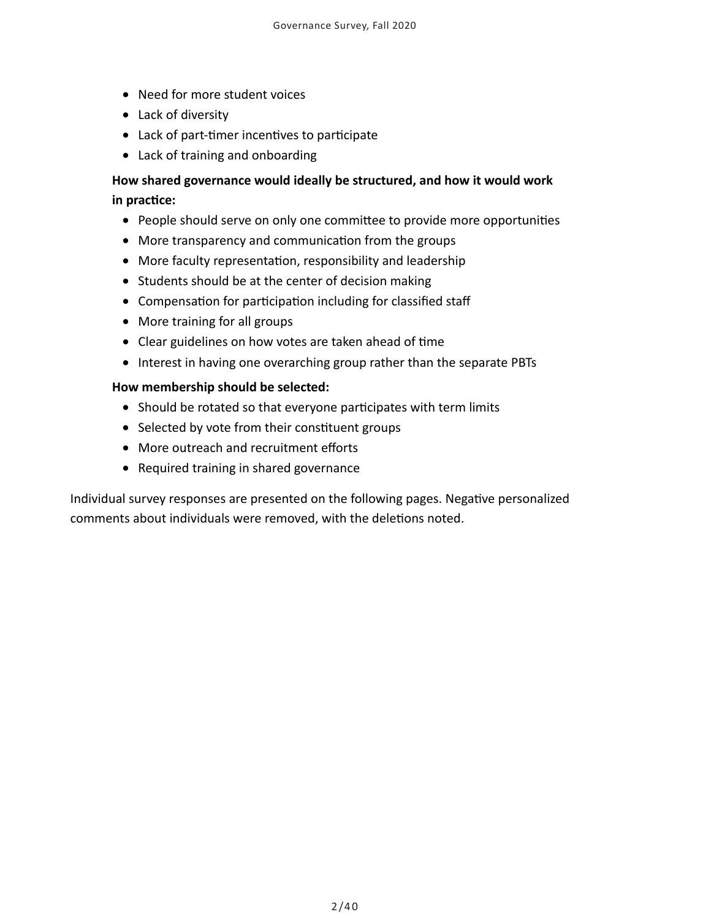- Need for more student voices
- Lack of diversity
- Lack of part-timer incentives to participate
- Lack of training and onboarding

**How shared governance would ideally be structured, and how it would work in practice:**

- People should serve on only one committee to provide more opportunities
- More transparency and communication from the groups
- More faculty representation, responsibility and leadership
- Students should be at the center of decision making
- Compensation for participation including for classified staff
- More training for all groups
- Clear guidelines on how votes are taken ahead of time
- Interest in having one overarching group rather than the separate PBTs

**How membership should be selected:**

- Should be rotated so that everyone participates with term limits
- Selected by vote from their constituent groups
- More outreach and recruitment efforts
- Required training in shared governance

Individual survey responses are presented on the following pages. Negative personalized comments about individuals were removed, with the deletions noted.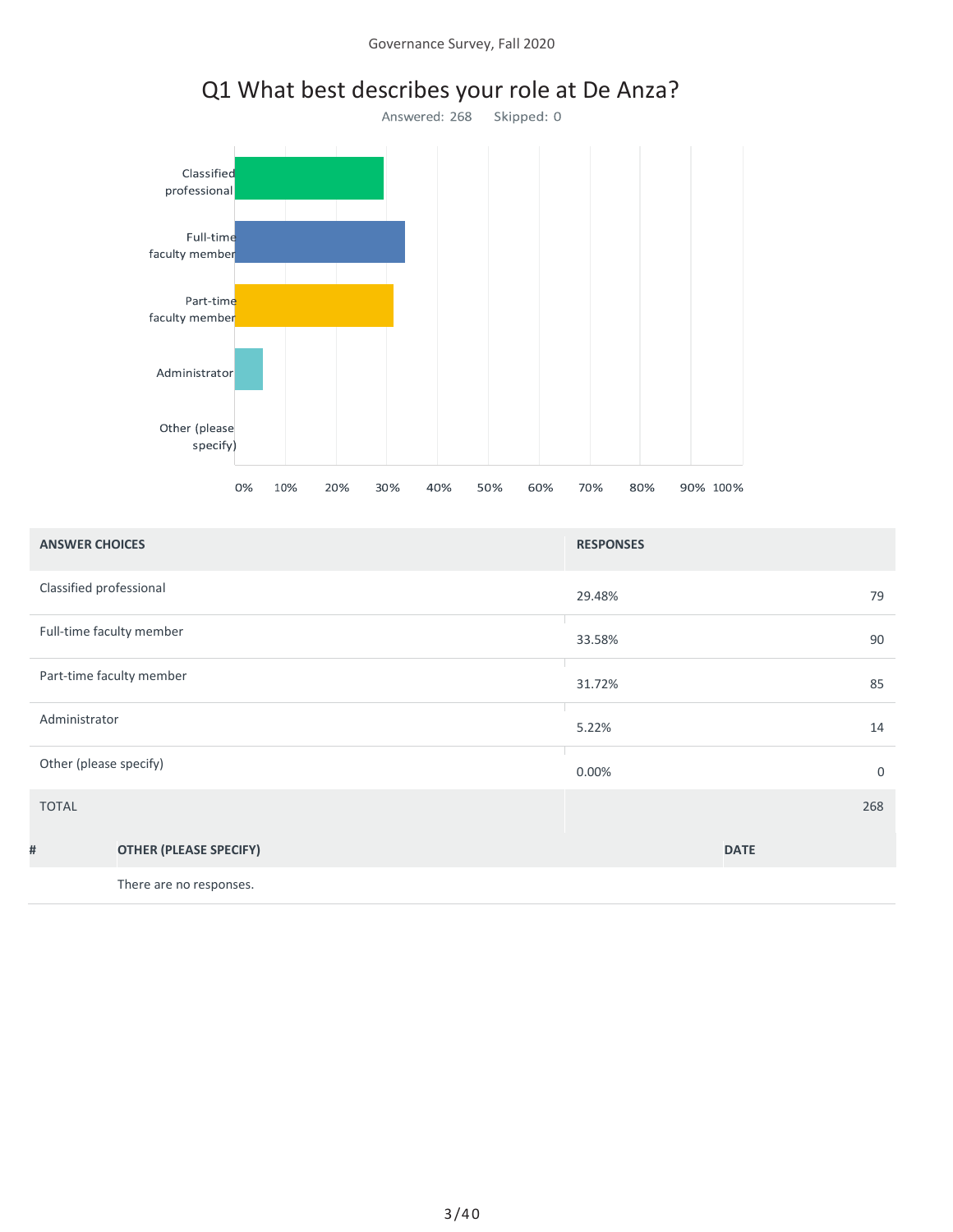Governance Survey, Fall 2020

# Q1 What best describes your role at De Anza?

Answered: 268 Skipped: 0

Classified professional

Full-time faculty member

Part-time faculty member

Administrator

Other (please specify)

0% 10% 20% 30% 40% 50% 60% 70% 80% 90% 100%

| ANSWER CHOICES | RESPONSES | |
|---|---|---|
| Classified professional | 29.48% | 79 |
| Full-time faculty member | 33.58% | 90 |
| Part-time faculty member | 31.72% | 85 |
| Administrator | 5.22% | 14 |
| Other (please specify) | 0.00% | 0 |
| TOTAL | | 268 |

| # | OTHER (PLEASE SPECIFY) | DATE |
|---|---|---|
| | There are no responses. | |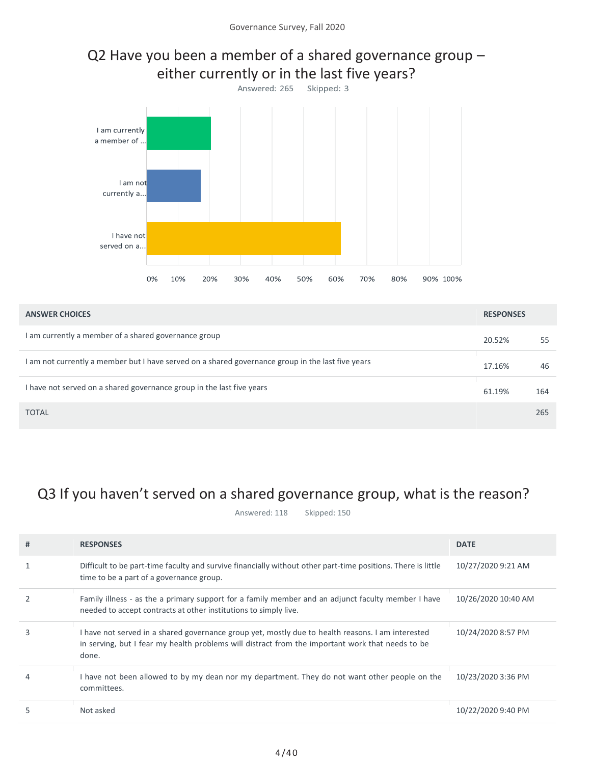## Q2 Have you been a member of a shared governance group – either currently or in the last five years?

Answered: 265 Skipped: 3

I am currently a member of ...

I am not currently a...

I have not served on a...

0% 10% 20% 30% 40% 50% 60% 70% 80% 90% 100%

| ANSWER CHOICES | RESPONSES | |
|---|---|---|
| I am currently a member of a shared governance group | 20.52% | 55 |
| I am not currently a member but I have served on a shared governance group in the last five years | 17.16% | 46 |
| I have not served on a shared governance group in the last five years | 61.19% | 164 |
| TOTAL | | 265 |

## Q3 If you haven't served on a shared governance group, what is the reason?

Answered: 118 Skipped: 150

| # | RESPONSES | DATE |
|---|---|---|
| 1 | Difficult to be part-time faculty and survive financially without other part-time positions. There is little time to be a part of a governance group. | 10/27/2020 9:21 AM |
| 2 | Family illness - as the a primary support for a family member and an adjunct faculty member I have needed to accept contracts at other institutions to simply live. | 10/26/2020 10:40 AM |
| 3 | I have not served in a shared governance group yet, mostly due to health reasons. I am interested in serving, but I fear my health problems will distract from the important work that needs to be done. | 10/24/2020 8:57 PM |
| 4 | I have not been allowed to by my dean nor my department. They do not want other people on the committees. | 10/23/2020 3:36 PM |
| 5 | Not asked | 10/22/2020 9:40 PM |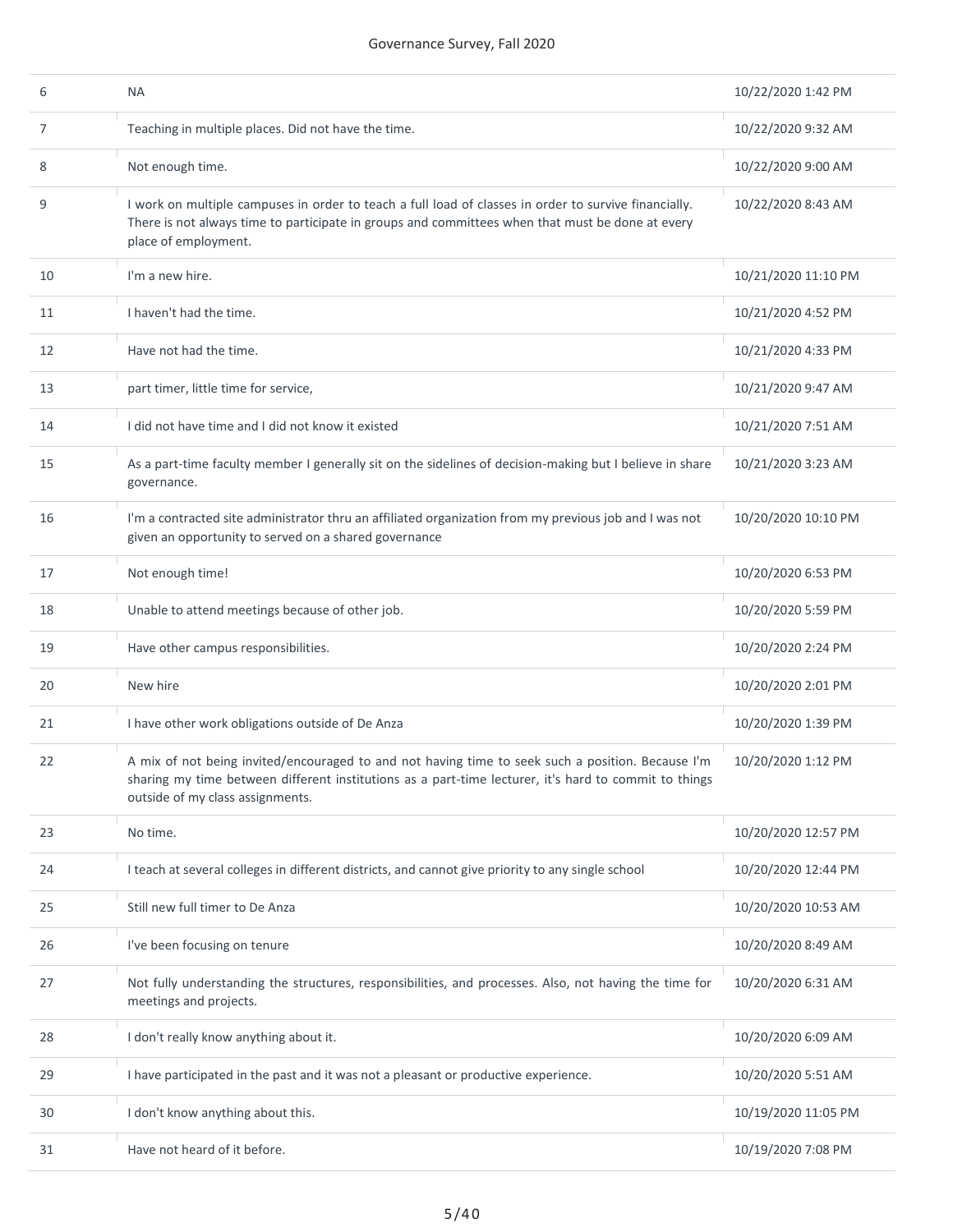| | | |
|---|---|---|
| 6 | NA | 10/22/2020 1:42 PM |
| 7 | Teaching in multiple places. Did not have the time. | 10/22/2020 9:32 AM |
| 8 | Not enough time. | 10/22/2020 9:00 AM |
| 9 | I work on multiple campuses in order to teach a full load of classes in order to survive financially. There is not always time to participate in groups and committees when that must be done at every place of employment. | 10/22/2020 8:43 AM |
| 10 | I'm a new hire. | 10/21/2020 11:10 PM |
| 11 | I haven't had the time. | 10/21/2020 4:52 PM |
| 12 | Have not had the time. | 10/21/2020 4:33 PM |
| 13 | part timer, little time for service, | 10/21/2020 9:47 AM |
| 14 | I did not have time and I did not know it existed | 10/21/2020 7:51 AM |
| 15 | As a part-time faculty member I generally sit on the sidelines of decision-making but I believe in share governance. | 10/21/2020 3:23 AM |
| 16 | I'm a contracted site administrator thru an affiliated organization from my previous job and I was not given an opportunity to served on a shared governance | 10/20/2020 10:10 PM |
| 17 | Not enough time! | 10/20/2020 6:53 PM |
| 18 | Unable to attend meetings because of other job. | 10/20/2020 5:59 PM |
| 19 | Have other campus responsibilities. | 10/20/2020 2:24 PM |
| 20 | New hire | 10/20/2020 2:01 PM |
| 21 | I have other work obligations outside of De Anza | 10/20/2020 1:39 PM |
| 22 | A mix of not being invited/encouraged to and not having time to seek such a position. Because I'm sharing my time between different institutions as a part-time lecturer, it's hard to commit to things outside of my class assignments. | 10/20/2020 1:12 PM |
| 23 | No time. | 10/20/2020 12:57 PM |
| 24 | I teach at several colleges in different districts, and cannot give priority to any single school | 10/20/2020 12:44 PM |
| 25 | Still new full timer to De Anza | 10/20/2020 10:53 AM |
| 26 | I've been focusing on tenure | 10/20/2020 8:49 AM |
| 27 | Not fully understanding the structures, responsibilities, and processes. Also, not having the time for meetings and projects. | 10/20/2020 6:31 AM |
| 28 | I don't really know anything about it. | 10/20/2020 6:09 AM |
| 29 | I have participated in the past and it was not a pleasant or productive experience. | 10/20/2020 5:51 AM |
| 30 | I don't know anything about this. | 10/19/2020 11:05 PM |
| 31 | Have not heard of it before. | 10/19/2020 7:08 PM |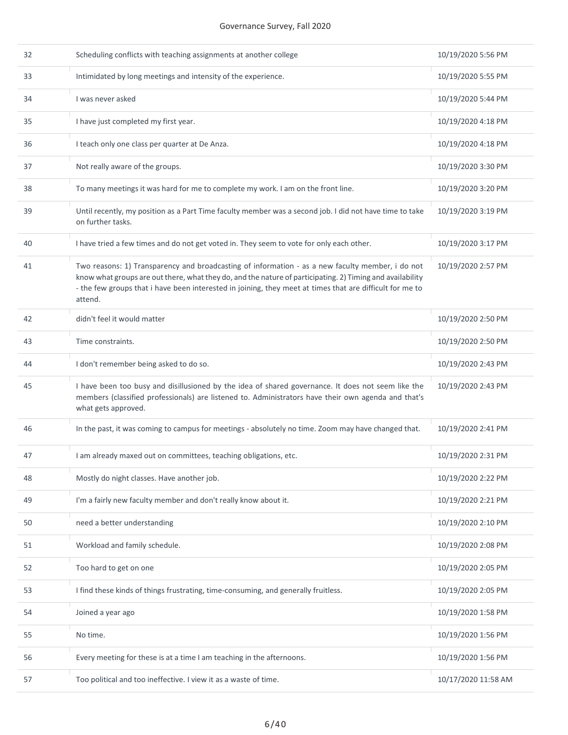| | | |
|---|---|---|
| 32 | Scheduling conflicts with teaching assignments at another college | 10/19/2020 5:56 PM |
| 33 | Intimidated by long meetings and intensity of the experience. | 10/19/2020 5:55 PM |
| 34 | I was never asked | 10/19/2020 5:44 PM |
| 35 | I have just completed my first year. | 10/19/2020 4:18 PM |
| 36 | I teach only one class per quarter at De Anza. | 10/19/2020 4:18 PM |
| 37 | Not really aware of the groups. | 10/19/2020 3:30 PM |
| 38 | To many meetings it was hard for me to complete my work. I am on the front line. | 10/19/2020 3:20 PM |
| 39 | Until recently, my position as a Part Time faculty member was a second job. I did not have time to take on further tasks. | 10/19/2020 3:19 PM |
| 40 | I have tried a few times and do not get voted in. They seem to vote for only each other. | 10/19/2020 3:17 PM |
| 41 | Two reasons: 1) Transparency and broadcasting of information - as a new faculty member, i do not know what groups are out there, what they do, and the nature of participating. 2) Timing and availability - the few groups that i have been interested in joining, they meet at times that are difficult for me to attend. | 10/19/2020 2:57 PM |
| 42 | didn't feel it would matter | 10/19/2020 2:50 PM |
| 43 | Time constraints. | 10/19/2020 2:50 PM |
| 44 | I don't remember being asked to do so. | 10/19/2020 2:43 PM |
| 45 | I have been too busy and disillusioned by the idea of shared governance. It does not seem like the members (classified professionals) are listened to. Administrators have their own agenda and that's what gets approved. | 10/19/2020 2:43 PM |
| 46 | In the past, it was coming to campus for meetings - absolutely no time. Zoom may have changed that. | 10/19/2020 2:41 PM |
| 47 | I am already maxed out on committees, teaching obligations, etc. | 10/19/2020 2:31 PM |
| 48 | Mostly do night classes. Have another job. | 10/19/2020 2:22 PM |
| 49 | I'm a fairly new faculty member and don't really know about it. | 10/19/2020 2:21 PM |
| 50 | need a better understanding | 10/19/2020 2:10 PM |
| 51 | Workload and family schedule. | 10/19/2020 2:08 PM |
| 52 | Too hard to get on one | 10/19/2020 2:05 PM |
| 53 | I find these kinds of things frustrating, time-consuming, and generally fruitless. | 10/19/2020 2:05 PM |
| 54 | Joined a year ago | 10/19/2020 1:58 PM |
| 55 | No time. | 10/19/2020 1:56 PM |
| 56 | Every meeting for these is at a time I am teaching in the afternoons. | 10/19/2020 1:56 PM |
| 57 | Too political and too ineffective. I view it as a waste of time. | 10/17/2020 11:58 AM |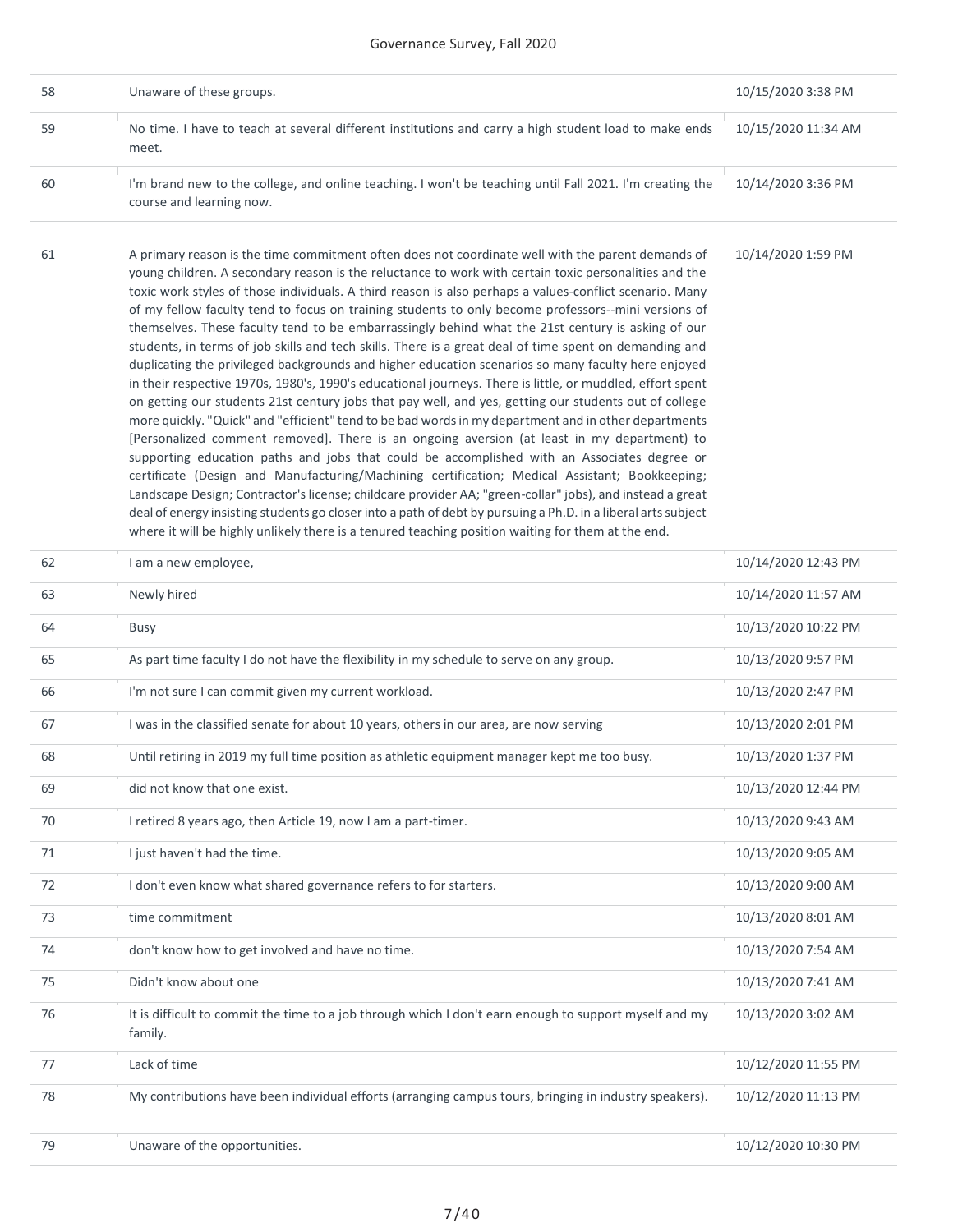| | | |
|---|---|---|
| 58 | Unaware of these groups. | 10/15/2020 3:38 PM |
| 59 | No time. I have to teach at several different institutions and carry a high student load to make ends meet. | 10/15/2020 11:34 AM |
| 60 | I'm brand new to the college, and online teaching. I won't be teaching until Fall 2021. I'm creating the course and learning now. | 10/14/2020 3:36 PM |
| 61 | A primary reason is the time commitment often does not coordinate well with the parent demands of young children. A secondary reason is the reluctance to work with certain toxic personalities and the toxic work styles of those individuals. A third reason is also perhaps a values-conflict scenario. Many of my fellow faculty tend to focus on training students to only become professors--mini versions of themselves. These faculty tend to be embarrassingly behind what the 21st century is asking of our students, in terms of job skills and tech skills. There is a great deal of time spent on demanding and duplicating the privileged backgrounds and higher education scenarios so many faculty here enjoyed in their respective 1970s, 1980's, 1990's educational journeys. There is little, or muddled, effort spent on getting our students 21st century jobs that pay well, and yes, getting our students out of college more quickly. "Quick" and "efficient" tend to be bad words in my department and in other departments [Personalized comment removed]. There is an ongoing aversion (at least in my department) to supporting education paths and jobs that could be accomplished with an Associates degree or certificate (Design and Manufacturing/Machining certification; Medical Assistant; Bookkeeping; Landscape Design; Contractor's license; childcare provider AA; "green-collar" jobs), and instead a great deal of energy insisting students go closer into a path of debt by pursuing a Ph.D. in a liberal arts subject where it will be highly unlikely there is a tenured teaching position waiting for them at the end. | 10/14/2020 1:59 PM |
| 62 | I am a new employee, | 10/14/2020 12:43 PM |
| 63 | Newly hired | 10/14/2020 11:57 AM |
| 64 | Busy | 10/13/2020 10:22 PM |
| 65 | As part time faculty I do not have the flexibility in my schedule to serve on any group. | 10/13/2020 9:57 PM |
| 66 | I'm not sure I can commit given my current workload. | 10/13/2020 2:47 PM |
| 67 | I was in the classified senate for about 10 years, others in our area, are now serving | 10/13/2020 2:01 PM |
| 68 | Until retiring in 2019 my full time position as athletic equipment manager kept me too busy. | 10/13/2020 1:37 PM |
| 69 | did not know that one exist. | 10/13/2020 12:44 PM |
| 70 | I retired 8 years ago, then Article 19, now I am a part-timer. | 10/13/2020 9:43 AM |
| 71 | I just haven't had the time. | 10/13/2020 9:05 AM |
| 72 | I don't even know what shared governance refers to for starters. | 10/13/2020 9:00 AM |
| 73 | time commitment | 10/13/2020 8:01 AM |
| 74 | don't know how to get involved and have no time. | 10/13/2020 7:54 AM |
| 75 | Didn't know about one | 10/13/2020 7:41 AM |
| 76 | It is difficult to commit the time to a job through which I don't earn enough to support myself and my family. | 10/13/2020 3:02 AM |
| 77 | Lack of time | 10/12/2020 11:55 PM |
| 78 | My contributions have been individual efforts (arranging campus tours, bringing in industry speakers). | 10/12/2020 11:13 PM |
| 79 | Unaware of the opportunities. | 10/12/2020 10:30 PM |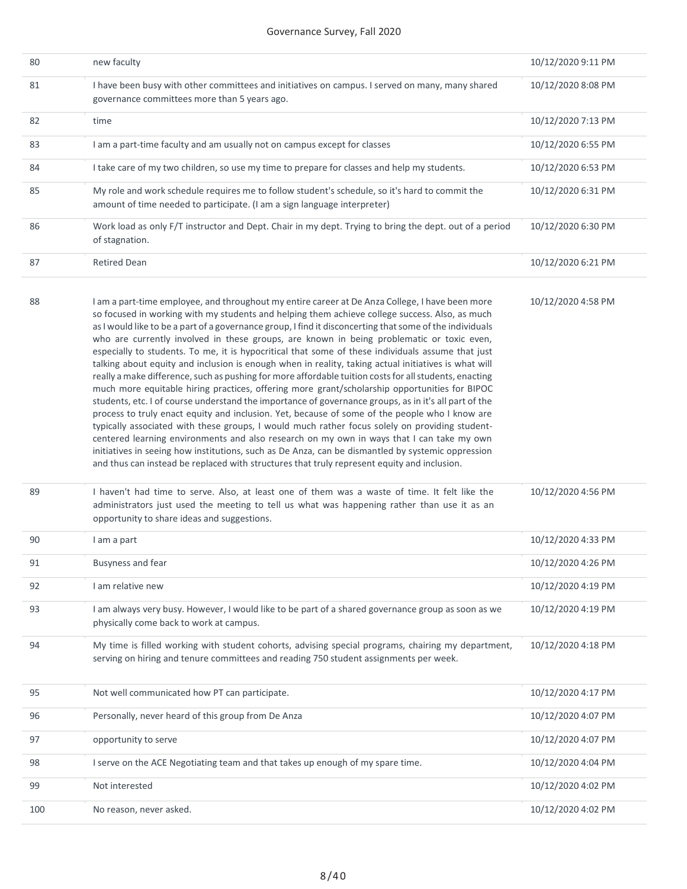| | | |
|---|---|---|
| 80 | new faculty | 10/12/2020 9:11 PM |
| 81 | I have been busy with other committees and initiatives on campus. I served on many, many shared governance committees more than 5 years ago. | 10/12/2020 8:08 PM |
| 82 | time | 10/12/2020 7:13 PM |
| 83 | I am a part-time faculty and am usually not on campus except for classes | 10/12/2020 6:55 PM |
| 84 | I take care of my two children, so use my time to prepare for classes and help my students. | 10/12/2020 6:53 PM |
| 85 | My role and work schedule requires me to follow student's schedule, so it's hard to commit the amount of time needed to participate. (I am a sign language interpreter) | 10/12/2020 6:31 PM |
| 86 | Work load as only F/T instructor and Dept. Chair in my dept. Trying to bring the dept. out of a period of stagnation. | 10/12/2020 6:30 PM |
| 87 | Retired Dean | 10/12/2020 6:21 PM |
| 88 | I am a part-time employee, and throughout my entire career at De Anza College, I have been more so focused in working with my students and helping them achieve college success. Also, as much as I would like to be a part of a governance group, I find it disconcerting that some of the individuals who are currently involved in these groups, are known in being problematic or toxic even, especially to students. To me, it is hypocritical that some of these individuals assume that just talking about equity and inclusion is enough when in reality, taking actual initiatives is what will really a make difference, such as pushing for more affordable tuition costs for all students, enacting much more equitable hiring practices, offering more grant/scholarship opportunities for BIPOC students, etc. I of course understand the importance of governance groups, as in it's all part of the process to truly enact equity and inclusion. Yet, because of some of the people who I know are typically associated with these groups, I would much rather focus solely on providing student-centered learning environments and also research on my own in ways that I can take my own initiatives in seeing how institutions, such as De Anza, can be dismantled by systemic oppression and thus can instead be replaced with structures that truly represent equity and inclusion. | 10/12/2020 4:58 PM |
| 89 | I haven't had time to serve. Also, at least one of them was a waste of time. It felt like the administrators just used the meeting to tell us what was happening rather than use it as an opportunity to share ideas and suggestions. | 10/12/2020 4:56 PM |
| 90 | I am a part | 10/12/2020 4:33 PM |
| 91 | Busyness and fear | 10/12/2020 4:26 PM |
| 92 | I am relative new | 10/12/2020 4:19 PM |
| 93 | I am always very busy. However, I would like to be part of a shared governance group as soon as we physically come back to work at campus. | 10/12/2020 4:19 PM |
| 94 | My time is filled working with student cohorts, advising special programs, chairing my department, serving on hiring and tenure committees and reading 750 student assignments per week. | 10/12/2020 4:18 PM |
| 95 | Not well communicated how PT can participate. | 10/12/2020 4:17 PM |
| 96 | Personally, never heard of this group from De Anza | 10/12/2020 4:07 PM |
| 97 | opportunity to serve | 10/12/2020 4:07 PM |
| 98 | I serve on the ACE Negotiating team and that takes up enough of my spare time. | 10/12/2020 4:04 PM |
| 99 | Not interested | 10/12/2020 4:02 PM |
| 100 | No reason, never asked. | 10/12/2020 4:02 PM |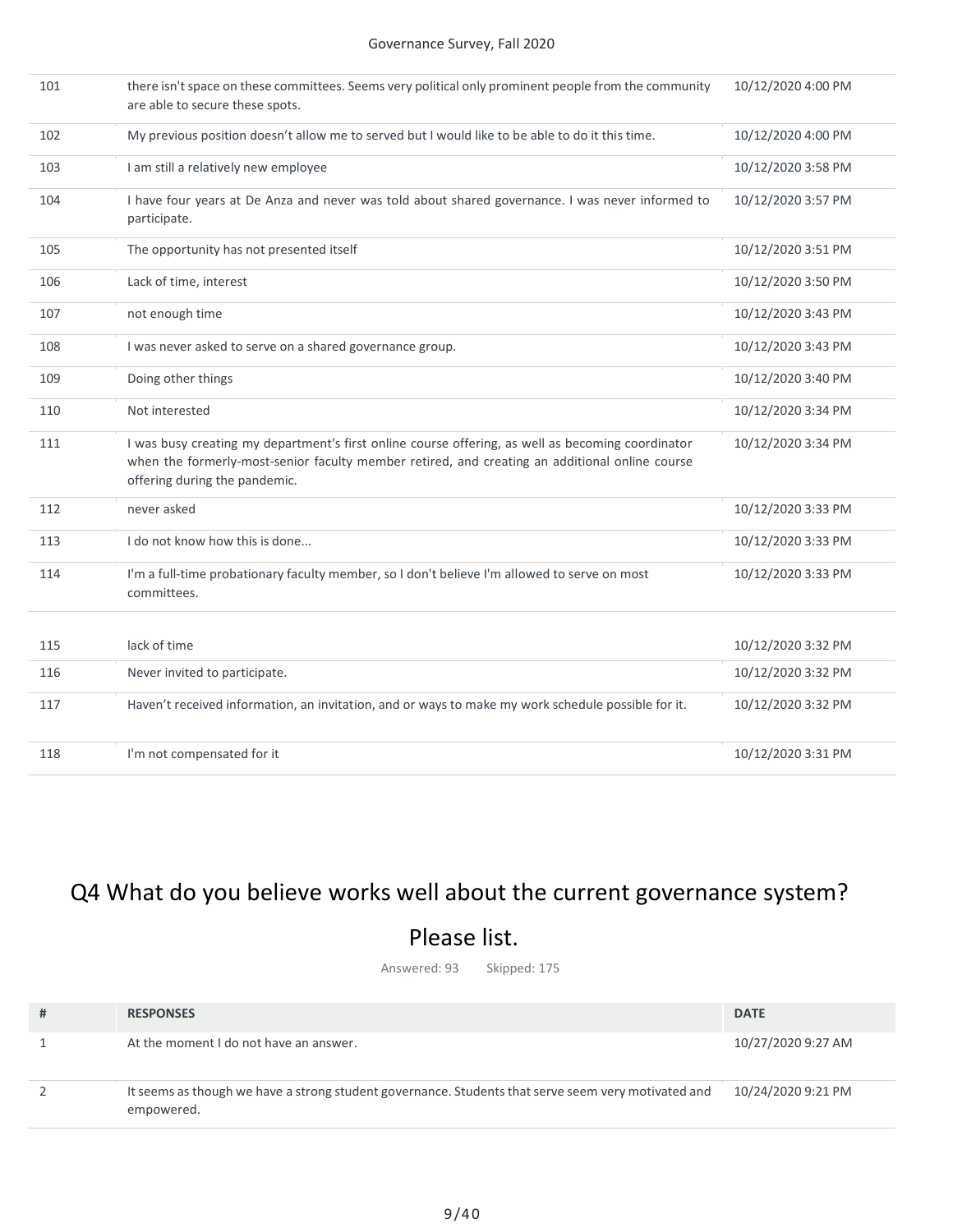| | | |
|---|---|---|
| 101 | there isn't space on these committees. Seems very political only prominent people from the community are able to secure these spots. | 10/12/2020 4:00 PM |
| 102 | My previous position doesn't allow me to served but I would like to be able to do it this time. | 10/12/2020 4:00 PM |
| 103 | I am still a relatively new employee | 10/12/2020 3:58 PM |
| 104 | I have four years at De Anza and never was told about shared governance. I was never informed to participate. | 10/12/2020 3:57 PM |
| 105 | The opportunity has not presented itself | 10/12/2020 3:51 PM |
| 106 | Lack of time, interest | 10/12/2020 3:50 PM |
| 107 | not enough time | 10/12/2020 3:43 PM |
| 108 | I was never asked to serve on a shared governance group. | 10/12/2020 3:43 PM |
| 109 | Doing other things | 10/12/2020 3:40 PM |
| 110 | Not interested | 10/12/2020 3:34 PM |
| 111 | I was busy creating my department's first online course offering, as well as becoming coordinator when the formerly-most-senior faculty member retired, and creating an additional online course offering during the pandemic. | 10/12/2020 3:34 PM |
| 112 | never asked | 10/12/2020 3:33 PM |
| 113 | I do not know how this is done... | 10/12/2020 3:33 PM |
| 114 | I'm a full-time probationary faculty member, so I don't believe I'm allowed to serve on most committees. | 10/12/2020 3:33 PM |
| 115 | lack of time | 10/12/2020 3:32 PM |
| 116 | Never invited to participate. | 10/12/2020 3:32 PM |
| 117 | Haven't received information, an invitation, and or ways to make my work schedule possible for it. | 10/12/2020 3:32 PM |
| 118 | I'm not compensated for it | 10/12/2020 3:31 PM |

## Q4 What do you believe works well about the current governance system? Please list.

Answered: 93 Skipped: 175

| # | RESPONSES | DATE |
|---|---|---|
| 1 | At the moment I do not have an answer. | 10/27/2020 9:27 AM |
| 2 | It seems as though we have a strong student governance. Students that serve seem very motivated and empowered. | 10/24/2020 9:21 PM |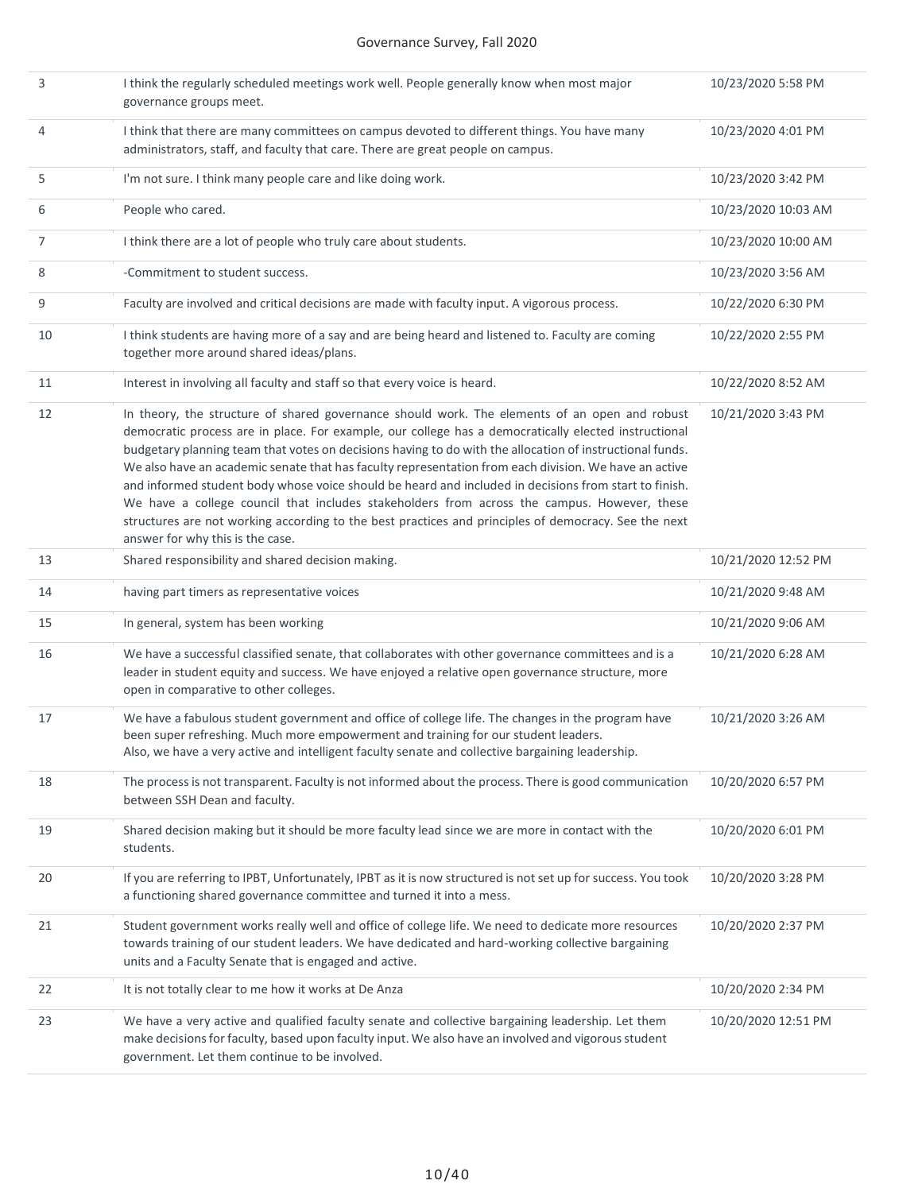| | | |
|---|---|---|
| 3 | I think the regularly scheduled meetings work well. People generally know when most major governance groups meet. | 10/23/2020 5:58 PM |
| 4 | I think that there are many committees on campus devoted to different things. You have many administrators, staff, and faculty that care. There are great people on campus. | 10/23/2020 4:01 PM |
| 5 | I'm not sure. I think many people care and like doing work. | 10/23/2020 3:42 PM |
| 6 | People who cared. | 10/23/2020 10:03 AM |
| 7 | I think there are a lot of people who truly care about students. | 10/23/2020 10:00 AM |
| 8 | -Commitment to student success. | 10/23/2020 3:56 AM |
| 9 | Faculty are involved and critical decisions are made with faculty input. A vigorous process. | 10/22/2020 6:30 PM |
| 10 | I think students are having more of a say and are being heard and listened to. Faculty are coming together more around shared ideas/plans. | 10/22/2020 2:55 PM |
| 11 | Interest in involving all faculty and staff so that every voice is heard. | 10/22/2020 8:52 AM |
| 12 | In theory, the structure of shared governance should work. The elements of an open and robust democratic process are in place. For example, our college has a democratically elected instructional budgetary planning team that votes on decisions having to do with the allocation of instructional funds. We also have an academic senate that has faculty representation from each division. We have an active and informed student body whose voice should be heard and included in decisions from start to finish. We have a college council that includes stakeholders from across the campus. However, these structures are not working according to the best practices and principles of democracy. See the next answer for why this is the case. | 10/21/2020 3:43 PM |
| 13 | Shared responsibility and shared decision making. | 10/21/2020 12:52 PM |
| 14 | having part timers as representative voices | 10/21/2020 9:48 AM |
| 15 | In general, system has been working | 10/21/2020 9:06 AM |
| 16 | We have a successful classified senate, that collaborates with other governance committees and is a leader in student equity and success. We have enjoyed a relative open governance structure, more open in comparative to other colleges. | 10/21/2020 6:28 AM |
| 17 | We have a fabulous student government and office of college life. The changes in the program have been super refreshing. Much more empowerment and training for our student leaders. Also, we have a very active and intelligent faculty senate and collective bargaining leadership. | 10/21/2020 3:26 AM |
| 18 | The process is not transparent. Faculty is not informed about the process. There is good communication between SSH Dean and faculty. | 10/20/2020 6:57 PM |
| 19 | Shared decision making but it should be more faculty lead since we are more in contact with the students. | 10/20/2020 6:01 PM |
| 20 | If you are referring to IPBT, Unfortunately, IPBT as it is now structured is not set up for success. You took a functioning shared governance committee and turned it into a mess. | 10/20/2020 3:28 PM |
| 21 | Student government works really well and office of college life. We need to dedicate more resources towards training of our student leaders. We have dedicated and hard-working collective bargaining units and a Faculty Senate that is engaged and active. | 10/20/2020 2:37 PM |
| 22 | It is not totally clear to me how it works at De Anza | 10/20/2020 2:34 PM |
| 23 | We have a very active and qualified faculty senate and collective bargaining leadership. Let them make decisions for faculty, based upon faculty input. We also have an involved and vigorous student government. Let them continue to be involved. | 10/20/2020 12:51 PM |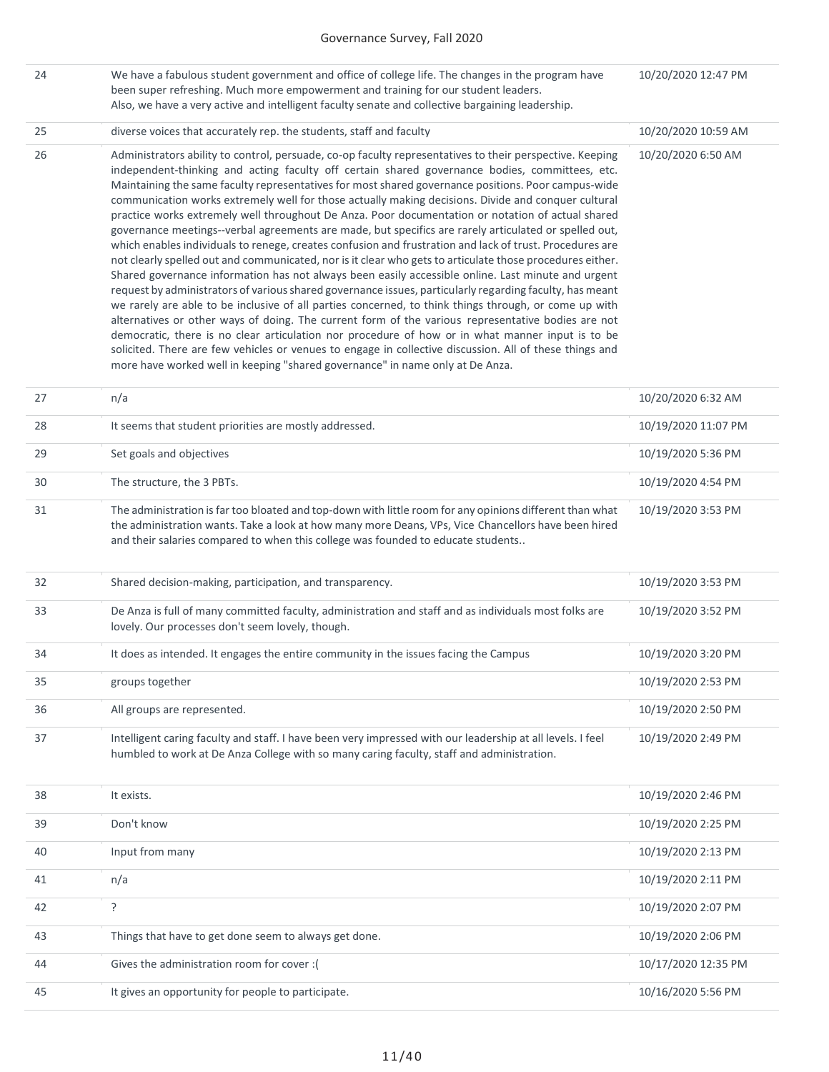| | | |
|---|---|---|
| 24 | We have a fabulous student government and office of college life. The changes in the program have been super refreshing. Much more empowerment and training for our student leaders.<br>Also, we have a very active and intelligent faculty senate and collective bargaining leadership. | 10/20/2020 12:47 PM |
| 25 | diverse voices that accurately rep. the students, staff and faculty | 10/20/2020 10:59 AM |
| 26 | Administrators ability to control, persuade, co-op faculty representatives to their perspective. Keeping independent-thinking and acting faculty off certain shared governance bodies, committees, etc. Maintaining the same faculty representatives for most shared governance positions. Poor campus-wide communication works extremely well for those actually making decisions. Divide and conquer cultural practice works extremely well throughout De Anza. Poor documentation or notation of actual shared governance meetings--verbal agreements are made, but specifics are rarely articulated or spelled out, which enables individuals to renege, creates confusion and frustration and lack of trust. Procedures are not clearly spelled out and communicated, nor is it clear who gets to articulate those procedures either. Shared governance information has not always been easily accessible online. Last minute and urgent request by administrators of various shared governance issues, particularly regarding faculty, has meant we rarely are able to be inclusive of all parties concerned, to think things through, or come up with alternatives or other ways of doing. The current form of the various representative bodies are not democratic, there is no clear articulation nor procedure of how or in what manner input is to be solicited. There are few vehicles or venues to engage in collective discussion. All of these things and more have worked well in keeping "shared governance" in name only at De Anza. | 10/20/2020 6:50 AM |
| 27 | n/a | 10/20/2020 6:32 AM |
| 28 | It seems that student priorities are mostly addressed. | 10/19/2020 11:07 PM |
| 29 | Set goals and objectives | 10/19/2020 5:36 PM |
| 30 | The structure, the 3 PBTs. | 10/19/2020 4:54 PM |
| 31 | The administration is far too bloated and top-down with little room for any opinions different than what the administration wants. Take a look at how many more Deans, VPs, Vice Chancellors have been hired and their salaries compared to when this college was founded to educate students.. | 10/19/2020 3:53 PM |
| 32 | Shared decision-making, participation, and transparency. | 10/19/2020 3:53 PM |
| 33 | De Anza is full of many committed faculty, administration and staff and as individuals most folks are lovely. Our processes don't seem lovely, though. | 10/19/2020 3:52 PM |
| 34 | It does as intended. It engages the entire community in the issues facing the Campus | 10/19/2020 3:20 PM |
| 35 | groups together | 10/19/2020 2:53 PM |
| 36 | All groups are represented. | 10/19/2020 2:50 PM |
| 37 | Intelligent caring faculty and staff. I have been very impressed with our leadership at all levels. I feel humbled to work at De Anza College with so many caring faculty, staff and administration. | 10/19/2020 2:49 PM |
| 38 | It exists. | 10/19/2020 2:46 PM |
| 39 | Don't know | 10/19/2020 2:25 PM |
| 40 | Input from many | 10/19/2020 2:13 PM |
| 41 | n/a | 10/19/2020 2:11 PM |
| 42 | ? | 10/19/2020 2:07 PM |
| 43 | Things that have to get done seem to always get done. | 10/19/2020 2:06 PM |
| 44 | Gives the administration room for cover :( | 10/17/2020 12:35 PM |
| 45 | It gives an opportunity for people to participate. | 10/16/2020 5:56 PM |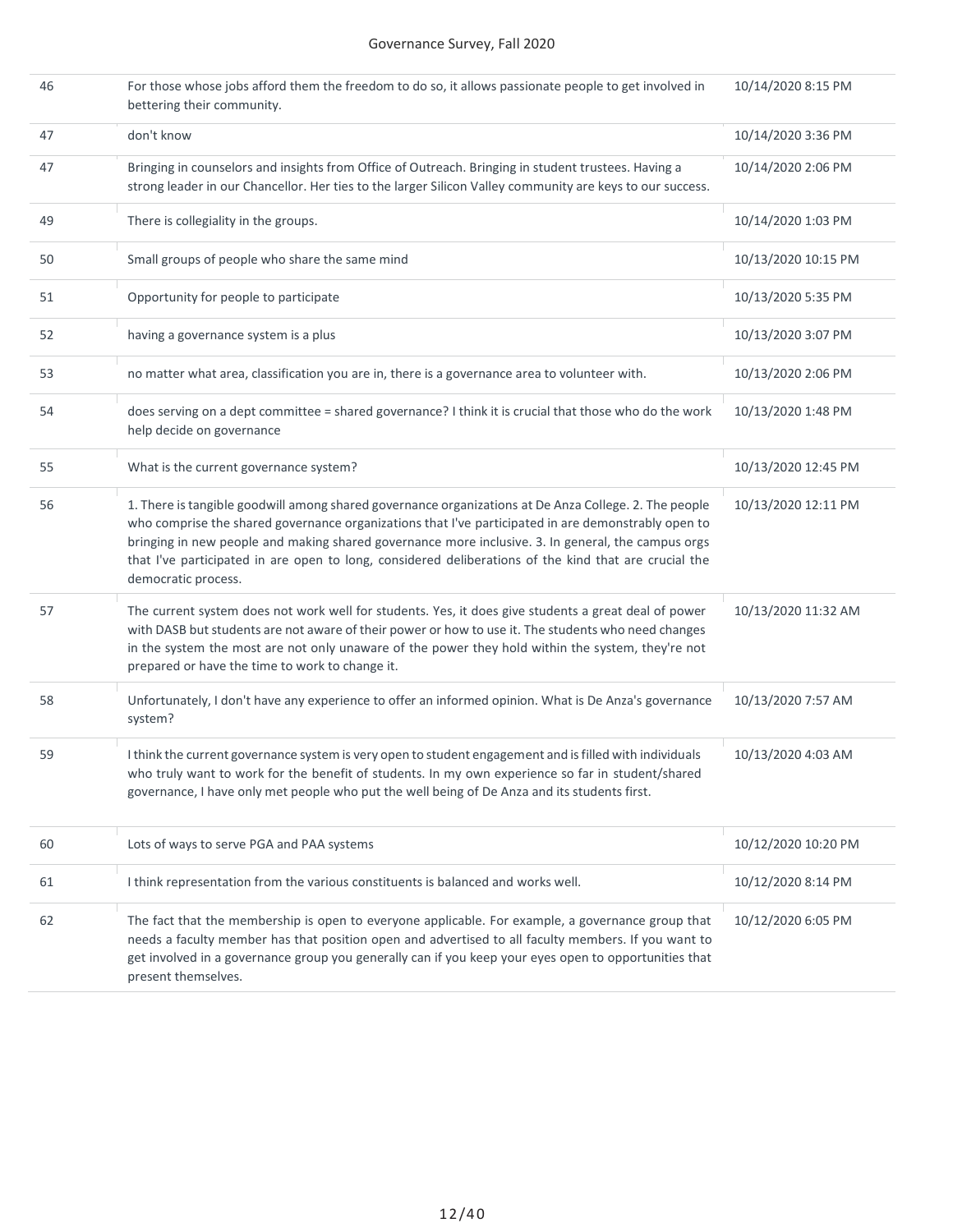| | | |
|---|---|---|
| 46 | For those whose jobs afford them the freedom to do so, it allows passionate people to get involved in bettering their community. | 10/14/2020 8:15 PM |
| 47 | don't know | 10/14/2020 3:36 PM |
| 47 | Bringing in counselors and insights from Office of Outreach. Bringing in student trustees. Having a strong leader in our Chancellor. Her ties to the larger Silicon Valley community are keys to our success. | 10/14/2020 2:06 PM |
| 49 | There is collegiality in the groups. | 10/14/2020 1:03 PM |
| 50 | Small groups of people who share the same mind | 10/13/2020 10:15 PM |
| 51 | Opportunity for people to participate | 10/13/2020 5:35 PM |
| 52 | having a governance system is a plus | 10/13/2020 3:07 PM |
| 53 | no matter what area, classification you are in, there is a governance area to volunteer with. | 10/13/2020 2:06 PM |
| 54 | does serving on a dept committee = shared governance? I think it is crucial that those who do the work help decide on governance | 10/13/2020 1:48 PM |
| 55 | What is the current governance system? | 10/13/2020 12:45 PM |
| 56 | 1. There is tangible goodwill among shared governance organizations at De Anza College. 2. The people who comprise the shared governance organizations that I've participated in are demonstrably open to bringing in new people and making shared governance more inclusive. 3. In general, the campus orgs that I've participated in are open to long, considered deliberations of the kind that are crucial the democratic process. | 10/13/2020 12:11 PM |
| 57 | The current system does not work well for students. Yes, it does give students a great deal of power with DASB but students are not aware of their power or how to use it. The students who need changes in the system the most are not only unaware of the power they hold within the system, they're not prepared or have the time to work to change it. | 10/13/2020 11:32 AM |
| 58 | Unfortunately, I don't have any experience to offer an informed opinion. What is De Anza's governance system? | 10/13/2020 7:57 AM |
| 59 | I think the current governance system is very open to student engagement and is filled with individuals who truly want to work for the benefit of students. In my own experience so far in student/shared governance, I have only met people who put the well being of De Anza and its students first. | 10/13/2020 4:03 AM |
| 60 | Lots of ways to serve PGA and PAA systems | 10/12/2020 10:20 PM |
| 61 | I think representation from the various constituents is balanced and works well. | 10/12/2020 8:14 PM |
| 62 | The fact that the membership is open to everyone applicable. For example, a governance group that needs a faculty member has that position open and advertised to all faculty members. If you want to get involved in a governance group you generally can if you keep your eyes open to opportunities that present themselves. | 10/12/2020 6:05 PM |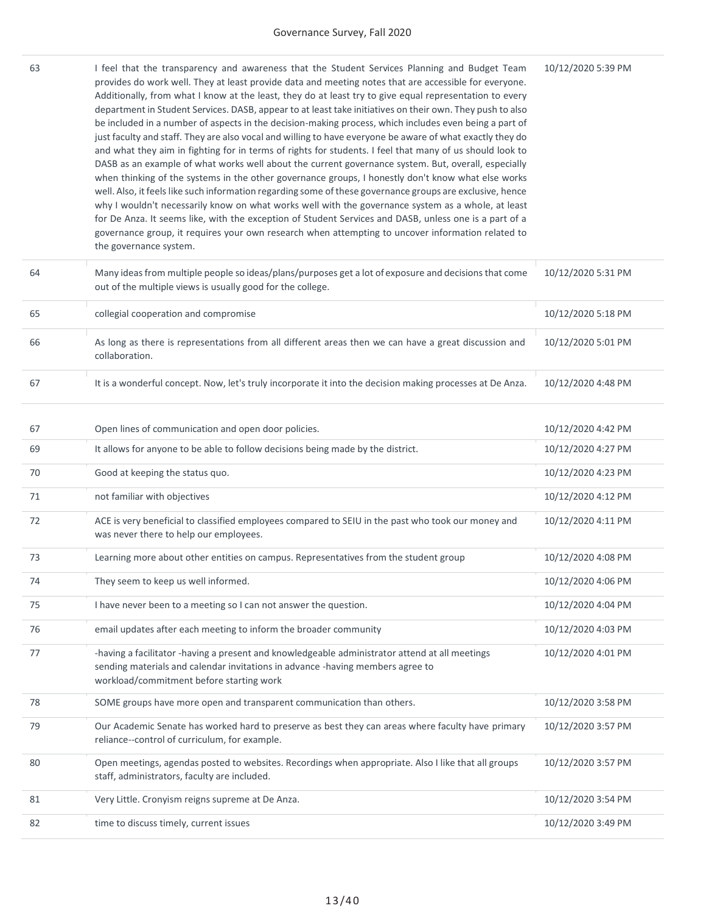| | | |
|---|---|---|
| 63 | I feel that the transparency and awareness that the Student Services Planning and Budget Team provides do work well. They at least provide data and meeting notes that are accessible for everyone. Additionally, from what I know at the least, they do at least try to give equal representation to every department in Student Services. DASB, appear to at least take initiatives on their own. They push to also be included in a number of aspects in the decision-making process, which includes even being a part of just faculty and staff. They are also vocal and willing to have everyone be aware of what exactly they do and what they aim in fighting for in terms of rights for students. I feel that many of us should look to DASB as an example of what works well about the current governance system. But, overall, especially when thinking of the systems in the other governance groups, I honestly don't know what else works well. Also, it feels like such information regarding some of these governance groups are exclusive, hence why I wouldn't necessarily know on what works well with the governance system as a whole, at least for De Anza. It seems like, with the exception of Student Services and DASB, unless one is a part of a governance group, it requires your own research when attempting to uncover information related to the governance system. | 10/12/2020 5:39 PM |
| 64 | Many ideas from multiple people so ideas/plans/purposes get a lot of exposure and decisions that come out of the multiple views is usually good for the college. | 10/12/2020 5:31 PM |
| 65 | collegial cooperation and compromise | 10/12/2020 5:18 PM |
| 66 | As long as there is representations from all different areas then we can have a great discussion and collaboration. | 10/12/2020 5:01 PM |
| 67 | It is a wonderful concept. Now, let's truly incorporate it into the decision making processes at De Anza. | 10/12/2020 4:48 PM |
| 67 | Open lines of communication and open door policies. | 10/12/2020 4:42 PM |
| 69 | It allows for anyone to be able to follow decisions being made by the district. | 10/12/2020 4:27 PM |
| 70 | Good at keeping the status quo. | 10/12/2020 4:23 PM |
| 71 | not familiar with objectives | 10/12/2020 4:12 PM |
| 72 | ACE is very beneficial to classified employees compared to SEIU in the past who took our money and was never there to help our employees. | 10/12/2020 4:11 PM |
| 73 | Learning more about other entities on campus. Representatives from the student group | 10/12/2020 4:08 PM |
| 74 | They seem to keep us well informed. | 10/12/2020 4:06 PM |
| 75 | I have never been to a meeting so I can not answer the question. | 10/12/2020 4:04 PM |
| 76 | email updates after each meeting to inform the broader community | 10/12/2020 4:03 PM |
| 77 | -having a facilitator -having a present and knowledgeable administrator attend at all meetings sending materials and calendar invitations in advance -having members agree to workload/commitment before starting work | 10/12/2020 4:01 PM |
| 78 | SOME groups have more open and transparent communication than others. | 10/12/2020 3:58 PM |
| 79 | Our Academic Senate has worked hard to preserve as best they can areas where faculty have primary reliance--control of curriculum, for example. | 10/12/2020 3:57 PM |
| 80 | Open meetings, agendas posted to websites. Recordings when appropriate. Also I like that all groups staff, administrators, faculty are included. | 10/12/2020 3:57 PM |
| 81 | Very Little. Cronyism reigns supreme at De Anza. | 10/12/2020 3:54 PM |
| 82 | time to discuss timely, current issues | 10/12/2020 3:49 PM |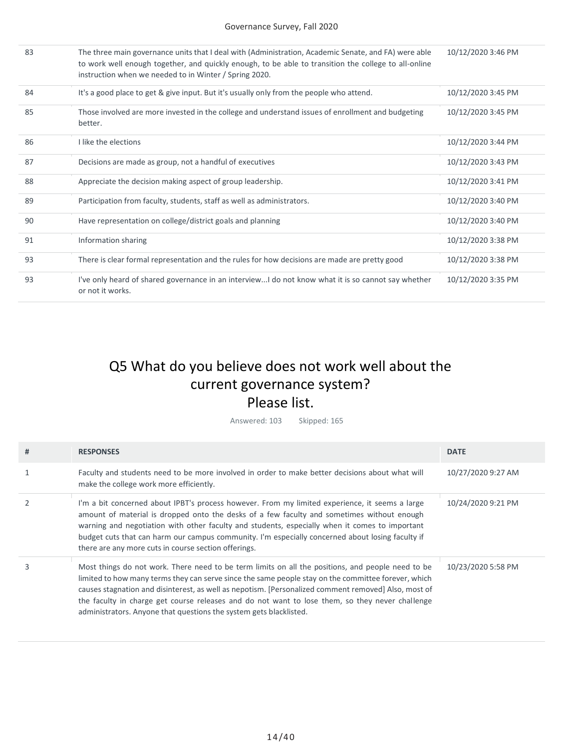| | | |
|---|---|---|
| 83 | The three main governance units that I deal with (Administration, Academic Senate, and FA) were able to work well enough together, and quickly enough, to be able to transition the college to all-online instruction when we needed to in Winter / Spring 2020. | 10/12/2020 3:46 PM |
| 84 | It's a good place to get & give input. But it's usually only from the people who attend. | 10/12/2020 3:45 PM |
| 85 | Those involved are more invested in the college and understand issues of enrollment and budgeting better. | 10/12/2020 3:45 PM |
| 86 | I like the elections | 10/12/2020 3:44 PM |
| 87 | Decisions are made as group, not a handful of executives | 10/12/2020 3:43 PM |
| 88 | Appreciate the decision making aspect of group leadership. | 10/12/2020 3:41 PM |
| 89 | Participation from faculty, students, staff as well as administrators. | 10/12/2020 3:40 PM |
| 90 | Have representation on college/district goals and planning | 10/12/2020 3:40 PM |
| 91 | Information sharing | 10/12/2020 3:38 PM |
| 93 | There is clear formal representation and the rules for how decisions are made are pretty good | 10/12/2020 3:38 PM |
| 93 | I've only heard of shared governance in an interview...I do not know what it is so cannot say whether or not it works. | 10/12/2020 3:35 PM |

# Q5 What do you believe does not work well about the current governance system? Please list.

Answered: 103 Skipped: 165

| # | RESPONSES | DATE |
|---|---|---|
| 1 | Faculty and students need to be more involved in order to make better decisions about what will make the college work more efficiently. | 10/27/2020 9:27 AM |
| 2 | I'm a bit concerned about IPBT's process however. From my limited experience, it seems a large amount of material is dropped onto the desks of a few faculty and sometimes without enough warning and negotiation with other faculty and students, especially when it comes to important budget cuts that can harm our campus community. I'm especially concerned about losing faculty if there are any more cuts in course section offerings. | 10/24/2020 9:21 PM |
| 3 | Most things do not work. There need to be term limits on all the positions, and people need to be limited to how many terms they can serve since the same people stay on the committee forever, which causes stagnation and disinterest, as well as nepotism. [Personalized comment removed] Also, most of the faculty in charge get course releases and do not want to lose them, so they never challenge administrators. Anyone that questions the system gets blacklisted. | 10/23/2020 5:58 PM |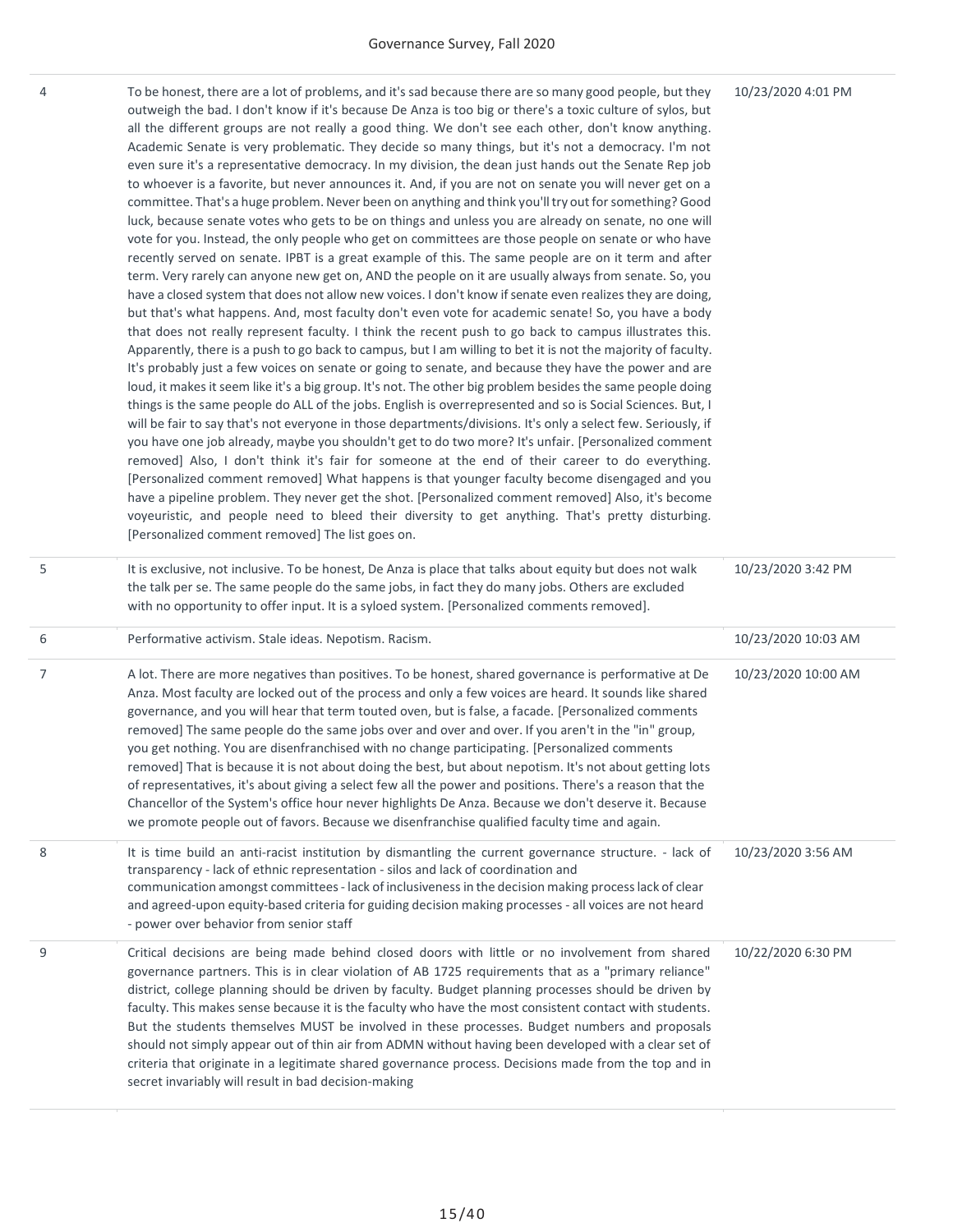| | | |
|---|---|---|
| 4 | To be honest, there are a lot of problems, and it's sad because there are so many good people, but they outweigh the bad. I don't know if it's because De Anza is too big or there's a toxic culture of sylos, but all the different groups are not really a good thing. We don't see each other, don't know anything. Academic Senate is very problematic. They decide so many things, but it's not a democracy. I'm not even sure it's a representative democracy. In my division, the dean just hands out the Senate Rep job to whoever is a favorite, but never announces it. And, if you are not on senate you will never get on a committee. That's a huge problem. Never been on anything and think you'll try out for something? Good luck, because senate votes who gets to be on things and unless you are already on senate, no one will vote for you. Instead, the only people who get on committees are those people on senate or who have recently served on senate. IPBT is a great example of this. The same people are on it term and after term. Very rarely can anyone new get on, AND the people on it are usually always from senate. So, you have a closed system that does not allow new voices. I don't know if senate even realizes they are doing, but that's what happens. And, most faculty don't even vote for academic senate! So, you have a body that does not really represent faculty. I think the recent push to go back to campus illustrates this. Apparently, there is a push to go back to campus, but I am willing to bet it is not the majority of faculty. It's probably just a few voices on senate or going to senate, and because they have the power and are loud, it makes it seem like it's a big group. It's not. The other big problem besides the same people doing things is the same people do ALL of the jobs. English is overrepresented and so is Social Sciences. But, I will be fair to say that's not everyone in those departments/divisions. It's only a select few. Seriously, if you have one job already, maybe you shouldn't get to do two more? It's unfair. [Personalized comment removed] Also, I don't think it's fair for someone at the end of their career to do everything. [Personalized comment removed] What happens is that younger faculty become disengaged and you have a pipeline problem. They never get the shot. [Personalized comment removed] Also, it's become voyeuristic, and people need to bleed their diversity to get anything. That's pretty disturbing. [Personalized comment removed] The list goes on. | 10/23/2020 4:01 PM |
| 5 | It is exclusive, not inclusive. To be honest, De Anza is place that talks about equity but does not walk the talk per se. The same people do the same jobs, in fact they do many jobs. Others are excluded with no opportunity to offer input. It is a syloed system. [Personalized comments removed]. | 10/23/2020 3:42 PM |
| 6 | Performative activism. Stale ideas. Nepotism. Racism. | 10/23/2020 10:03 AM |
| 7 | A lot. There are more negatives than positives. To be honest, shared governance is performative at De Anza. Most faculty are locked out of the process and only a few voices are heard. It sounds like shared governance, and you will hear that term touted oven, but is false, a facade. [Personalized comments removed] The same people do the same jobs over and over and over. If you aren't in the "in" group, you get nothing. You are disenfranchised with no change participating. [Personalized comments removed] That is because it is not about doing the best, but about nepotism. It's not about getting lots of representatives, it's about giving a select few all the power and positions. There's a reason that the Chancellor of the System's office hour never highlights De Anza. Because we don't deserve it. Because we promote people out of favors. Because we disenfranchise qualified faculty time and again. | 10/23/2020 10:00 AM |
| 8 | It is time build an anti-racist institution by dismantling the current governance structure. - lack of transparency - lack of ethnic representation - silos and lack of coordination and communication amongst committees - lack of inclusiveness in the decision making process lack of clear and agreed-upon equity-based criteria for guiding decision making processes - all voices are not heard - power over behavior from senior staff | 10/23/2020 3:56 AM |
| 9 | Critical decisions are being made behind closed doors with little or no involvement from shared governance partners. This is in clear violation of AB 1725 requirements that as a "primary reliance" district, college planning should be driven by faculty. Budget planning processes should be driven by faculty. This makes sense because it is the faculty who have the most consistent contact with students. But the students themselves MUST be involved in these processes. Budget numbers and proposals should not simply appear out of thin air from ADMN without having been developed with a clear set of criteria that originate in a legitimate shared governance process. Decisions made from the top and in secret invariably will result in bad decision-making | 10/22/2020 6:30 PM |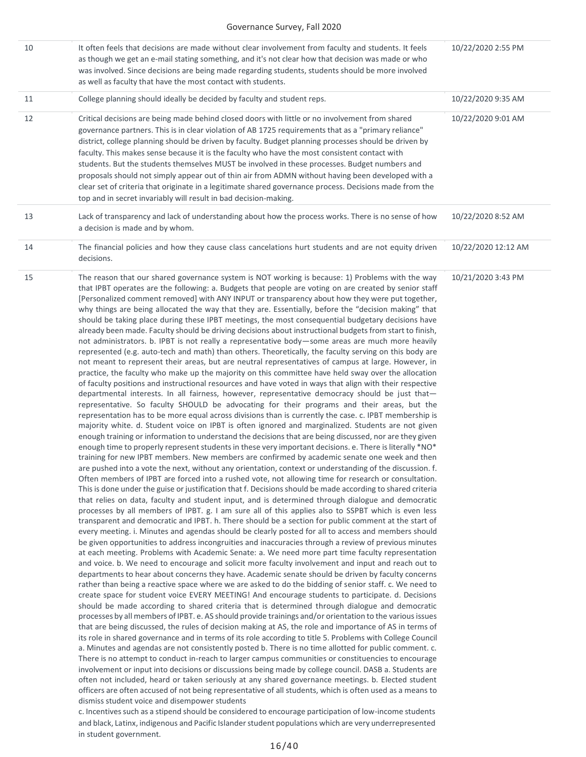| | | |
|---|---|---|
| 10 | It often feels that decisions are made without clear involvement from faculty and students. It feels as though we get an e-mail stating something, and it's not clear how that decision was made or who was involved. Since decisions are being made regarding students, students should be more involved as well as faculty that have the most contact with students. | 10/22/2020 2:55 PM |
| 11 | College planning should ideally be decided by faculty and student reps. | 10/22/2020 9:35 AM |
| 12 | Critical decisions are being made behind closed doors with little or no involvement from shared governance partners. This is in clear violation of AB 1725 requirements that as a "primary reliance" district, college planning should be driven by faculty. Budget planning processes should be driven by faculty. This makes sense because it is the faculty who have the most consistent contact with students. But the students themselves MUST be involved in these processes. Budget numbers and proposals should not simply appear out of thin air from ADMN without having been developed with a clear set of criteria that originate in a legitimate shared governance process. Decisions made from the top and in secret invariably will result in bad decision-making. | 10/22/2020 9:01 AM |
| 13 | Lack of transparency and lack of understanding about how the process works. There is no sense of how a decision is made and by whom. | 10/22/2020 8:52 AM |
| 14 | The financial policies and how they cause class cancelations hurt students and are not equity driven decisions. | 10/22/2020 12:12 AM |
| 15 | The reason that our shared governance system is NOT working is because: 1) Problems with the way that IPBT operates are the following: a. Budgets that people are voting on are created by senior staff [Personalized comment removed] with ANY INPUT or transparency about how they were put together, why things are being allocated the way that they are. Essentially, before the "decision making" that should be taking place during these IPBT meetings, the most consequential budgetary decisions have already been made. Faculty should be driving decisions about instructional budgets from start to finish, not administrators. b. IPBT is not really a representative body—some areas are much more heavily represented (e.g. auto-tech and math) than others. Theoretically, the faculty serving on this body are not meant to represent their areas, but are neutral representatives of campus at large. However, in practice, the faculty who make up the majority on this committee have held sway over the allocation of faculty positions and instructional resources and have voted in ways that align with their respective departmental interests. In all fairness, however, representative democracy should be just that—representative. So faculty SHOULD be advocating for their programs and their areas, but the representation has to be more equal across divisions than is currently the case. c. IPBT membership is majority white. d. Student voice on IPBT is often ignored and marginalized. Students are not given enough training or information to understand the decisions that are being discussed, nor are they given enough time to properly represent students in these very important decisions. e. There is literally *NO* training for new IPBT members. New members are confirmed by academic senate one week and then are pushed into a vote the next, without any orientation, context or understanding of the discussion. f. Often members of IPBT are forced into a rushed vote, not allowing time for research or consultation. This is done under the guise or justification that f. Decisions should be made according to shared criteria that relies on data, faculty and student input, and is determined through dialogue and democratic processes by all members of IPBT. g. I am sure all of this applies also to SSPBT which is even less transparent and democratic and IPBT. h. There should be a section for public comment at the start of every meeting. i. Minutes and agendas should be clearly posted for all to access and members should be given opportunities to address incongruities and inaccuracies through a review of previous minutes at each meeting. Problems with Academic Senate: a. We need more part time faculty representation and voice. b. We need to encourage and solicit more faculty involvement and input and reach out to departments to hear about concerns they have. Academic senate should be driven by faculty concerns rather than being a reactive space where we are asked to do the bidding of senior staff. c. We need to create space for student voice EVERY MEETING! And encourage students to participate. d. Decisions should be made according to shared criteria that is determined through dialogue and democratic processes by all members of IPBT. e. AS should provide trainings and/or orientation to the various issues that are being discussed, the rules of decision making at AS, the role and importance of AS in terms of its role in shared governance and in terms of its role according to title 5. Problems with College Council a. Minutes and agendas are not consistently posted b. There is no time allotted for public comment. c. There is no attempt to conduct in-reach to larger campus communities or constituencies to encourage involvement or input into decisions or discussions being made by college council. DASB a. Students are often not included, heard or taken seriously at any shared governance meetings. b. Elected student officers are often accused of not being representative of all students, which is often used as a means to dismiss student voice and disempower students<br>c. Incentives such as a stipend should be considered to encourage participation of low-income students and black, Latinx, indigenous and Pacific Islander student populations which are very underrepresented in student government. | 10/21/2020 3:43 PM |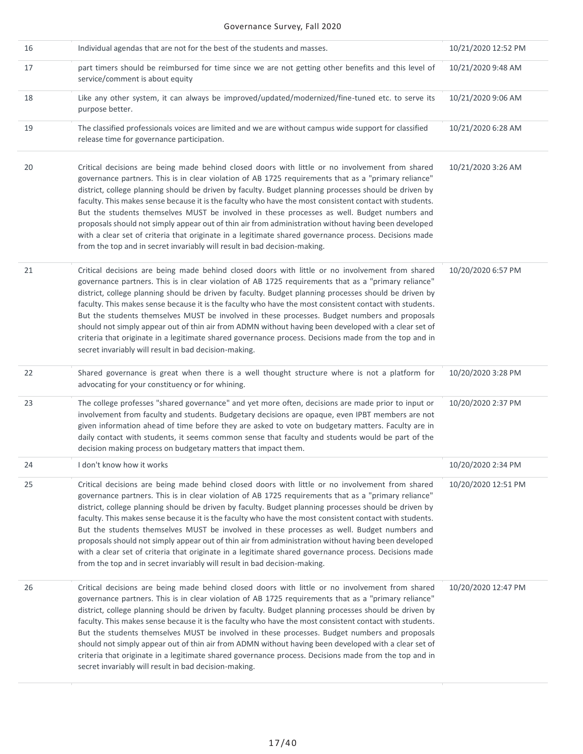| | | |
|---|---|---|
| 16 | Individual agendas that are not for the best of the students and masses. | 10/21/2020 12:52 PM |
| 17 | part timers should be reimbursed for time since we are not getting other benefits and this level of service/comment is about equity | 10/21/2020 9:48 AM |
| 18 | Like any other system, it can always be improved/updated/modernized/fine-tuned etc. to serve its purpose better. | 10/21/2020 9:06 AM |
| 19 | The classified professionals voices are limited and we are without campus wide support for classified release time for governance participation. | 10/21/2020 6:28 AM |
| 20 | Critical decisions are being made behind closed doors with little or no involvement from shared governance partners. This is in clear violation of AB 1725 requirements that as a "primary reliance" district, college planning should be driven by faculty. Budget planning processes should be driven by faculty. This makes sense because it is the faculty who have the most consistent contact with students. But the students themselves MUST be involved in these processes as well. Budget numbers and proposals should not simply appear out of thin air from administration without having been developed with a clear set of criteria that originate in a legitimate shared governance process. Decisions made from the top and in secret invariably will result in bad decision-making. | 10/21/2020 3:26 AM |
| 21 | Critical decisions are being made behind closed doors with little or no involvement from shared governance partners. This is in clear violation of AB 1725 requirements that as a "primary reliance" district, college planning should be driven by faculty. Budget planning processes should be driven by faculty. This makes sense because it is the faculty who have the most consistent contact with students. But the students themselves MUST be involved in these processes. Budget numbers and proposals should not simply appear out of thin air from ADMN without having been developed with a clear set of criteria that originate in a legitimate shared governance process. Decisions made from the top and in secret invariably will result in bad decision-making. | 10/20/2020 6:57 PM |
| 22 | Shared governance is great when there is a well thought structure where is not a platform for advocating for your constituency or for whining. | 10/20/2020 3:28 PM |
| 23 | The college professes "shared governance" and yet more often, decisions are made prior to input or involvement from faculty and students. Budgetary decisions are opaque, even IPBT members are not given information ahead of time before they are asked to vote on budgetary matters. Faculty are in daily contact with students, it seems common sense that faculty and students would be part of the decision making process on budgetary matters that impact them. | 10/20/2020 2:37 PM |
| 24 | I don't know how it works | 10/20/2020 2:34 PM |
| 25 | Critical decisions are being made behind closed doors with little or no involvement from shared governance partners. This is in clear violation of AB 1725 requirements that as a "primary reliance" district, college planning should be driven by faculty. Budget planning processes should be driven by faculty. This makes sense because it is the faculty who have the most consistent contact with students. But the students themselves MUST be involved in these processes as well. Budget numbers and proposals should not simply appear out of thin air from administration without having been developed with a clear set of criteria that originate in a legitimate shared governance process. Decisions made from the top and in secret invariably will result in bad decision-making. | 10/20/2020 12:51 PM |
| 26 | Critical decisions are being made behind closed doors with little or no involvement from shared governance partners. This is in clear violation of AB 1725 requirements that as a "primary reliance" district, college planning should be driven by faculty. Budget planning processes should be driven by faculty. This makes sense because it is the faculty who have the most consistent contact with students. But the students themselves MUST be involved in these processes. Budget numbers and proposals should not simply appear out of thin air from ADMN without having been developed with a clear set of criteria that originate in a legitimate shared governance process. Decisions made from the top and in secret invariably will result in bad decision-making. | 10/20/2020 12:47 PM |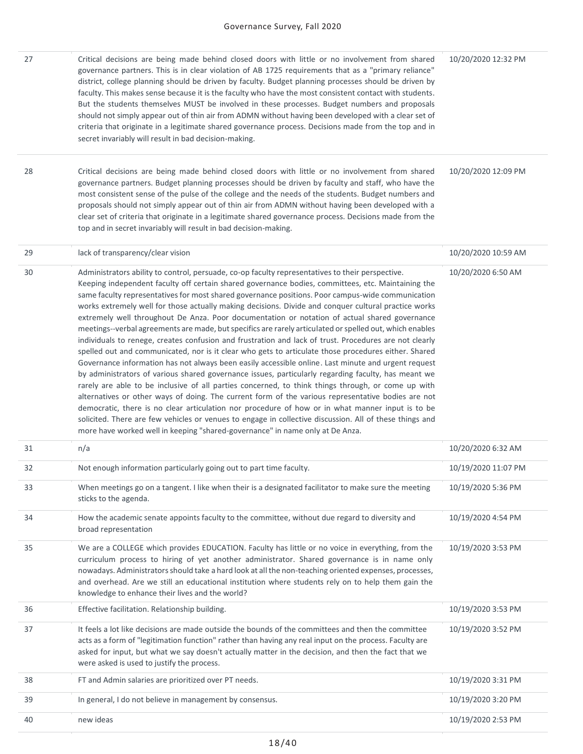| | | |
|---|---|---|
| 27 | Critical decisions are being made behind closed doors with little or no involvement from shared governance partners. This is in clear violation of AB 1725 requirements that as a "primary reliance" district, college planning should be driven by faculty. Budget planning processes should be driven by faculty. This makes sense because it is the faculty who have the most consistent contact with students. But the students themselves MUST be involved in these processes. Budget numbers and proposals should not simply appear out of thin air from ADMN without having been developed with a clear set of criteria that originate in a legitimate shared governance process. Decisions made from the top and in secret invariably will result in bad decision-making. | 10/20/2020 12:32 PM |
| 28 | Critical decisions are being made behind closed doors with little or no involvement from shared governance partners. Budget planning processes should be driven by faculty and staff, who have the most consistent sense of the pulse of the college and the needs of the students. Budget numbers and proposals should not simply appear out of thin air from ADMN without having been developed with a clear set of criteria that originate in a legitimate shared governance process. Decisions made from the top and in secret invariably will result in bad decision-making. | 10/20/2020 12:09 PM |
| 29 | lack of transparency/clear vision | 10/20/2020 10:59 AM |
| 30 | Administrators ability to control, persuade, co-op faculty representatives to their perspective. Keeping independent faculty off certain shared governance bodies, committees, etc. Maintaining the same faculty representatives for most shared governance positions. Poor campus-wide communication works extremely well for those actually making decisions. Divide and conquer cultural practice works extremely well throughout De Anza. Poor documentation or notation of actual shared governance meetings--verbal agreements are made, but specifics are rarely articulated or spelled out, which enables individuals to renege, creates confusion and frustration and lack of trust. Procedures are not clearly spelled out and communicated, nor is it clear who gets to articulate those procedures either. Shared Governance information has not always been easily accessible online. Last minute and urgent request by administrators of various shared governance issues, particularly regarding faculty, has meant we rarely are able to be inclusive of all parties concerned, to think things through, or come up with alternatives or other ways of doing. The current form of the various representative bodies are not democratic, there is no clear articulation nor procedure of how or in what manner input is to be solicited. There are few vehicles or venues to engage in collective discussion. All of these things and more have worked well in keeping "shared-governance" in name only at De Anza. | 10/20/2020 6:50 AM |
| 31 | n/a | 10/20/2020 6:32 AM |
| 32 | Not enough information particularly going out to part time faculty. | 10/19/2020 11:07 PM |
| 33 | When meetings go on a tangent. I like when their is a designated facilitator to make sure the meeting sticks to the agenda. | 10/19/2020 5:36 PM |
| 34 | How the academic senate appoints faculty to the committee, without due regard to diversity and broad representation | 10/19/2020 4:54 PM |
| 35 | We are a COLLEGE which provides EDUCATION. Faculty has little or no voice in everything, from the curriculum process to hiring of yet another administrator. Shared governance is in name only nowadays. Administrators should take a hard look at all the non-teaching oriented expenses, processes, and overhead. Are we still an educational institution where students rely on to help them gain the knowledge to enhance their lives and the world? | 10/19/2020 3:53 PM |
| 36 | Effective facilitation. Relationship building. | 10/19/2020 3:53 PM |
| 37 | It feels a lot like decisions are made outside the bounds of the committees and then the committee acts as a form of "legitimation function" rather than having any real input on the process. Faculty are asked for input, but what we say doesn't actually matter in the decision, and then the fact that we were asked is used to justify the process. | 10/19/2020 3:52 PM |
| 38 | FT and Admin salaries are prioritized over PT needs. | 10/19/2020 3:31 PM |
| 39 | In general, I do not believe in management by consensus. | 10/19/2020 3:20 PM |
| 40 | new ideas | 10/19/2020 2:53 PM |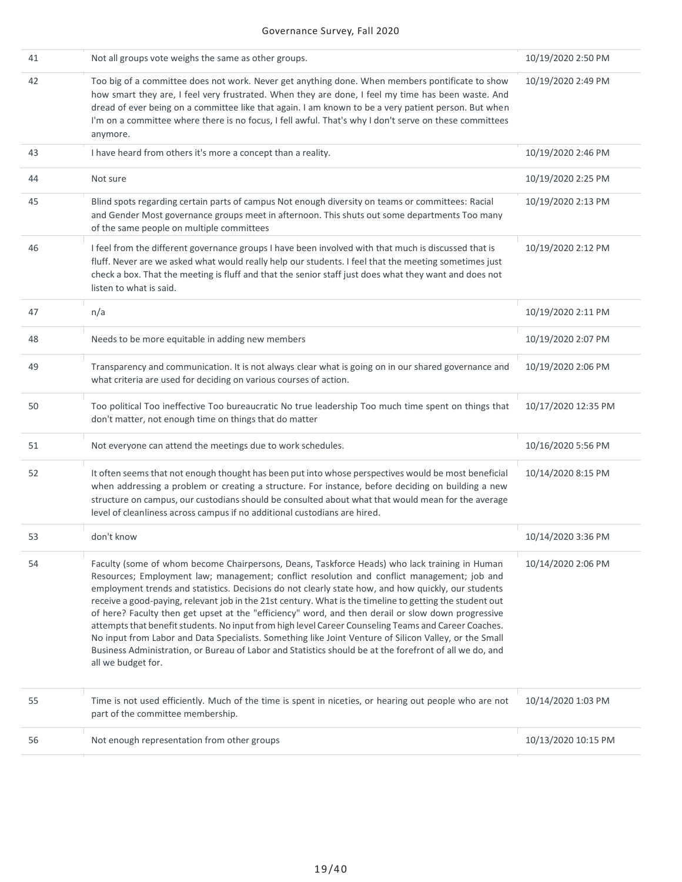| | | |
|---|---|---|
| 41 | Not all groups vote weighs the same as other groups. | 10/19/2020 2:50 PM |
| 42 | Too big of a committee does not work. Never get anything done. When members pontificate to show how smart they are, I feel very frustrated. When they are done, I feel my time has been waste. And dread of ever being on a committee like that again. I am known to be a very patient person. But when I'm on a committee where there is no focus, I fell awful. That's why I don't serve on these committees anymore. | 10/19/2020 2:49 PM |
| 43 | I have heard from others it's more a concept than a reality. | 10/19/2020 2:46 PM |
| 44 | Not sure | 10/19/2020 2:25 PM |
| 45 | Blind spots regarding certain parts of campus Not enough diversity on teams or committees: Racial and Gender Most governance groups meet in afternoon. This shuts out some departments Too many of the same people on multiple committees | 10/19/2020 2:13 PM |
| 46 | I feel from the different governance groups I have been involved with that much is discussed that is fluff. Never are we asked what would really help our students. I feel that the meeting sometimes just check a box. That the meeting is fluff and that the senior staff just does what they want and does not listen to what is said. | 10/19/2020 2:12 PM |
| 47 | n/a | 10/19/2020 2:11 PM |
| 48 | Needs to be more equitable in adding new members | 10/19/2020 2:07 PM |
| 49 | Transparency and communication. It is not always clear what is going on in our shared governance and what criteria are used for deciding on various courses of action. | 10/19/2020 2:06 PM |
| 50 | Too political Too ineffective Too bureaucratic No true leadership Too much time spent on things that don't matter, not enough time on things that do matter | 10/17/2020 12:35 PM |
| 51 | Not everyone can attend the meetings due to work schedules. | 10/16/2020 5:56 PM |
| 52 | It often seems that not enough thought has been put into whose perspectives would be most beneficial when addressing a problem or creating a structure. For instance, before deciding on building a new structure on campus, our custodians should be consulted about what that would mean for the average level of cleanliness across campus if no additional custodians are hired. | 10/14/2020 8:15 PM |
| 53 | don't know | 10/14/2020 3:36 PM |
| 54 | Faculty (some of whom become Chairpersons, Deans, Taskforce Heads) who lack training in Human Resources; Employment law; management; conflict resolution and conflict management; job and employment trends and statistics. Decisions do not clearly state how, and how quickly, our students receive a good-paying, relevant job in the 21st century. What is the timeline to getting the student out of here? Faculty then get upset at the "efficiency" word, and then derail or slow down progressive attempts that benefit students. No input from high level Career Counseling Teams and Career Coaches. No input from Labor and Data Specialists. Something like Joint Venture of Silicon Valley, or the Small Business Administration, or Bureau of Labor and Statistics should be at the forefront of all we do, and all we budget for. | 10/14/2020 2:06 PM |
| 55 | Time is not used efficiently. Much of the time is spent in niceties, or hearing out people who are not part of the committee membership. | 10/14/2020 1:03 PM |
| 56 | Not enough representation from other groups | 10/13/2020 10:15 PM |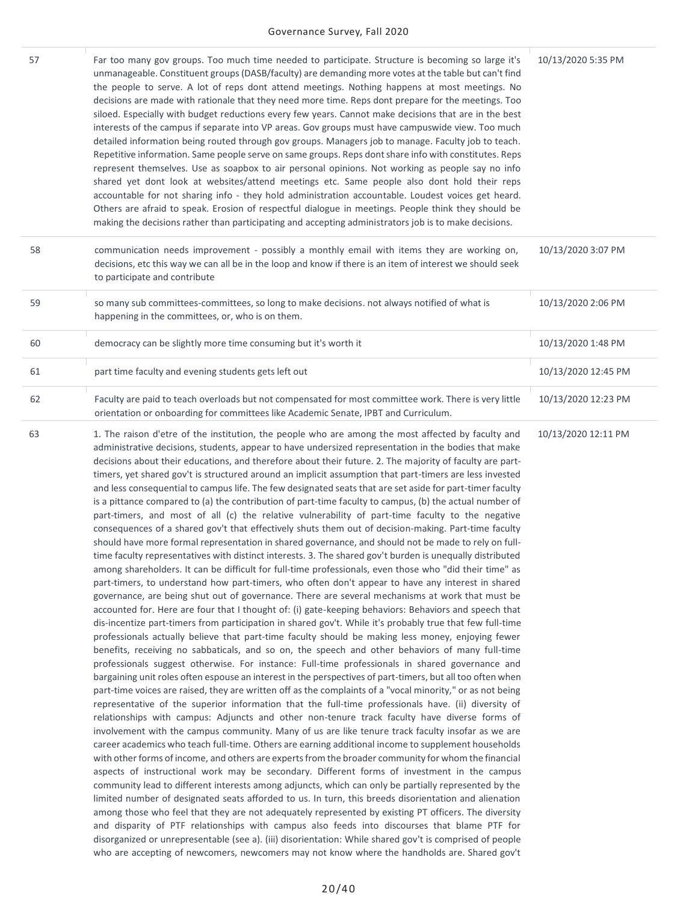| | | |
|---|---|---|
| 57 | Far too many gov groups. Too much time needed to participate. Structure is becoming so large it's unmanageable. Constituent groups (DASB/faculty) are demanding more votes at the table but can't find the people to serve. A lot of reps dont attend meetings. Nothing happens at most meetings. No decisions are made with rationale that they need more time. Reps dont prepare for the meetings. Too siloed. Especially with budget reductions every few years. Cannot make decisions that are in the best interests of the campus if separate into VP areas. Gov groups must have campuswide view. Too much detailed information being routed through gov groups. Managers job to manage. Faculty job to teach. Repetitive information. Same people serve on same groups. Reps dont share info with constitutes. Reps represent themselves. Use as soapbox to air personal opinions. Not working as people say no info shared yet dont look at websites/attend meetings etc. Same people also dont hold their reps accountable for not sharing info - they hold administration accountable. Loudest voices get heard. Others are afraid to speak. Erosion of respectful dialogue in meetings. People think they should be making the decisions rather than participating and accepting administrators job is to make decisions. | 10/13/2020 5:35 PM |
| 58 | communication needs improvement - possibly a monthly email with items they are working on, decisions, etc this way we can all be in the loop and know if there is an item of interest we should seek to participate and contribute | 10/13/2020 3:07 PM |
| 59 | so many sub committees-committees, so long to make decisions. not always notified of what is happening in the committees, or, who is on them. | 10/13/2020 2:06 PM |
| 60 | democracy can be slightly more time consuming but it's worth it | 10/13/2020 1:48 PM |
| 61 | part time faculty and evening students gets left out | 10/13/2020 12:45 PM |
| 62 | Faculty are paid to teach overloads but not compensated for most committee work. There is very little orientation or onboarding for committees like Academic Senate, IPBT and Curriculum. | 10/13/2020 12:23 PM |
| 63 | 1. The raison d'etre of the institution, the people who are among the most affected by faculty and administrative decisions, students, appear to have undersized representation in the bodies that make decisions about their educations, and therefore about their future. 2. The majority of faculty are part-timers, yet shared gov't is structured around an implicit assumption that part-timers are less invested and less consequential to campus life. The few designated seats that are set aside for part-timer faculty is a pittance compared to (a) the contribution of part-time faculty to campus, (b) the actual number of part-timers, and most of all (c) the relative vulnerability of part-time faculty to the negative consequences of a shared gov't that effectively shuts them out of decision-making. Part-time faculty should have more formal representation in shared governance, and should not be made to rely on full-time faculty representatives with distinct interests. 3. The shared gov't burden is unequally distributed among shareholders. It can be difficult for full-time professionals, even those who "did their time" as part-timers, to understand how part-timers, who often don't appear to have any interest in shared governance, are being shut out of governance. There are several mechanisms at work that must be accounted for. Here are four that I thought of: (i) gate-keeping behaviors: Behaviors and speech that dis-incentize part-timers from participation in shared gov't. While it's probably true that few full-time professionals actually believe that part-time faculty should be making less money, enjoying fewer benefits, receiving no sabbaticals, and so on, the speech and other behaviors of many full-time professionals suggest otherwise. For instance: Full-time professionals in shared governance and bargaining unit roles often espouse an interest in the perspectives of part-timers, but all too often when part-time voices are raised, they are written off as the complaints of a "vocal minority," or as not being representative of the superior information that the full-time professionals have. (ii) diversity of relationships with campus: Adjuncts and other non-tenure track faculty have diverse forms of involvement with the campus community. Many of us are like tenure track faculty insofar as we are career academics who teach full-time. Others are earning additional income to supplement households with other forms of income, and others are experts from the broader community for whom the financial aspects of instructional work may be secondary. Different forms of investment in the campus community lead to different interests among adjuncts, which can only be partially represented by the limited number of designated seats afforded to us. In turn, this breeds disorientation and alienation among those who feel that they are not adequately represented by existing PT officers. The diversity and disparity of PTF relationships with campus also feeds into discourses that blame PTF for disorganized or unrepresentable (see a). (iii) disorientation: While shared gov't is comprised of people who are accepting of newcomers, newcomers may not know where the handholds are. Shared gov't | 10/13/2020 12:11 PM |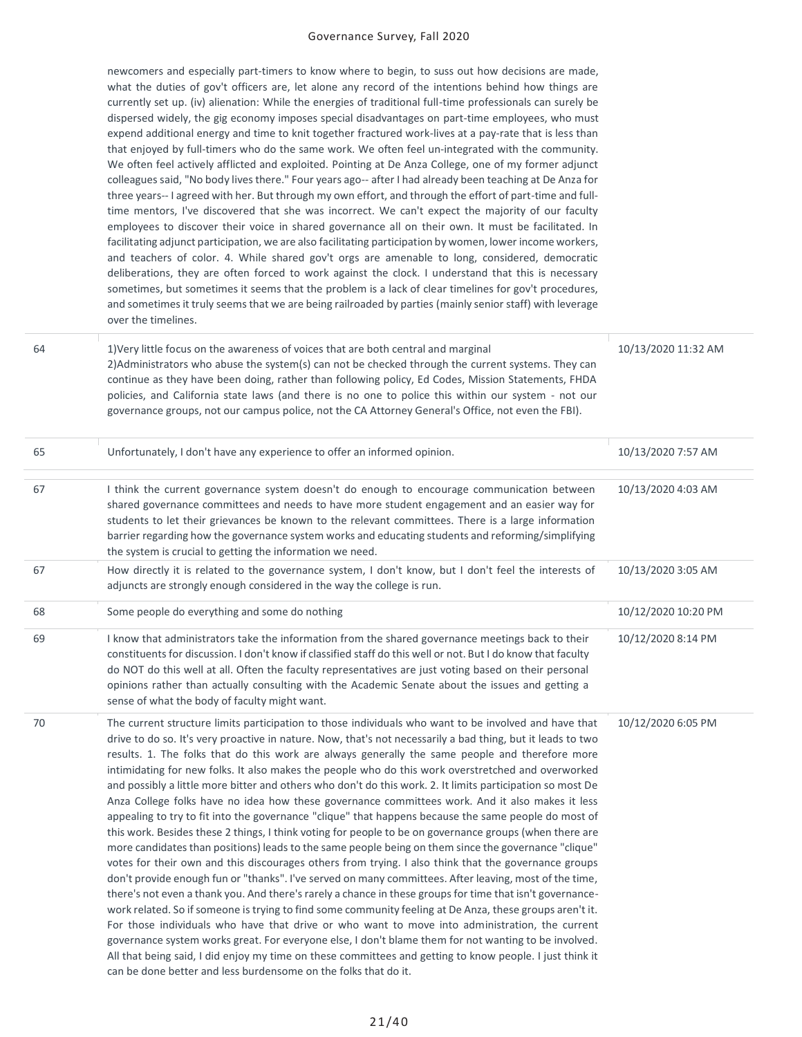| | | |
|---|---|---|
| | newcomers and especially part-timers to know where to begin, to suss out how decisions are made, what the duties of gov't officers are, let alone any record of the intentions behind how things are currently set up. (iv) alienation: While the energies of traditional full-time professionals can surely be dispersed widely, the gig economy imposes special disadvantages on part-time employees, who must expend additional energy and time to knit together fractured work-lives at a pay-rate that is less than that enjoyed by full-timers who do the same work. We often feel un-integrated with the community. We often feel actively afflicted and exploited. Pointing at De Anza College, one of my former adjunct colleagues said, "No body lives there." Four years ago-- after I had already been teaching at De Anza for three years-- I agreed with her. But through my own effort, and through the effort of part-time and full-time mentors, I've discovered that she was incorrect. We can't expect the majority of our faculty employees to discover their voice in shared governance all on their own. It must be facilitated. In facilitating adjunct participation, we are also facilitating participation by women, lower income workers, and teachers of color. 4. While shared gov't orgs are amenable to long, considered, democratic deliberations, they are often forced to work against the clock. I understand that this is necessary sometimes, but sometimes it seems that the problem is a lack of clear timelines for gov't procedures, and sometimes it truly seems that we are being railroaded by parties (mainly senior staff) with leverage over the timelines. | |
| 64 | 1)Very little focus on the awareness of voices that are both central and marginal<br>2)Administrators who abuse the system(s) can not be checked through the current systems. They can continue as they have been doing, rather than following policy, Ed Codes, Mission Statements, FHDA policies, and California state laws (and there is no one to police this within our system - not our governance groups, not our campus police, not the CA Attorney General's Office, not even the FBI). | 10/13/2020 11:32 AM |
| 65 | Unfortunately, I don't have any experience to offer an informed opinion. | 10/13/2020 7:57 AM |
| 67 | I think the current governance system doesn't do enough to encourage communication between shared governance committees and needs to have more student engagement and an easier way for students to let their grievances be known to the relevant committees. There is a large information barrier regarding how the governance system works and educating students and reforming/simplifying the system is crucial to getting the information we need. | 10/13/2020 4:03 AM |
| 67 | How directly it is related to the governance system, I don't know, but I don't feel the interests of adjuncts are strongly enough considered in the way the college is run. | 10/13/2020 3:05 AM |
| 68 | Some people do everything and some do nothing | 10/12/2020 10:20 PM |
| 69 | I know that administrators take the information from the shared governance meetings back to their constituents for discussion. I don't know if classified staff do this well or not. But I do know that faculty do NOT do this well at all. Often the faculty representatives are just voting based on their personal opinions rather than actually consulting with the Academic Senate about the issues and getting a sense of what the body of faculty might want. | 10/12/2020 8:14 PM |
| 70 | The current structure limits participation to those individuals who want to be involved and have that drive to do so. It's very proactive in nature. Now, that's not necessarily a bad thing, but it leads to two results. 1. The folks that do this work are always generally the same people and therefore more intimidating for new folks. It also makes the people who do this work overstretched and overworked and possibly a little more bitter and others who don't do this work. 2. It limits participation so most De Anza College folks have no idea how these governance committees work. And it also makes it less appealing to try to fit into the governance "clique" that happens because the same people do most of this work. Besides these 2 things, I think voting for people to be on governance groups (when there are more candidates than positions) leads to the same people being on them since the governance "clique" votes for their own and this discourages others from trying. I also think that the governance groups don't provide enough fun or "thanks". I've served on many committees. After leaving, most of the time, there's not even a thank you. And there's rarely a chance in these groups for time that isn't governance-work related. So if someone is trying to find some community feeling at De Anza, these groups aren't it. For those individuals who have that drive or who want to move into administration, the current governance system works great. For everyone else, I don't blame them for not wanting to be involved. All that being said, I did enjoy my time on these committees and getting to know people. I just think it can be done better and less burdensome on the folks that do it. | 10/12/2020 6:05 PM |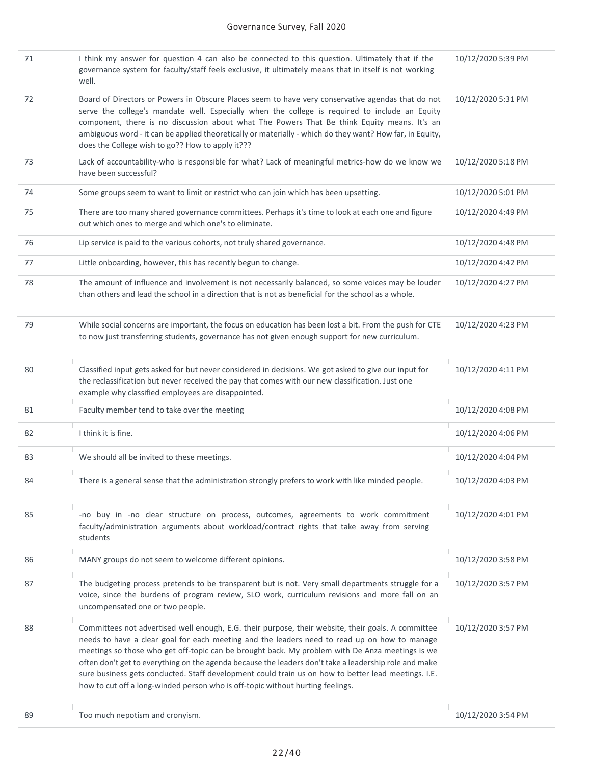| | | |
|---|---|---|
| 71 | I think my answer for question 4 can also be connected to this question. Ultimately that if the governance system for faculty/staff feels exclusive, it ultimately means that in itself is not working well. | 10/12/2020 5:39 PM |
| 72 | Board of Directors or Powers in Obscure Places seem to have very conservative agendas that do not serve the college's mandate well. Especially when the college is required to include an Equity component, there is no discussion about what The Powers That Be think Equity means. It's an ambiguous word - it can be applied theoretically or materially - which do they want? How far, in Equity, does the College wish to go?? How to apply it??? | 10/12/2020 5:31 PM |
| 73 | Lack of accountability-who is responsible for what? Lack of meaningful metrics-how do we know we have been successful? | 10/12/2020 5:18 PM |
| 74 | Some groups seem to want to limit or restrict who can join which has been upsetting. | 10/12/2020 5:01 PM |
| 75 | There are too many shared governance committees. Perhaps it's time to look at each one and figure out which ones to merge and which one's to eliminate. | 10/12/2020 4:49 PM |
| 76 | Lip service is paid to the various cohorts, not truly shared governance. | 10/12/2020 4:48 PM |
| 77 | Little onboarding, however, this has recently begun to change. | 10/12/2020 4:42 PM |
| 78 | The amount of influence and involvement is not necessarily balanced, so some voices may be louder than others and lead the school in a direction that is not as beneficial for the school as a whole. | 10/12/2020 4:27 PM |
| 79 | While social concerns are important, the focus on education has been lost a bit. From the push for CTE to now just transferring students, governance has not given enough support for new curriculum. | 10/12/2020 4:23 PM |
| 80 | Classified input gets asked for but never considered in decisions. We got asked to give our input for the reclassification but never received the pay that comes with our new classification. Just one example why classified employees are disappointed. | 10/12/2020 4:11 PM |
| 81 | Faculty member tend to take over the meeting | 10/12/2020 4:08 PM |
| 82 | I think it is fine. | 10/12/2020 4:06 PM |
| 83 | We should all be invited to these meetings. | 10/12/2020 4:04 PM |
| 84 | There is a general sense that the administration strongly prefers to work with like minded people. | 10/12/2020 4:03 PM |
| 85 | -no buy in -no clear structure on process, outcomes, agreements to work commitment faculty/administration arguments about workload/contract rights that take away from serving students | 10/12/2020 4:01 PM |
| 86 | MANY groups do not seem to welcome different opinions. | 10/12/2020 3:58 PM |
| 87 | The budgeting process pretends to be transparent but is not. Very small departments struggle for a voice, since the burdens of program review, SLO work, curriculum revisions and more fall on an uncompensated one or two people. | 10/12/2020 3:57 PM |
| 88 | Committees not advertised well enough, E.G. their purpose, their website, their goals. A committee needs to have a clear goal for each meeting and the leaders need to read up on how to manage meetings so those who get off-topic can be brought back. My problem with De Anza meetings is we often don't get to everything on the agenda because the leaders don't take a leadership role and make sure business gets conducted. Staff development could train us on how to better lead meetings. I.E. how to cut off a long-winded person who is off-topic without hurting feelings. | 10/12/2020 3:57 PM |
| 89 | Too much nepotism and cronyism. | 10/12/2020 3:54 PM |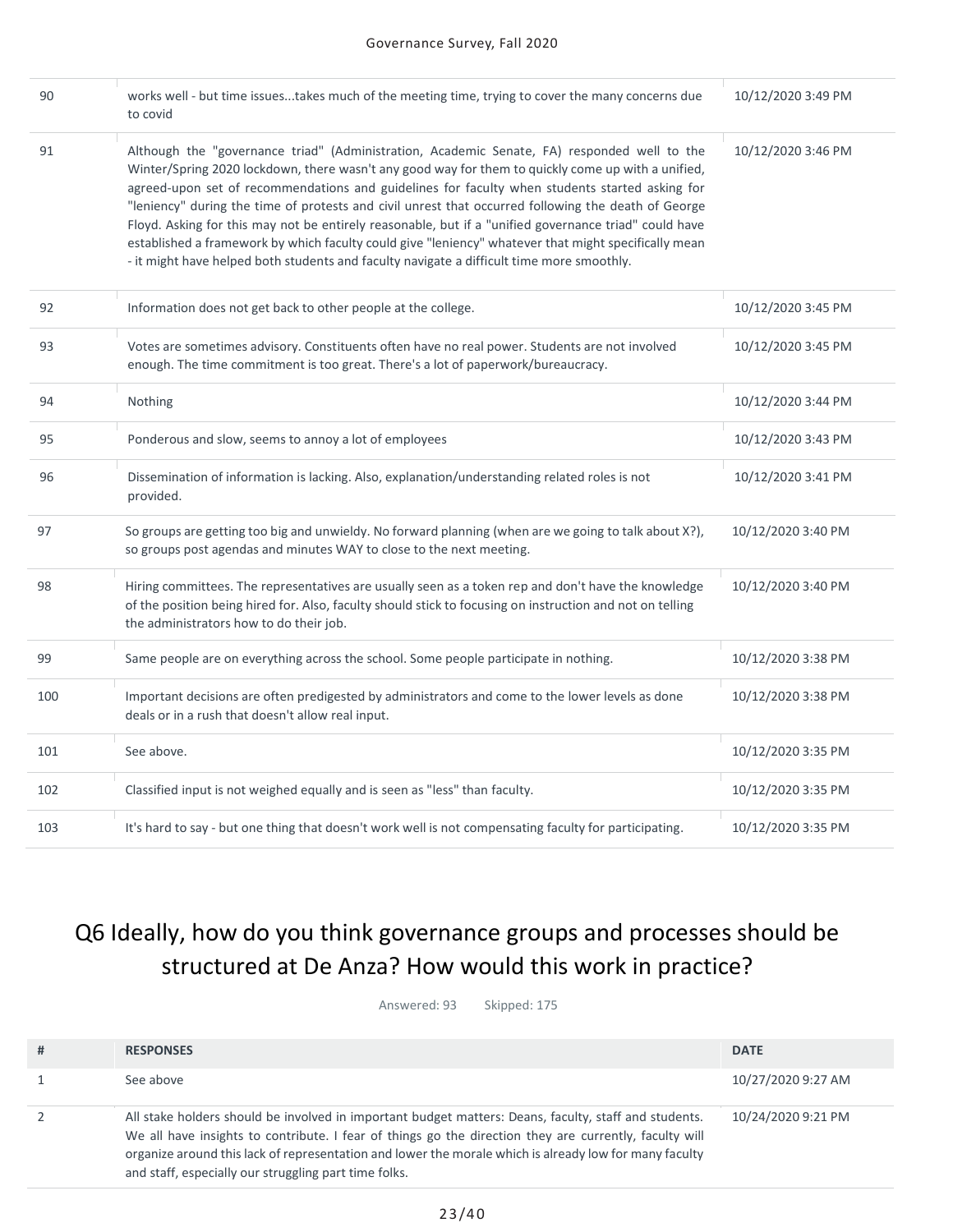| | | |
|---|---|---|
| 90 | works well - but time issues...takes much of the meeting time, trying to cover the many concerns due to covid | 10/12/2020 3:49 PM |
| 91 | Although the "governance triad" (Administration, Academic Senate, FA) responded well to the Winter/Spring 2020 lockdown, there wasn't any good way for them to quickly come up with a unified, agreed-upon set of recommendations and guidelines for faculty when students started asking for "leniency" during the time of protests and civil unrest that occurred following the death of George Floyd. Asking for this may not be entirely reasonable, but if a "unified governance triad" could have established a framework by which faculty could give "leniency" whatever that might specifically mean - it might have helped both students and faculty navigate a difficult time more smoothly. | 10/12/2020 3:46 PM |
| 92 | Information does not get back to other people at the college. | 10/12/2020 3:45 PM |
| 93 | Votes are sometimes advisory. Constituents often have no real power. Students are not involved enough. The time commitment is too great. There's a lot of paperwork/bureaucracy. | 10/12/2020 3:45 PM |
| 94 | Nothing | 10/12/2020 3:44 PM |
| 95 | Ponderous and slow, seems to annoy a lot of employees | 10/12/2020 3:43 PM |
| 96 | Dissemination of information is lacking. Also, explanation/understanding related roles is not provided. | 10/12/2020 3:41 PM |
| 97 | So groups are getting too big and unwieldy. No forward planning (when are we going to talk about X?), so groups post agendas and minutes WAY to close to the next meeting. | 10/12/2020 3:40 PM |
| 98 | Hiring committees. The representatives are usually seen as a token rep and don't have the knowledge of the position being hired for. Also, faculty should stick to focusing on instruction and not on telling the administrators how to do their job. | 10/12/2020 3:40 PM |
| 99 | Same people are on everything across the school. Some people participate in nothing. | 10/12/2020 3:38 PM |
| 100 | Important decisions are often predigested by administrators and come to the lower levels as done deals or in a rush that doesn't allow real input. | 10/12/2020 3:38 PM |
| 101 | See above. | 10/12/2020 3:35 PM |
| 102 | Classified input is not weighed equally and is seen as "less" than faculty. | 10/12/2020 3:35 PM |
| 103 | It's hard to say - but one thing that doesn't work well is not compensating faculty for participating. | 10/12/2020 3:35 PM |

## Q6 Ideally, how do you think governance groups and processes should be structured at De Anza? How would this work in practice?

Answered: 93 Skipped: 175

| # | RESPONSES | DATE |
|---|---|---|
| 1 | See above | 10/27/2020 9:27 AM |
| 2 | All stake holders should be involved in important budget matters: Deans, faculty, staff and students. We all have insights to contribute. I fear of things go the direction they are currently, faculty will organize around this lack of representation and lower the morale which is already low for many faculty and staff, especially our struggling part time folks. | 10/24/2020 9:21 PM |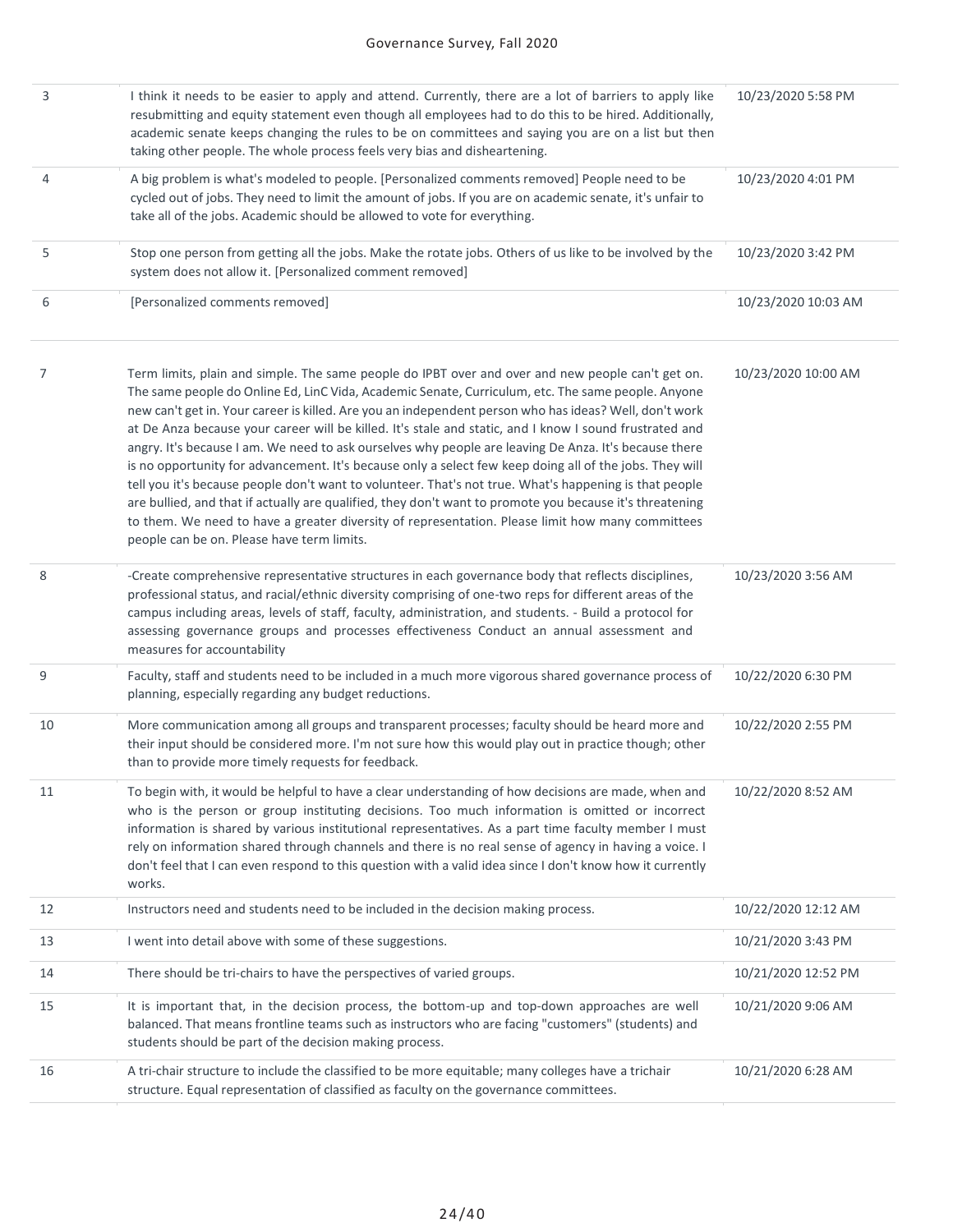| | | |
|---|---|---|
| 3 | I think it needs to be easier to apply and attend. Currently, there are a lot of barriers to apply like resubmitting and equity statement even though all employees had to do this to be hired. Additionally, academic senate keeps changing the rules to be on committees and saying you are on a list but then taking other people. The whole process feels very bias and disheartening. | 10/23/2020 5:58 PM |
| 4 | A big problem is what's modeled to people. [Personalized comments removed] People need to be cycled out of jobs. They need to limit the amount of jobs. If you are on academic senate, it's unfair to take all of the jobs. Academic should be allowed to vote for everything. | 10/23/2020 4:01 PM |
| 5 | Stop one person from getting all the jobs. Make the rotate jobs. Others of us like to be involved by the system does not allow it. [Personalized comment removed] | 10/23/2020 3:42 PM |
| 6 | [Personalized comments removed] | 10/23/2020 10:03 AM |
| 7 | Term limits, plain and simple. The same people do IPBT over and over and new people can't get on. The same people do Online Ed, LinC Vida, Academic Senate, Curriculum, etc. The same people. Anyone new can't get in. Your career is killed. Are you an independent person who has ideas? Well, don't work at De Anza because your career will be killed. It's stale and static, and I know I sound frustrated and angry. It's because I am. We need to ask ourselves why people are leaving De Anza. It's because there is no opportunity for advancement. It's because only a select few keep doing all of the jobs. They will tell you it's because people don't want to volunteer. That's not true. What's happening is that people are bullied, and that if actually are qualified, they don't want to promote you because it's threatening to them. We need to have a greater diversity of representation. Please limit how many committees people can be on. Please have term limits. | 10/23/2020 10:00 AM |
| 8 | -Create comprehensive representative structures in each governance body that reflects disciplines, professional status, and racial/ethnic diversity comprising of one-two reps for different areas of the campus including areas, levels of staff, faculty, administration, and students. - Build a protocol for assessing governance groups and processes effectiveness Conduct an annual assessment and measures for accountability | 10/23/2020 3:56 AM |
| 9 | Faculty, staff and students need to be included in a much more vigorous shared governance process of planning, especially regarding any budget reductions. | 10/22/2020 6:30 PM |
| 10 | More communication among all groups and transparent processes; faculty should be heard more and their input should be considered more. I'm not sure how this would play out in practice though; other than to provide more timely requests for feedback. | 10/22/2020 2:55 PM |
| 11 | To begin with, it would be helpful to have a clear understanding of how decisions are made, when and who is the person or group instituting decisions. Too much information is omitted or incorrect information is shared by various institutional representatives. As a part time faculty member I must rely on information shared through channels and there is no real sense of agency in having a voice. I don't feel that I can even respond to this question with a valid idea since I don't know how it currently works. | 10/22/2020 8:52 AM |
| 12 | Instructors need and students need to be included in the decision making process. | 10/22/2020 12:12 AM |
| 13 | I went into detail above with some of these suggestions. | 10/21/2020 3:43 PM |
| 14 | There should be tri-chairs to have the perspectives of varied groups. | 10/21/2020 12:52 PM |
| 15 | It is important that, in the decision process, the bottom-up and top-down approaches are well balanced. That means frontline teams such as instructors who are facing "customers" (students) and students should be part of the decision making process. | 10/21/2020 9:06 AM |
| 16 | A tri-chair structure to include the classified to be more equitable; many colleges have a trichair structure. Equal representation of classified as faculty on the governance committees. | 10/21/2020 6:28 AM |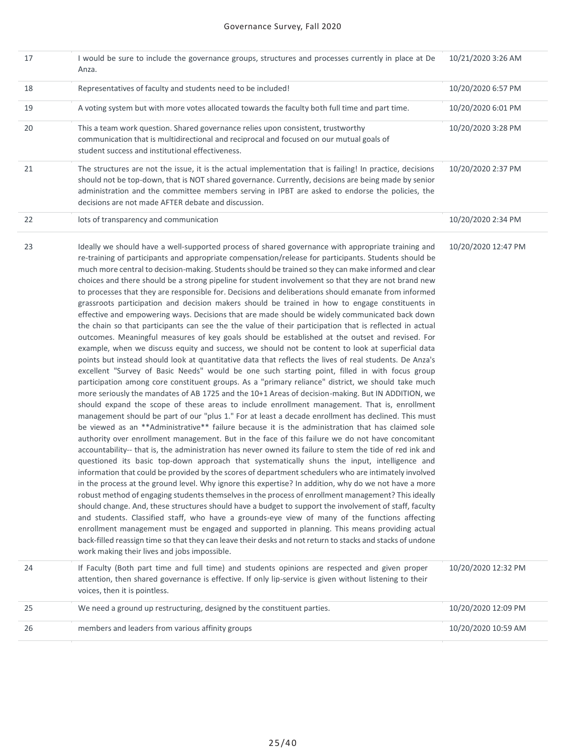| | | |
|---|---|---|
| 17 | I would be sure to include the governance groups, structures and processes currently in place at De Anza. | 10/21/2020 3:26 AM |
| 18 | Representatives of faculty and students need to be included! | 10/20/2020 6:57 PM |
| 19 | A voting system but with more votes allocated towards the faculty both full time and part time. | 10/20/2020 6:01 PM |
| 20 | This a team work question. Shared governance relies upon consistent, trustworthy communication that is multidirectional and reciprocal and focused on our mutual goals of student success and institutional effectiveness. | 10/20/2020 3:28 PM |
| 21 | The structures are not the issue, it is the actual implementation that is failing! In practice, decisions should not be top-down, that is NOT shared governance. Currently, decisions are being made by senior administration and the committee members serving in IPBT are asked to endorse the policies, the decisions are not made AFTER debate and discussion. | 10/20/2020 2:37 PM |
| 22 | lots of transparency and communication | 10/20/2020 2:34 PM |
| 23 | Ideally we should have a well-supported process of shared governance with appropriate training and re-training of participants and appropriate compensation/release for participants. Students should be much more central to decision-making. Students should be trained so they can make informed and clear choices and there should be a strong pipeline for student involvement so that they are not brand new to processes that they are responsible for. Decisions and deliberations should emanate from informed grassroots participation and decision makers should be trained in how to engage constituents in effective and empowering ways. Decisions that are made should be widely communicated back down the chain so that participants can see the the value of their participation that is reflected in actual outcomes. Meaningful measures of key goals should be established at the outset and revised. For example, when we discuss equity and success, we should not be content to look at superficial data points but instead should look at quantitative data that reflects the lives of real students. De Anza's excellent "Survey of Basic Needs" would be one such starting point, filled in with focus group participation among core constituent groups. As a "primary reliance" district, we should take much more seriously the mandates of AB 1725 and the 10+1 Areas of decision-making. But IN ADDITION, we should expand the scope of these areas to include enrollment management. That is, enrollment management should be part of our "plus 1." For at least a decade enrollment has declined. This must be viewed as an **Administrative** failure because it is the administration that has claimed sole authority over enrollment management. But in the face of this failure we do not have concomitant accountability-- that is, the administration has never owned its failure to stem the tide of red ink and questioned its basic top-down approach that systematically shuns the input, intelligence and information that could be provided by the scores of department schedulers who are intimately involved in the process at the ground level. Why ignore this expertise? In addition, why do we not have a more robust method of engaging students themselves in the process of enrollment management? This ideally should change. And, these structures should have a budget to support the involvement of staff, faculty and students. Classified staff, who have a grounds-eye view of many of the functions affecting enrollment management must be engaged and supported in planning. This means providing actual back-filled reassign time so that they can leave their desks and not return to stacks and stacks of undone work making their lives and jobs impossible. | 10/20/2020 12:47 PM |
| 24 | If Faculty (Both part time and full time) and students opinions are respected and given proper attention, then shared governance is effective. If only lip-service is given without listening to their voices, then it is pointless. | 10/20/2020 12:32 PM |
| 25 | We need a ground up restructuring, designed by the constituent parties. | 10/20/2020 12:09 PM |
| 26 | members and leaders from various affinity groups | 10/20/2020 10:59 AM |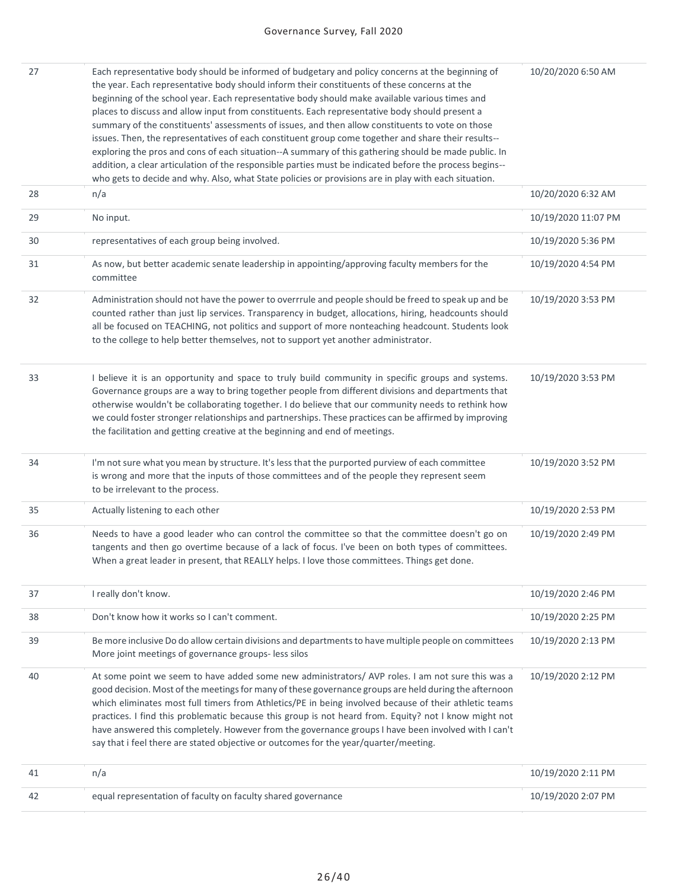| | | |
|---|---|---|
| 27 | Each representative body should be informed of budgetary and policy concerns at the beginning of the year. Each representative body should inform their constituents of these concerns at the beginning of the school year. Each representative body should make available various times and places to discuss and allow input from constituents. Each representative body should present a summary of the constituents' assessments of issues, and then allow constituents to vote on those issues. Then, the representatives of each constituent group come together and share their results--exploring the pros and cons of each situation--A summary of this gathering should be made public. In addition, a clear articulation of the responsible parties must be indicated before the process begins--who gets to decide and why. Also, what State policies or provisions are in play with each situation. | 10/20/2020 6:50 AM |
| 28 | n/a | 10/20/2020 6:32 AM |
| 29 | No input. | 10/19/2020 11:07 PM |
| 30 | representatives of each group being involved. | 10/19/2020 5:36 PM |
| 31 | As now, but better academic senate leadership in appointing/approving faculty members for the committee | 10/19/2020 4:54 PM |
| 32 | Administration should not have the power to overrrule and people should be freed to speak up and be counted rather than just lip services. Transparency in budget, allocations, hiring, headcounts should all be focused on TEACHING, not politics and support of more nonteaching headcount. Students look to the college to help better themselves, not to support yet another administrator. | 10/19/2020 3:53 PM |
| 33 | I believe it is an opportunity and space to truly build community in specific groups and systems. Governance groups are a way to bring together people from different divisions and departments that otherwise wouldn't be collaborating together. I do believe that our community needs to rethink how we could foster stronger relationships and partnerships. These practices can be affirmed by improving the facilitation and getting creative at the beginning and end of meetings. | 10/19/2020 3:53 PM |
| 34 | I'm not sure what you mean by structure. It's less that the purported purview of each committee is wrong and more that the inputs of those committees and of the people they represent seem to be irrelevant to the process. | 10/19/2020 3:52 PM |
| 35 | Actually listening to each other | 10/19/2020 2:53 PM |
| 36 | Needs to have a good leader who can control the committee so that the committee doesn't go on tangents and then go overtime because of a lack of focus. I've been on both types of committees. When a great leader in present, that REALLY helps. I love those committees. Things get done. | 10/19/2020 2:49 PM |
| 37 | I really don't know. | 10/19/2020 2:46 PM |
| 38 | Don't know how it works so I can't comment. | 10/19/2020 2:25 PM |
| 39 | Be more inclusive Do do allow certain divisions and departments to have multiple people on committees More joint meetings of governance groups- less silos | 10/19/2020 2:13 PM |
| 40 | At some point we seem to have added some new administrators/ AVP roles. I am not sure this was a good decision. Most of the meetings for many of these governance groups are held during the afternoon which eliminates most full timers from Athletics/PE in being involved because of their athletic teams practices. I find this problematic because this group is not heard from. Equity? not I know might not have answered this completely. However from the governance groups I have been involved with I can't say that i feel there are stated objective or outcomes for the year/quarter/meeting. | 10/19/2020 2:12 PM |
| 41 | n/a | 10/19/2020 2:11 PM |
| 42 | equal representation of faculty on faculty shared governance | 10/19/2020 2:07 PM |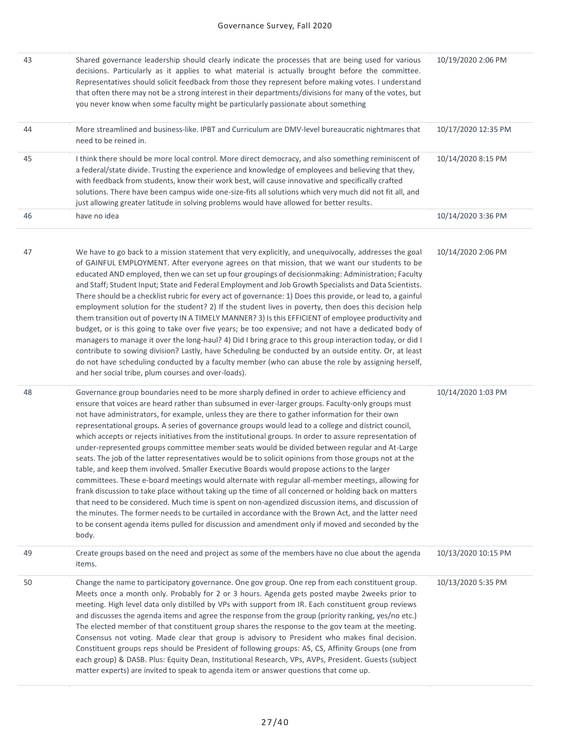| | | |
|---|---|---|
| 43 | Shared governance leadership should clearly indicate the processes that are being used for various decisions. Particularly as it applies to what material is actually brought before the committee. Representatives should solicit feedback from those they represent before making votes. I understand that often there may not be a strong interest in their departments/divisions for many of the votes, but you never know when some faculty might be particularly passionate about something | 10/19/2020 2:06 PM |
| 44 | More streamlined and business-like. IPBT and Curriculum are DMV-level bureaucratic nightmares that need to be reined in. | 10/17/2020 12:35 PM |
| 45 | I think there should be more local control. More direct democracy, and also something reminiscent of a federal/state divide. Trusting the experience and knowledge of employees and believing that they, with feedback from students, know their work best, will cause innovative and specifically crafted solutions. There have been campus wide one-size-fits all solutions which very much did not fit all, and just allowing greater latitude in solving problems would have allowed for better results. | 10/14/2020 8:15 PM |
| 46 | have no idea | 10/14/2020 3:36 PM |
| 47 | We have to go back to a mission statement that very explicitly, and unequivocally, addresses the goal of GAINFUL EMPLOYMENT. After everyone agrees on that mission, that we want our students to be educated AND employed, then we can set up four groupings of decisionmaking: Administration; Faculty and Staff; Student Input; State and Federal Employment and Job Growth Specialists and Data Scientists. There should be a checklist rubric for every act of governance: 1) Does this provide, or lead to, a gainful employment solution for the student? 2) If the student lives in poverty, then does this decision help them transition out of poverty IN A TIMELY MANNER? 3) Is this EFFICIENT of employee productivity and budget, or is this going to take over five years; be too expensive; and not have a dedicated body of managers to manage it over the long-haul? 4) Did I bring grace to this group interaction today, or did I contribute to sowing division? Lastly, have Scheduling be conducted by an outside entity. Or, at least do not have scheduling conducted by a faculty member (who can abuse the role by assigning herself, and her social tribe, plum courses and over-loads). | 10/14/2020 2:06 PM |
| 48 | Governance group boundaries need to be more sharply defined in order to achieve efficiency and ensure that voices are heard rather than subsumed in ever-larger groups. Faculty-only groups must not have administrators, for example, unless they are there to gather information for their own representational groups. A series of governance groups would lead to a college and district council, which accepts or rejects initiatives from the institutional groups. In order to assure representation of under-represented groups committee member seats would be divided between regular and At-Large seats. The job of the latter representatives would be to solicit opinions from those groups not at the table, and keep them involved. Smaller Executive Boards would propose actions to the larger committees. These e-board meetings would alternate with regular all-member meetings, allowing for frank discussion to take place without taking up the time of all concerned or holding back on matters that need to be considered. Much time is spent on non-agendized discussion items, and discussion of the minutes. The former needs to be curtailed in accordance with the Brown Act, and the latter need to be consent agenda items pulled for discussion and amendment only if moved and seconded by the body. | 10/14/2020 1:03 PM |
| 49 | Create groups based on the need and project as some of the members have no clue about the agenda items. | 10/13/2020 10:15 PM |
| 50 | Change the name to participatory governance. One gov group. One rep from each constituent group. Meets once a month only. Probably for 2 or 3 hours. Agenda gets posted maybe 2weeks prior to meeting. High level data only distilled by VPs with support from IR. Each constituent group reviews and discusses the agenda items and agree the response from the group (priority ranking, yes/no etc.) The elected member of that constituent group shares the response to the gov team at the meeting. Consensus not voting. Made clear that group is advisory to President who makes final decision. Constituent groups reps should be President of following groups: AS, CS, Affinity Groups (one from each group) & DASB. Plus: Equity Dean, Institutional Research, VPs, AVPs, President. Guests (subject matter experts) are invited to speak to agenda item or answer questions that come up. | 10/13/2020 5:35 PM |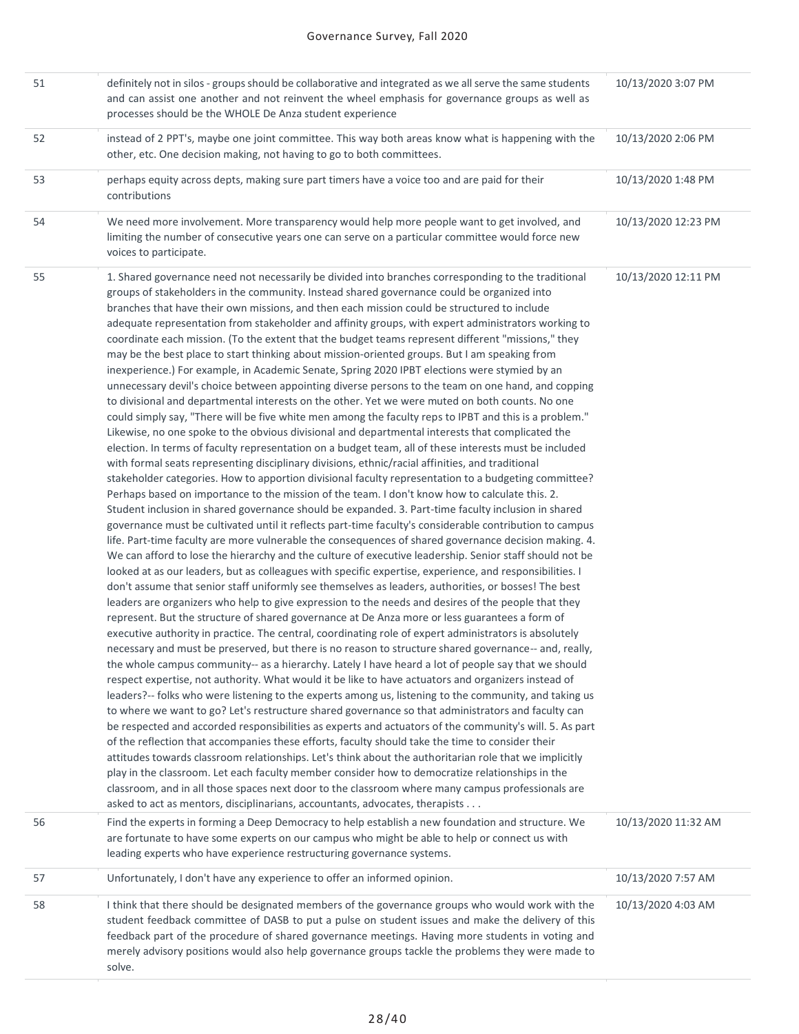| | | |
|---|---|---|
| 51 | definitely not in silos - groups should be collaborative and integrated as we all serve the same students and can assist one another and not reinvent the wheel emphasis for governance groups as well as processes should be the WHOLE De Anza student experience | 10/13/2020 3:07 PM |
| 52 | instead of 2 PPT's, maybe one joint committee. This way both areas know what is happening with the other, etc. One decision making, not having to go to both committees. | 10/13/2020 2:06 PM |
| 53 | perhaps equity across depts, making sure part timers have a voice too and are paid for their contributions | 10/13/2020 1:48 PM |
| 54 | We need more involvement. More transparency would help more people want to get involved, and limiting the number of consecutive years one can serve on a particular committee would force new voices to participate. | 10/13/2020 12:23 PM |
| 55 | 1. Shared governance need not necessarily be divided into branches corresponding to the traditional groups of stakeholders in the community. Instead shared governance could be organized into branches that have their own missions, and then each mission could be structured to include adequate representation from stakeholder and affinity groups, with expert administrators working to coordinate each mission. (To the extent that the budget teams represent different "missions," they may be the best place to start thinking about mission-oriented groups. But I am speaking from inexperience.) For example, in Academic Senate, Spring 2020 IPBT elections were stymied by an unnecessary devil's choice between appointing diverse persons to the team on one hand, and copping to divisional and departmental interests on the other. Yet we were muted on both counts. No one could simply say, "There will be five white men among the faculty reps to IPBT and this is a problem." Likewise, no one spoke to the obvious divisional and departmental interests that complicated the election. In terms of faculty representation on a budget team, all of these interests must be included with formal seats representing disciplinary divisions, ethnic/racial affinities, and traditional stakeholder categories. How to apportion divisional faculty representation to a budgeting committee? Perhaps based on importance to the mission of the team. I don't know how to calculate this. 2. Student inclusion in shared governance should be expanded. 3. Part-time faculty inclusion in shared governance must be cultivated until it reflects part-time faculty's considerable contribution to campus life. Part-time faculty are more vulnerable the consequences of shared governance decision making. 4. We can afford to lose the hierarchy and the culture of executive leadership. Senior staff should not be looked at as our leaders, but as colleagues with specific expertise, experience, and responsibilities. I don't assume that senior staff uniformly see themselves as leaders, authorities, or bosses! The best leaders are organizers who help to give expression to the needs and desires of the people that they represent. But the structure of shared governance at De Anza more or less guarantees a form of executive authority in practice. The central, coordinating role of expert administrators is absolutely necessary and must be preserved, but there is no reason to structure shared governance-- and, really, the whole campus community-- as a hierarchy. Lately I have heard a lot of people say that we should respect expertise, not authority. What would it be like to have actuators and organizers instead of leaders?-- folks who were listening to the experts among us, listening to the community, and taking us to where we want to go? Let's restructure shared governance so that administrators and faculty can be respected and accorded responsibilities as experts and actuators of the community's will. 5. As part of the reflection that accompanies these efforts, faculty should take the time to consider their attitudes towards classroom relationships. Let's think about the authoritarian role that we implicitly play in the classroom. Let each faculty member consider how to democratize relationships in the classroom, and in all those spaces next door to the classroom where many campus professionals are asked to act as mentors, disciplinarians, accountants, advocates, therapists . . . | 10/13/2020 12:11 PM |
| 56 | Find the experts in forming a Deep Democracy to help establish a new foundation and structure. We are fortunate to have some experts on our campus who might be able to help or connect us with leading experts who have experience restructuring governance systems. | 10/13/2020 11:32 AM |
| 57 | Unfortunately, I don't have any experience to offer an informed opinion. | 10/13/2020 7:57 AM |
| 58 | I think that there should be designated members of the governance groups who would work with the student feedback committee of DASB to put a pulse on student issues and make the delivery of this feedback part of the procedure of shared governance meetings. Having more students in voting and merely advisory positions would also help governance groups tackle the problems they were made to solve. | 10/13/2020 4:03 AM |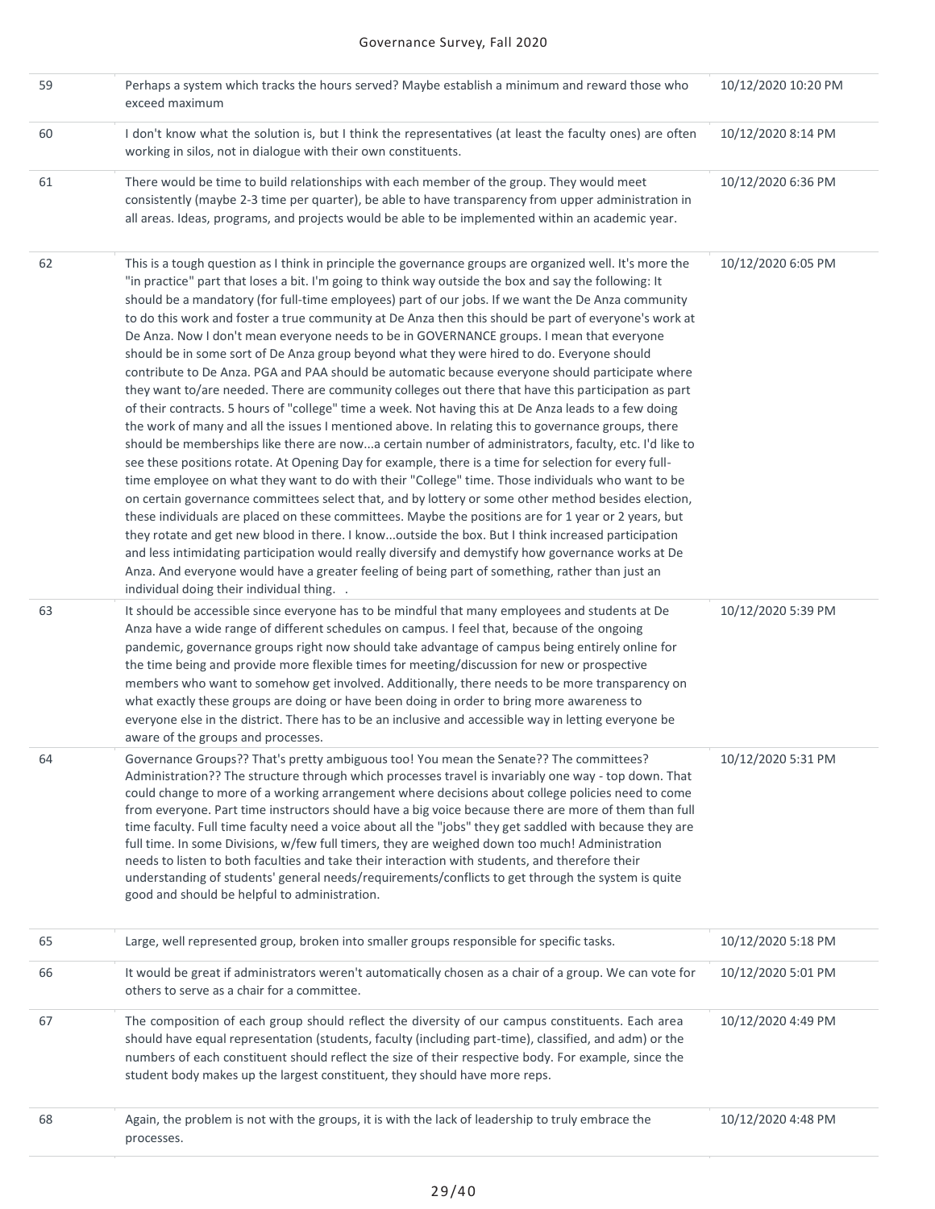| | | |
|---|---|---|
| 59 | Perhaps a system which tracks the hours served? Maybe establish a minimum and reward those who exceed maximum | 10/12/2020 10:20 PM |
| 60 | I don't know what the solution is, but I think the representatives (at least the faculty ones) are often working in silos, not in dialogue with their own constituents. | 10/12/2020 8:14 PM |
| 61 | There would be time to build relationships with each member of the group. They would meet consistently (maybe 2-3 time per quarter), be able to have transparency from upper administration in all areas. Ideas, programs, and projects would be able to be implemented within an academic year. | 10/12/2020 6:36 PM |
| 62 | This is a tough question as I think in principle the governance groups are organized well. It's more the "in practice" part that loses a bit. I'm going to think way outside the box and say the following: It should be a mandatory (for full-time employees) part of our jobs. If we want the De Anza community to do this work and foster a true community at De Anza then this should be part of everyone's work at De Anza. Now I don't mean everyone needs to be in GOVERNANCE groups. I mean that everyone should be in some sort of De Anza group beyond what they were hired to do. Everyone should contribute to De Anza. PGA and PAA should be automatic because everyone should participate where they want to/are needed. There are community colleges out there that have this participation as part of their contracts. 5 hours of "college" time a week. Not having this at De Anza leads to a few doing the work of many and all the issues I mentioned above. In relating this to governance groups, there should be memberships like there are now...a certain number of administrators, faculty, etc. I'd like to see these positions rotate. At Opening Day for example, there is a time for selection for every full-time employee on what they want to do with their "College" time. Those individuals who want to be on certain governance committees select that, and by lottery or some other method besides election, these individuals are placed on these committees. Maybe the positions are for 1 year or 2 years, but they rotate and get new blood in there. I know...outside the box. But I think increased participation and less intimidating participation would really diversify and demystify how governance works at De Anza. And everyone would have a greater feeling of being part of something, rather than just an individual doing their individual thing. . | 10/12/2020 6:05 PM |
| 63 | It should be accessible since everyone has to be mindful that many employees and students at De Anza have a wide range of different schedules on campus. I feel that, because of the ongoing pandemic, governance groups right now should take advantage of campus being entirely online for the time being and provide more flexible times for meeting/discussion for new or prospective members who want to somehow get involved. Additionally, there needs to be more transparency on what exactly these groups are doing or have been doing in order to bring more awareness to everyone else in the district. There has to be an inclusive and accessible way in letting everyone be aware of the groups and processes. | 10/12/2020 5:39 PM |
| 64 | Governance Groups?? That's pretty ambiguous too! You mean the Senate?? The committees? Administration?? The structure through which processes travel is invariably one way - top down. That could change to more of a working arrangement where decisions about college policies need to come from everyone. Part time instructors should have a big voice because there are more of them than full time faculty. Full time faculty need a voice about all the "jobs" they get saddled with because they are full time. In some Divisions, w/few full timers, they are weighed down too much! Administration needs to listen to both faculties and take their interaction with students, and therefore their understanding of students' general needs/requirements/conflicts to get through the system is quite good and should be helpful to administration. | 10/12/2020 5:31 PM |
| 65 | Large, well represented group, broken into smaller groups responsible for specific tasks. | 10/12/2020 5:18 PM |
| 66 | It would be great if administrators weren't automatically chosen as a chair of a group. We can vote for others to serve as a chair for a committee. | 10/12/2020 5:01 PM |
| 67 | The composition of each group should reflect the diversity of our campus constituents. Each area should have equal representation (students, faculty (including part-time), classified, and adm) or the numbers of each constituent should reflect the size of their respective body. For example, since the student body makes up the largest constituent, they should have more reps. | 10/12/2020 4:49 PM |
| 68 | Again, the problem is not with the groups, it is with the lack of leadership to truly embrace the processes. | 10/12/2020 4:48 PM |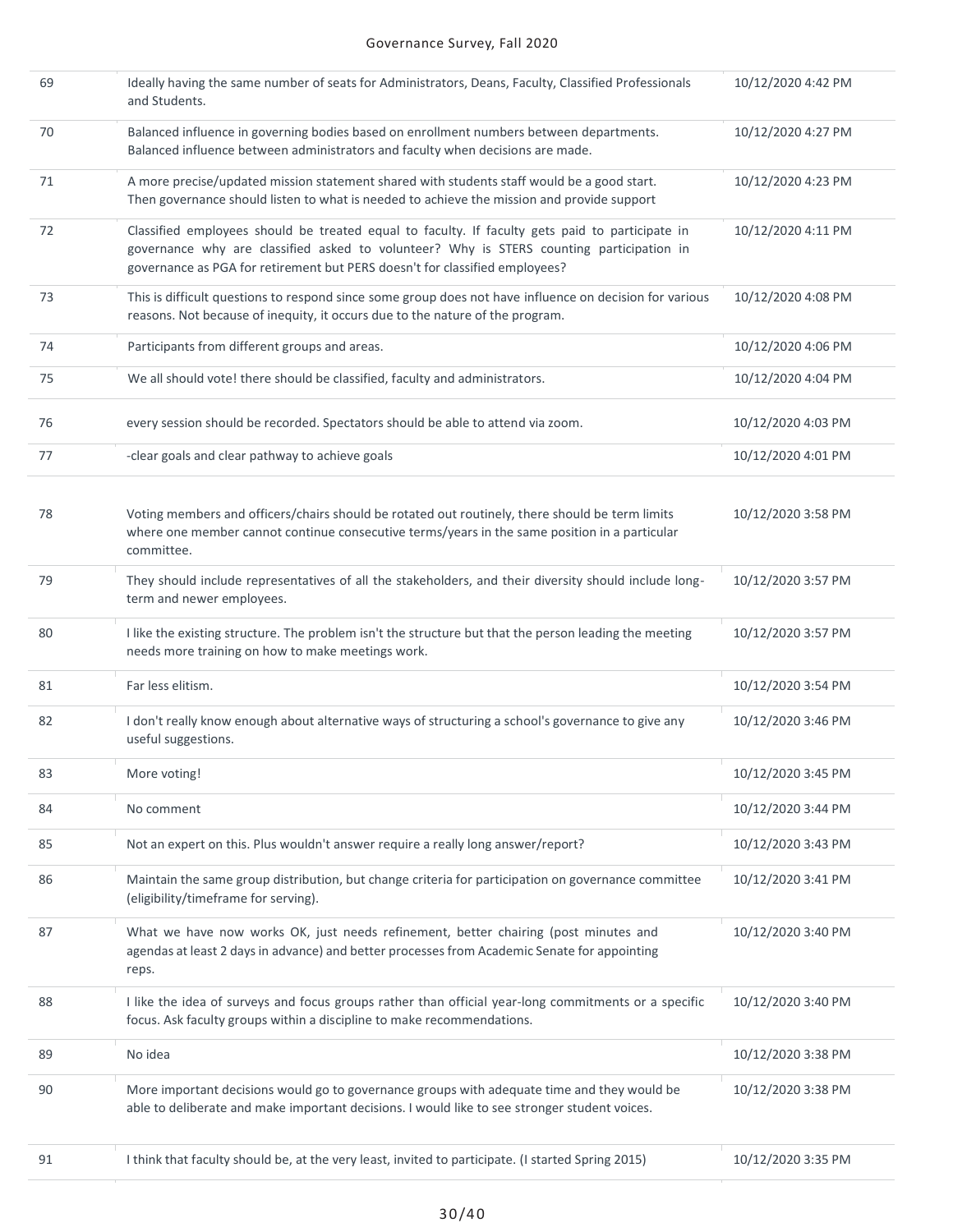| | | |
|---|---|---|
| 69 | Ideally having the same number of seats for Administrators, Deans, Faculty, Classified Professionals and Students. | 10/12/2020 4:42 PM |
| 70 | Balanced influence in governing bodies based on enrollment numbers between departments. Balanced influence between administrators and faculty when decisions are made. | 10/12/2020 4:27 PM |
| 71 | A more precise/updated mission statement shared with students staff would be a good start. Then governance should listen to what is needed to achieve the mission and provide support | 10/12/2020 4:23 PM |
| 72 | Classified employees should be treated equal to faculty. If faculty gets paid to participate in governance why are classified asked to volunteer? Why is STERS counting participation in governance as PGA for retirement but PERS doesn't for classified employees? | 10/12/2020 4:11 PM |
| 73 | This is difficult questions to respond since some group does not have influence on decision for various reasons. Not because of inequity, it occurs due to the nature of the program. | 10/12/2020 4:08 PM |
| 74 | Participants from different groups and areas. | 10/12/2020 4:06 PM |
| 75 | We all should vote! there should be classified, faculty and administrators. | 10/12/2020 4:04 PM |
| 76 | every session should be recorded. Spectators should be able to attend via zoom. | 10/12/2020 4:03 PM |
| 77 | -clear goals and clear pathway to achieve goals | 10/12/2020 4:01 PM |
| 78 | Voting members and officers/chairs should be rotated out routinely, there should be term limits where one member cannot continue consecutive terms/years in the same position in a particular committee. | 10/12/2020 3:58 PM |
| 79 | They should include representatives of all the stakeholders, and their diversity should include long-term and newer employees. | 10/12/2020 3:57 PM |
| 80 | I like the existing structure. The problem isn't the structure but that the person leading the meeting needs more training on how to make meetings work. | 10/12/2020 3:57 PM |
| 81 | Far less elitism. | 10/12/2020 3:54 PM |
| 82 | I don't really know enough about alternative ways of structuring a school's governance to give any useful suggestions. | 10/12/2020 3:46 PM |
| 83 | More voting! | 10/12/2020 3:45 PM |
| 84 | No comment | 10/12/2020 3:44 PM |
| 85 | Not an expert on this. Plus wouldn't answer require a really long answer/report? | 10/12/2020 3:43 PM |
| 86 | Maintain the same group distribution, but change criteria for participation on governance committee (eligibility/timeframe for serving). | 10/12/2020 3:41 PM |
| 87 | What we have now works OK, just needs refinement, better chairing (post minutes and agendas at least 2 days in advance) and better processes from Academic Senate for appointing reps. | 10/12/2020 3:40 PM |
| 88 | I like the idea of surveys and focus groups rather than official year-long commitments or a specific focus. Ask faculty groups within a discipline to make recommendations. | 10/12/2020 3:40 PM |
| 89 | No idea | 10/12/2020 3:38 PM |
| 90 | More important decisions would go to governance groups with adequate time and they would be able to deliberate and make important decisions. I would like to see stronger student voices. | 10/12/2020 3:38 PM |
| 91 | I think that faculty should be, at the very least, invited to participate. (I started Spring 2015) | 10/12/2020 3:35 PM |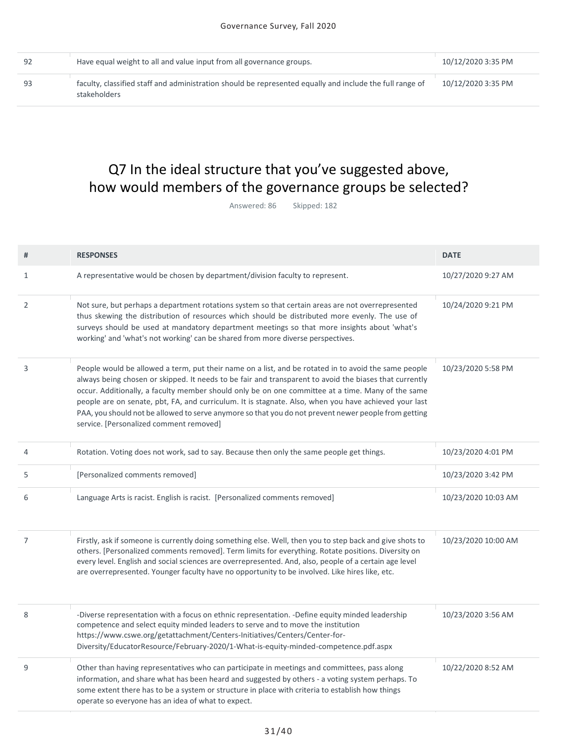| | | |
|---|---|---|
| 92 | Have equal weight to all and value input from all governance groups. | 10/12/2020 3:35 PM |
| 93 | faculty, classified staff and administration should be represented equally and include the full range of stakeholders | 10/12/2020 3:35 PM |

## Q7 In the ideal structure that you've suggested above, how would members of the governance groups be selected?

Answered: 86 Skipped: 182

| # | RESPONSES | DATE |
|---|---|---|
| 1 | A representative would be chosen by department/division faculty to represent. | 10/27/2020 9:27 AM |
| 2 | Not sure, but perhaps a department rotations system so that certain areas are not overrepresented thus skewing the distribution of resources which should be distributed more evenly. The use of surveys should be used at mandatory department meetings so that more insights about 'what's working' and 'what's not working' can be shared from more diverse perspectives. | 10/24/2020 9:21 PM |
| 3 | People would be allowed a term, put their name on a list, and be rotated in to avoid the same people always being chosen or skipped. It needs to be fair and transparent to avoid the biases that currently occur. Additionally, a faculty member should only be on one committee at a time. Many of the same people are on senate, pbt, FA, and curriculum. It is stagnate. Also, when you have achieved your last PAA, you should not be allowed to serve anymore so that you do not prevent newer people from getting service. [Personalized comment removed] | 10/23/2020 5:58 PM |
| 4 | Rotation. Voting does not work, sad to say. Because then only the same people get things. | 10/23/2020 4:01 PM |
| 5 | [Personalized comments removed] | 10/23/2020 3:42 PM |
| 6 | Language Arts is racist. English is racist. [Personalized comments removed] | 10/23/2020 10:03 AM |
| 7 | Firstly, ask if someone is currently doing something else. Well, then you to step back and give shots to others. [Personalized comments removed]. Term limits for everything. Rotate positions. Diversity on every level. English and social sciences are overrepresented. And, also, people of a certain age level are overrepresented. Younger faculty have no opportunity to be involved. Like hires like, etc. | 10/23/2020 10:00 AM |
| 8 | -Diverse representation with a focus on ethnic representation. -Define equity minded leadership competence and select equity minded leaders to serve and to move the institution https://www.cswe.org/getattachment/Centers-Initiatives/Centers/Center-for-Diversity/EducatorResource/February-2020/1-What-is-equity-minded-competence.pdf.aspx | 10/23/2020 3:56 AM |
| 9 | Other than having representatives who can participate in meetings and committees, pass along information, and share what has been heard and suggested by others - a voting system perhaps. To some extent there has to be a system or structure in place with criteria to establish how things operate so everyone has an idea of what to expect. | 10/22/2020 8:52 AM |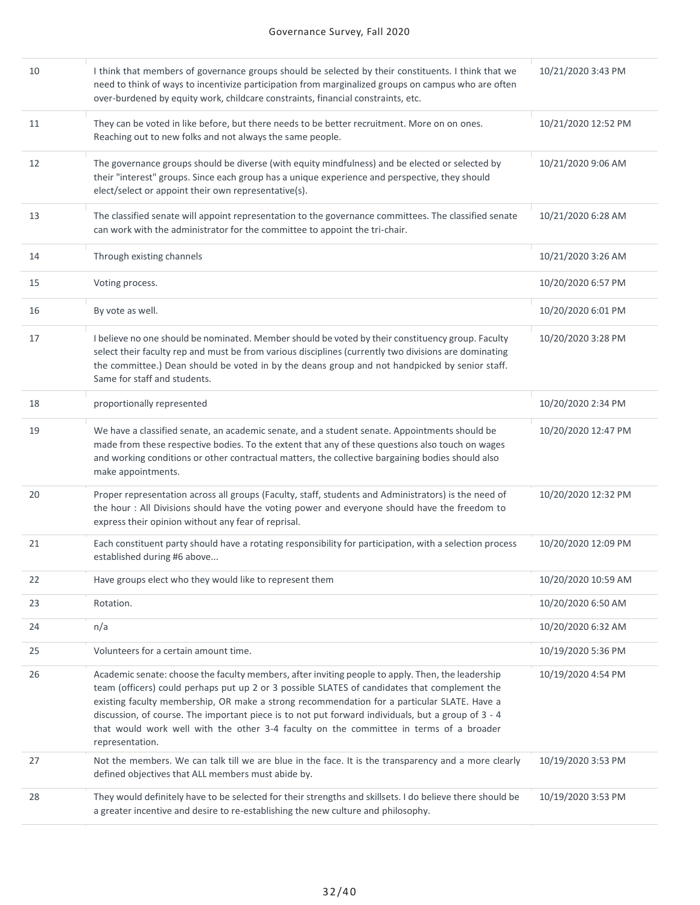| | | |
|---|---|---|
| 10 | I think that members of governance groups should be selected by their constituents. I think that we need to think of ways to incentivize participation from marginalized groups on campus who are often over-burdened by equity work, childcare constraints, financial constraints, etc. | 10/21/2020 3:43 PM |
| 11 | They can be voted in like before, but there needs to be better recruitment. More on on ones. Reaching out to new folks and not always the same people. | 10/21/2020 12:52 PM |
| 12 | The governance groups should be diverse (with equity mindfulness) and be elected or selected by their "interest" groups. Since each group has a unique experience and perspective, they should elect/select or appoint their own representative(s). | 10/21/2020 9:06 AM |
| 13 | The classified senate will appoint representation to the governance committees. The classified senate can work with the administrator for the committee to appoint the tri-chair. | 10/21/2020 6:28 AM |
| 14 | Through existing channels | 10/21/2020 3:26 AM |
| 15 | Voting process. | 10/20/2020 6:57 PM |
| 16 | By vote as well. | 10/20/2020 6:01 PM |
| 17 | I believe no one should be nominated. Member should be voted by their constituency group. Faculty select their faculty rep and must be from various disciplines (currently two divisions are dominating the committee.) Dean should be voted in by the deans group and not handpicked by senior staff. Same for staff and students. | 10/20/2020 3:28 PM |
| 18 | proportionally represented | 10/20/2020 2:34 PM |
| 19 | We have a classified senate, an academic senate, and a student senate. Appointments should be made from these respective bodies. To the extent that any of these questions also touch on wages and working conditions or other contractual matters, the collective bargaining bodies should also make appointments. | 10/20/2020 12:47 PM |
| 20 | Proper representation across all groups (Faculty, staff, students and Administrators) is the need of the hour : All Divisions should have the voting power and everyone should have the freedom to express their opinion without any fear of reprisal. | 10/20/2020 12:32 PM |
| 21 | Each constituent party should have a rotating responsibility for participation, with a selection process established during #6 above... | 10/20/2020 12:09 PM |
| 22 | Have groups elect who they would like to represent them | 10/20/2020 10:59 AM |
| 23 | Rotation. | 10/20/2020 6:50 AM |
| 24 | n/a | 10/20/2020 6:32 AM |
| 25 | Volunteers for a certain amount time. | 10/19/2020 5:36 PM |
| 26 | Academic senate: choose the faculty members, after inviting people to apply. Then, the leadership team (officers) could perhaps put up 2 or 3 possible SLATES of candidates that complement the existing faculty membership, OR make a strong recommendation for a particular SLATE. Have a discussion, of course. The important piece is to not put forward individuals, but a group of 3 - 4 that would work well with the other 3-4 faculty on the committee in terms of a broader representation. | 10/19/2020 4:54 PM |
| 27 | Not the members. We can talk till we are blue in the face. It is the transparency and a more clearly defined objectives that ALL members must abide by. | 10/19/2020 3:53 PM |
| 28 | They would definitely have to be selected for their strengths and skillsets. I do believe there should be a greater incentive and desire to re-establishing the new culture and philosophy. | 10/19/2020 3:53 PM |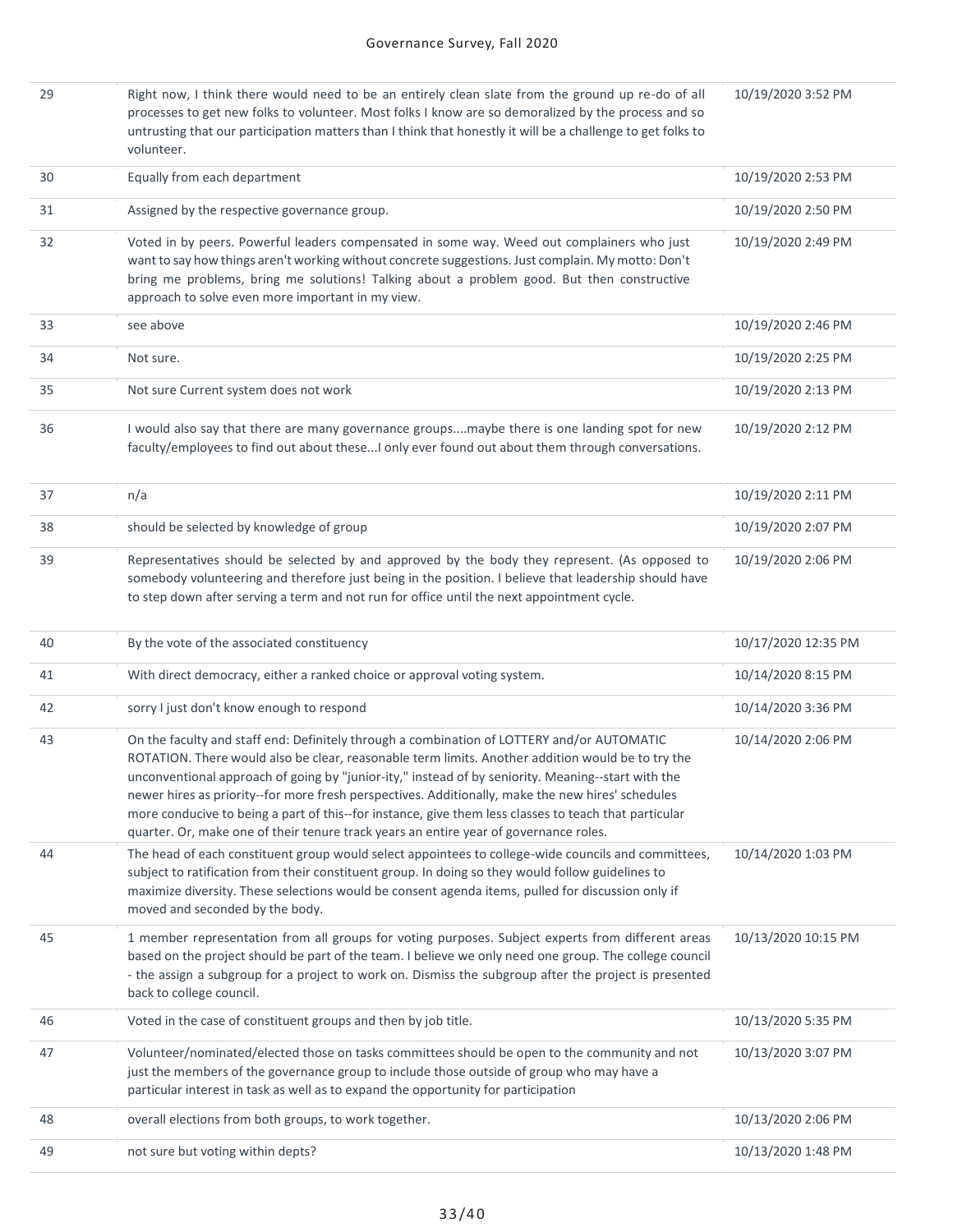| | | |
|---|---|---|
| 29 | Right now, I think there would need to be an entirely clean slate from the ground up re-do of all processes to get new folks to volunteer. Most folks I know are so demoralized by the process and so untrusting that our participation matters than I think that honestly it will be a challenge to get folks to volunteer. | 10/19/2020 3:52 PM |
| 30 | Equally from each department | 10/19/2020 2:53 PM |
| 31 | Assigned by the respective governance group. | 10/19/2020 2:50 PM |
| 32 | Voted in by peers. Powerful leaders compensated in some way. Weed out complainers who just want to say how things aren't working without concrete suggestions. Just complain. My motto: Don't bring me problems, bring me solutions! Talking about a problem good. But then constructive approach to solve even more important in my view. | 10/19/2020 2:49 PM |
| 33 | see above | 10/19/2020 2:46 PM |
| 34 | Not sure. | 10/19/2020 2:25 PM |
| 35 | Not sure Current system does not work | 10/19/2020 2:13 PM |
| 36 | I would also say that there are many governance groups....maybe there is one landing spot for new faculty/employees to find out about these...I only ever found out about them through conversations. | 10/19/2020 2:12 PM |
| 37 | n/a | 10/19/2020 2:11 PM |
| 38 | should be selected by knowledge of group | 10/19/2020 2:07 PM |
| 39 | Representatives should be selected by and approved by the body they represent. (As opposed to somebody volunteering and therefore just being in the position. I believe that leadership should have to step down after serving a term and not run for office until the next appointment cycle. | 10/19/2020 2:06 PM |
| 40 | By the vote of the associated constituency | 10/17/2020 12:35 PM |
| 41 | With direct democracy, either a ranked choice or approval voting system. | 10/14/2020 8:15 PM |
| 42 | sorry I just don't know enough to respond | 10/14/2020 3:36 PM |
| 43 | On the faculty and staff end: Definitely through a combination of LOTTERY and/or AUTOMATIC ROTATION. There would also be clear, reasonable term limits. Another addition would be to try the unconventional approach of going by "junior-ity," instead of by seniority. Meaning--start with the newer hires as priority--for more fresh perspectives. Additionally, make the new hires' schedules more conducive to being a part of this--for instance, give them less classes to teach that particular quarter. Or, make one of their tenure track years an entire year of governance roles. | 10/14/2020 2:06 PM |
| 44 | The head of each constituent group would select appointees to college-wide councils and committees, subject to ratification from their constituent group. In doing so they would follow guidelines to maximize diversity. These selections would be consent agenda items, pulled for discussion only if moved and seconded by the body. | 10/14/2020 1:03 PM |
| 45 | 1 member representation from all groups for voting purposes. Subject experts from different areas based on the project should be part of the team. I believe we only need one group. The college council - the assign a subgroup for a project to work on. Dismiss the subgroup after the project is presented back to college council. | 10/13/2020 10:15 PM |
| 46 | Voted in the case of constituent groups and then by job title. | 10/13/2020 5:35 PM |
| 47 | Volunteer/nominated/elected those on tasks committees should be open to the community and not just the members of the governance group to include those outside of group who may have a particular interest in task as well as to expand the opportunity for participation | 10/13/2020 3:07 PM |
| 48 | overall elections from both groups, to work together. | 10/13/2020 2:06 PM |
| 49 | not sure but voting within depts? | 10/13/2020 1:48 PM |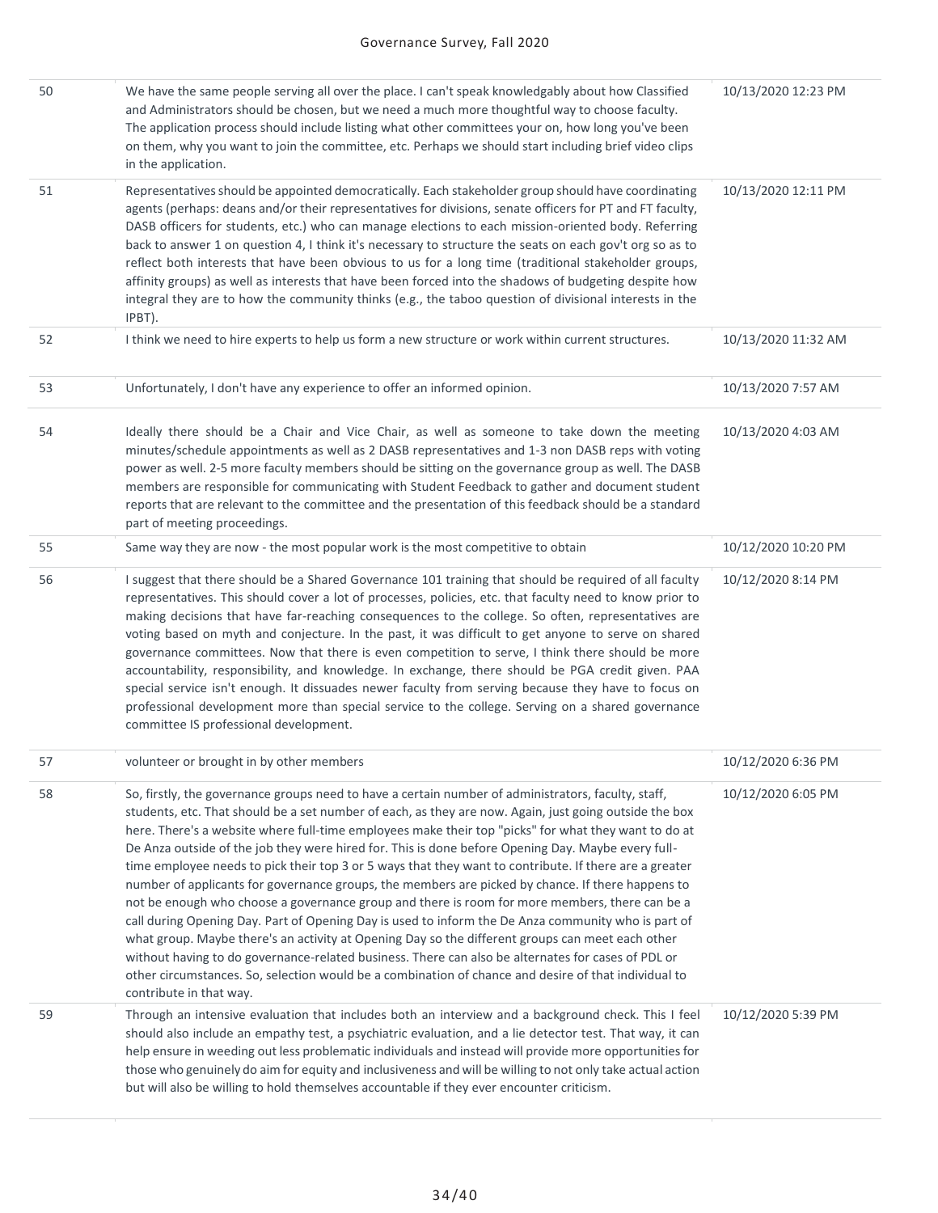| | | |
|---|---|---|
| 50 | We have the same people serving all over the place. I can't speak knowledgably about how Classified and Administrators should be chosen, but we need a much more thoughtful way to choose faculty. The application process should include listing what other committees your on, how long you've been on them, why you want to join the committee, etc. Perhaps we should start including brief video clips in the application. | 10/13/2020 12:23 PM |
| 51 | Representatives should be appointed democratically. Each stakeholder group should have coordinating agents (perhaps: deans and/or their representatives for divisions, senate officers for PT and FT faculty, DASB officers for students, etc.) who can manage elections to each mission-oriented body. Referring back to answer 1 on question 4, I think it's necessary to structure the seats on each gov't org so as to reflect both interests that have been obvious to us for a long time (traditional stakeholder groups, affinity groups) as well as interests that have been forced into the shadows of budgeting despite how integral they are to how the community thinks (e.g., the taboo question of divisional interests in the IPBT). | 10/13/2020 12:11 PM |
| 52 | I think we need to hire experts to help us form a new structure or work within current structures. | 10/13/2020 11:32 AM |
| 53 | Unfortunately, I don't have any experience to offer an informed opinion. | 10/13/2020 7:57 AM |
| 54 | Ideally there should be a Chair and Vice Chair, as well as someone to take down the meeting minutes/schedule appointments as well as 2 DASB representatives and 1-3 non DASB reps with voting power as well. 2-5 more faculty members should be sitting on the governance group as well. The DASB members are responsible for communicating with Student Feedback to gather and document student reports that are relevant to the committee and the presentation of this feedback should be a standard part of meeting proceedings. | 10/13/2020 4:03 AM |
| 55 | Same way they are now - the most popular work is the most competitive to obtain | 10/12/2020 10:20 PM |
| 56 | I suggest that there should be a Shared Governance 101 training that should be required of all faculty representatives. This should cover a lot of processes, policies, etc. that faculty need to know prior to making decisions that have far-reaching consequences to the college. So often, representatives are voting based on myth and conjecture. In the past, it was difficult to get anyone to serve on shared governance committees. Now that there is even competition to serve, I think there should be more accountability, responsibility, and knowledge. In exchange, there should be PGA credit given. PAA special service isn't enough. It dissuades newer faculty from serving because they have to focus on professional development more than special service to the college. Serving on a shared governance committee IS professional development. | 10/12/2020 8:14 PM |
| 57 | volunteer or brought in by other members | 10/12/2020 6:36 PM |
| 58 | So, firstly, the governance groups need to have a certain number of administrators, faculty, staff, students, etc. That should be a set number of each, as they are now. Again, just going outside the box here. There's a website where full-time employees make their top "picks" for what they want to do at De Anza outside of the job they were hired for. This is done before Opening Day. Maybe every full-time employee needs to pick their top 3 or 5 ways that they want to contribute. If there are a greater number of applicants for governance groups, the members are picked by chance. If there happens to not be enough who choose a governance group and there is room for more members, there can be a call during Opening Day. Part of Opening Day is used to inform the De Anza community who is part of what group. Maybe there's an activity at Opening Day so the different groups can meet each other without having to do governance-related business. There can also be alternates for cases of PDL or other circumstances. So, selection would be a combination of chance and desire of that individual to contribute in that way. | 10/12/2020 6:05 PM |
| 59 | Through an intensive evaluation that includes both an interview and a background check. This I feel should also include an empathy test, a psychiatric evaluation, and a lie detector test. That way, it can help ensure in weeding out less problematic individuals and instead will provide more opportunities for those who genuinely do aim for equity and inclusiveness and will be willing to not only take actual action but will also be willing to hold themselves accountable if they ever encounter criticism. | 10/12/2020 5:39 PM |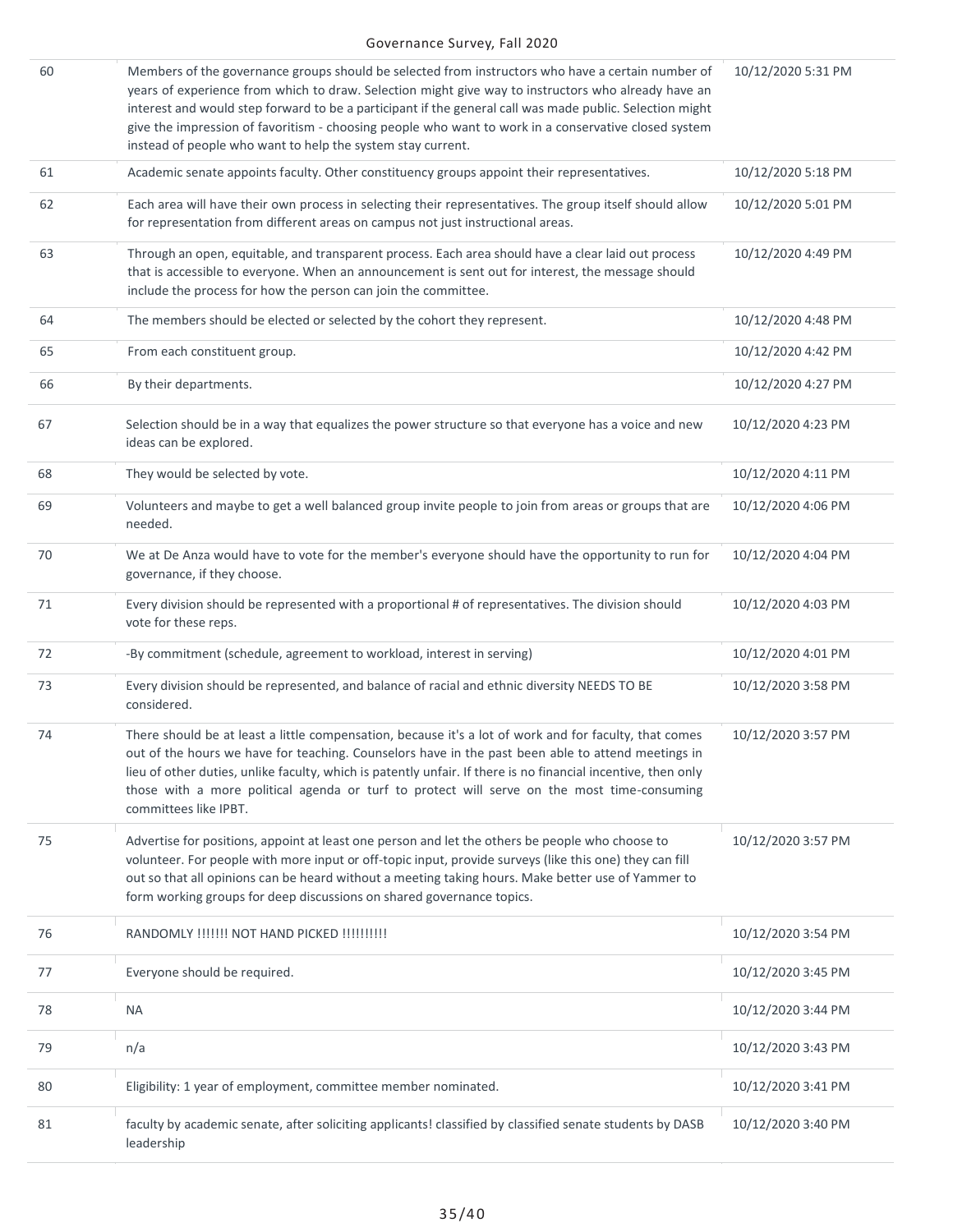| | | |
|---|---|---|
| 60 | Members of the governance groups should be selected from instructors who have a certain number of years of experience from which to draw. Selection might give way to instructors who already have an interest and would step forward to be a participant if the general call was made public. Selection might give the impression of favoritism - choosing people who want to work in a conservative closed system instead of people who want to help the system stay current. | 10/12/2020 5:31 PM |
| 61 | Academic senate appoints faculty. Other constituency groups appoint their representatives. | 10/12/2020 5:18 PM |
| 62 | Each area will have their own process in selecting their representatives. The group itself should allow for representation from different areas on campus not just instructional areas. | 10/12/2020 5:01 PM |
| 63 | Through an open, equitable, and transparent process. Each area should have a clear laid out process that is accessible to everyone. When an announcement is sent out for interest, the message should include the process for how the person can join the committee. | 10/12/2020 4:49 PM |
| 64 | The members should be elected or selected by the cohort they represent. | 10/12/2020 4:48 PM |
| 65 | From each constituent group. | 10/12/2020 4:42 PM |
| 66 | By their departments. | 10/12/2020 4:27 PM |
| 67 | Selection should be in a way that equalizes the power structure so that everyone has a voice and new ideas can be explored. | 10/12/2020 4:23 PM |
| 68 | They would be selected by vote. | 10/12/2020 4:11 PM |
| 69 | Volunteers and maybe to get a well balanced group invite people to join from areas or groups that are needed. | 10/12/2020 4:06 PM |
| 70 | We at De Anza would have to vote for the member's everyone should have the opportunity to run for governance, if they choose. | 10/12/2020 4:04 PM |
| 71 | Every division should be represented with a proportional # of representatives. The division should vote for these reps. | 10/12/2020 4:03 PM |
| 72 | -By commitment (schedule, agreement to workload, interest in serving) | 10/12/2020 4:01 PM |
| 73 | Every division should be represented, and balance of racial and ethnic diversity NEEDS TO BE considered. | 10/12/2020 3:58 PM |
| 74 | There should be at least a little compensation, because it's a lot of work and for faculty, that comes out of the hours we have for teaching. Counselors have in the past been able to attend meetings in lieu of other duties, unlike faculty, which is patently unfair. If there is no financial incentive, then only those with a more political agenda or turf to protect will serve on the most time-consuming committees like IPBT. | 10/12/2020 3:57 PM |
| 75 | Advertise for positions, appoint at least one person and let the others be people who choose to volunteer. For people with more input or off-topic input, provide surveys (like this one) they can fill out so that all opinions can be heard without a meeting taking hours. Make better use of Yammer to form working groups for deep discussions on shared governance topics. | 10/12/2020 3:57 PM |
| 76 | RANDOMLY !!!!!!! NOT HAND PICKED !!!!!!!!!! | 10/12/2020 3:54 PM |
| 77 | Everyone should be required. | 10/12/2020 3:45 PM |
| 78 | NA | 10/12/2020 3:44 PM |
| 79 | n/a | 10/12/2020 3:43 PM |
| 80 | Eligibility: 1 year of employment, committee member nominated. | 10/12/2020 3:41 PM |
| 81 | faculty by academic senate, after soliciting applicants! classified by classified senate students by DASB leadership | 10/12/2020 3:40 PM |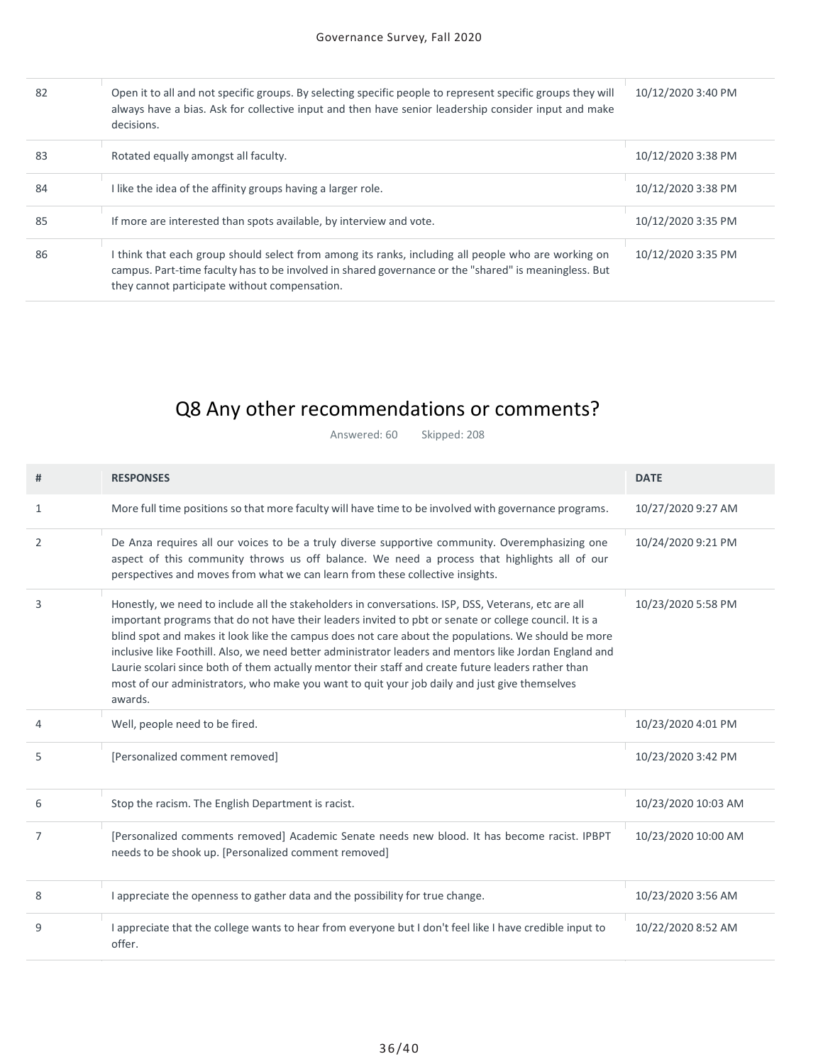| | | |
|---|---|---|
| 82 | Open it to all and not specific groups. By selecting specific people to represent specific groups they will always have a bias. Ask for collective input and then have senior leadership consider input and make decisions. | 10/12/2020 3:40 PM |
| 83 | Rotated equally amongst all faculty. | 10/12/2020 3:38 PM |
| 84 | I like the idea of the affinity groups having a larger role. | 10/12/2020 3:38 PM |
| 85 | If more are interested than spots available, by interview and vote. | 10/12/2020 3:35 PM |
| 86 | I think that each group should select from among its ranks, including all people who are working on campus. Part-time faculty has to be involved in shared governance or the "shared" is meaningless. But they cannot participate without compensation. | 10/12/2020 3:35 PM |

## Q8 Any other recommendations or comments?

Answered: 60 Skipped: 208

| # | RESPONSES | DATE |
|---|---|---|
| 1 | More full time positions so that more faculty will have time to be involved with governance programs. | 10/27/2020 9:27 AM |
| 2 | De Anza requires all our voices to be a truly diverse supportive community. Overemphasizing one aspect of this community throws us off balance. We need a process that highlights all of our perspectives and moves from what we can learn from these collective insights. | 10/24/2020 9:21 PM |
| 3 | Honestly, we need to include all the stakeholders in conversations. ISP, DSS, Veterans, etc are all important programs that do not have their leaders invited to pbt or senate or college council. It is a blind spot and makes it look like the campus does not care about the populations. We should be more inclusive like Foothill. Also, we need better administrator leaders and mentors like Jordan England and Laurie scolari since both of them actually mentor their staff and create future leaders rather than most of our administrators, who make you want to quit your job daily and just give themselves awards. | 10/23/2020 5:58 PM |
| 4 | Well, people need to be fired. | 10/23/2020 4:01 PM |
| 5 | [Personalized comment removed] | 10/23/2020 3:42 PM |
| 6 | Stop the racism. The English Department is racist. | 10/23/2020 10:03 AM |
| 7 | [Personalized comments removed] Academic Senate needs new blood. It has become racist. IPBPT needs to be shook up. [Personalized comment removed] | 10/23/2020 10:00 AM |
| 8 | I appreciate the openness to gather data and the possibility for true change. | 10/23/2020 3:56 AM |
| 9 | I appreciate that the college wants to hear from everyone but I don't feel like I have credible input to offer. | 10/22/2020 8:52 AM |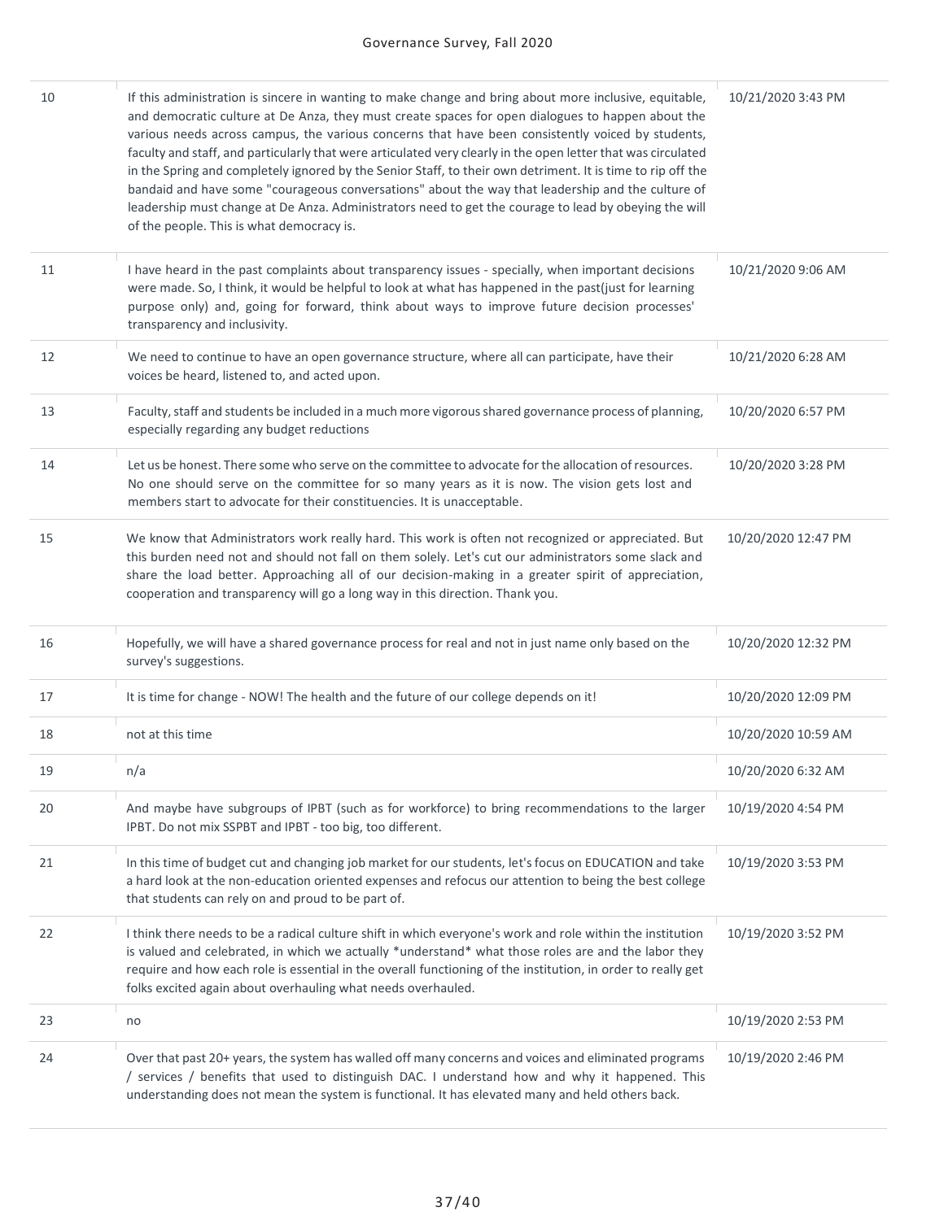| | | |
|---|---|---|
| 10 | If this administration is sincere in wanting to make change and bring about more inclusive, equitable, and democratic culture at De Anza, they must create spaces for open dialogues to happen about the various needs across campus, the various concerns that have been consistently voiced by students, faculty and staff, and particularly that were articulated very clearly in the open letter that was circulated in the Spring and completely ignored by the Senior Staff, to their own detriment. It is time to rip off the bandaid and have some "courageous conversations" about the way that leadership and the culture of leadership must change at De Anza. Administrators need to get the courage to lead by obeying the will of the people. This is what democracy is. | 10/21/2020 3:43 PM |
| 11 | I have heard in the past complaints about transparency issues - specially, when important decisions were made. So, I think, it would be helpful to look at what has happened in the past(just for learning purpose only) and, going for forward, think about ways to improve future decision processes' transparency and inclusivity. | 10/21/2020 9:06 AM |
| 12 | We need to continue to have an open governance structure, where all can participate, have their voices be heard, listened to, and acted upon. | 10/21/2020 6:28 AM |
| 13 | Faculty, staff and students be included in a much more vigorous shared governance process of planning, especially regarding any budget reductions | 10/20/2020 6:57 PM |
| 14 | Let us be honest. There some who serve on the committee to advocate for the allocation of resources. No one should serve on the committee for so many years as it is now. The vision gets lost and members start to advocate for their constituencies. It is unacceptable. | 10/20/2020 3:28 PM |
| 15 | We know that Administrators work really hard. This work is often not recognized or appreciated. But this burden need not and should not fall on them solely. Let's cut our administrators some slack and share the load better. Approaching all of our decision-making in a greater spirit of appreciation, cooperation and transparency will go a long way in this direction. Thank you. | 10/20/2020 12:47 PM |
| 16 | Hopefully, we will have a shared governance process for real and not in just name only based on the survey's suggestions. | 10/20/2020 12:32 PM |
| 17 | It is time for change - NOW! The health and the future of our college depends on it! | 10/20/2020 12:09 PM |
| 18 | not at this time | 10/20/2020 10:59 AM |
| 19 | n/a | 10/20/2020 6:32 AM |
| 20 | And maybe have subgroups of IPBT (such as for workforce) to bring recommendations to the larger IPBT. Do not mix SSPBT and IPBT - too big, too different. | 10/19/2020 4:54 PM |
| 21 | In this time of budget cut and changing job market for our students, let's focus on EDUCATION and take a hard look at the non-education oriented expenses and refocus our attention to being the best college that students can rely on and proud to be part of. | 10/19/2020 3:53 PM |
| 22 | I think there needs to be a radical culture shift in which everyone's work and role within the institution is valued and celebrated, in which we actually *understand* what those roles are and the labor they require and how each role is essential in the overall functioning of the institution, in order to really get folks excited again about overhauling what needs overhauled. | 10/19/2020 3:52 PM |
| 23 | no | 10/19/2020 2:53 PM |
| 24 | Over that past 20+ years, the system has walled off many concerns and voices and eliminated programs / services / benefits that used to distinguish DAC. I understand how and why it happened. This understanding does not mean the system is functional. It has elevated many and held others back. | 10/19/2020 2:46 PM |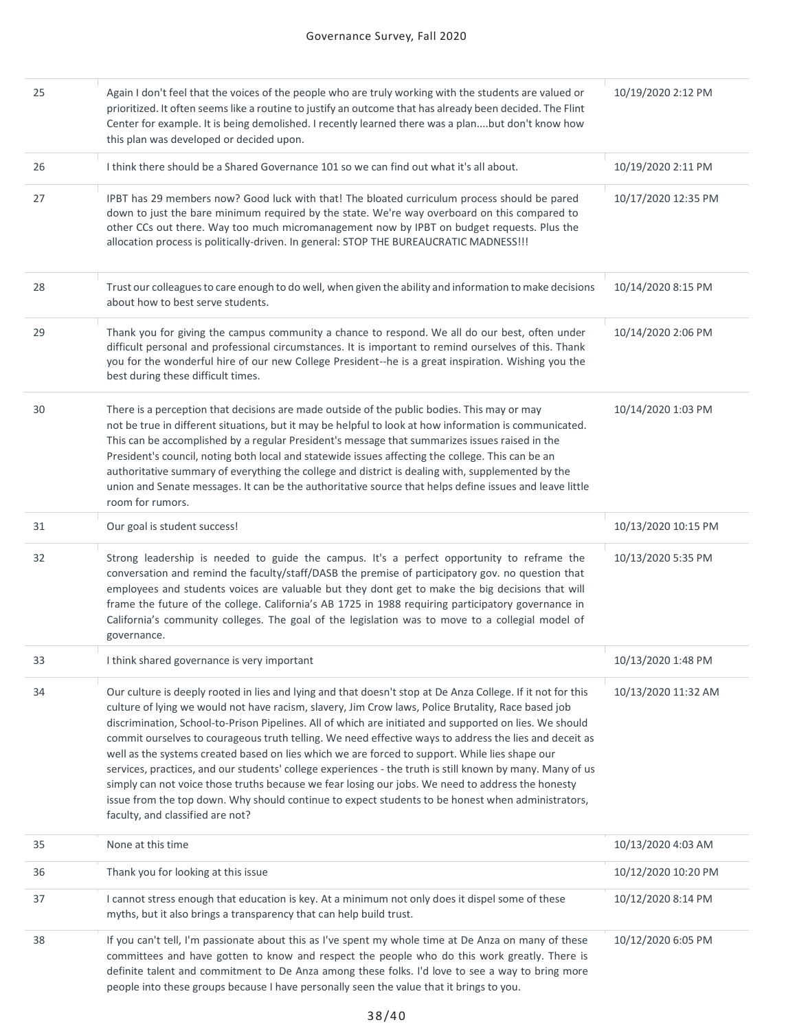| | | |
|---|---|---|
| 25 | Again I don't feel that the voices of the people who are truly working with the students are valued or prioritized. It often seems like a routine to justify an outcome that has already been decided. The Flint Center for example. It is being demolished. I recently learned there was a plan....but don't know how this plan was developed or decided upon. | 10/19/2020 2:12 PM |
| 26 | I think there should be a Shared Governance 101 so we can find out what it's all about. | 10/19/2020 2:11 PM |
| 27 | IPBT has 29 members now? Good luck with that! The bloated curriculum process should be pared down to just the bare minimum required by the state. We're way overboard on this compared to other CCs out there. Way too much micromanagement now by IPBT on budget requests. Plus the allocation process is politically-driven. In general: STOP THE BUREAUCRATIC MADNESS!!! | 10/17/2020 12:35 PM |
| 28 | Trust our colleagues to care enough to do well, when given the ability and information to make decisions about how to best serve students. | 10/14/2020 8:15 PM |
| 29 | Thank you for giving the campus community a chance to respond. We all do our best, often under difficult personal and professional circumstances. It is important to remind ourselves of this. Thank you for the wonderful hire of our new College President--he is a great inspiration. Wishing you the best during these difficult times. | 10/14/2020 2:06 PM |
| 30 | There is a perception that decisions are made outside of the public bodies. This may or may not be true in different situations, but it may be helpful to look at how information is communicated. This can be accomplished by a regular President's message that summarizes issues raised in the President's council, noting both local and statewide issues affecting the college. This can be an authoritative summary of everything the college and district is dealing with, supplemented by the union and Senate messages. It can be the authoritative source that helps define issues and leave little room for rumors. | 10/14/2020 1:03 PM |
| 31 | Our goal is student success! | 10/13/2020 10:15 PM |
| 32 | Strong leadership is needed to guide the campus. It's a perfect opportunity to reframe the conversation and remind the faculty/staff/DASB the premise of participatory gov. no question that employees and students voices are valuable but they dont get to make the big decisions that will frame the future of the college. California's AB 1725 in 1988 requiring participatory governance in California's community colleges. The goal of the legislation was to move to a collegial model of governance. | 10/13/2020 5:35 PM |
| 33 | I think shared governance is very important | 10/13/2020 1:48 PM |
| 34 | Our culture is deeply rooted in lies and lying and that doesn't stop at De Anza College. If it not for this culture of lying we would not have racism, slavery, Jim Crow laws, Police Brutality, Race based job discrimination, School-to-Prison Pipelines. All of which are initiated and supported on lies. We should commit ourselves to courageous truth telling. We need effective ways to address the lies and deceit as well as the systems created based on lies which we are forced to support. While lies shape our services, practices, and our students' college experiences - the truth is still known by many. Many of us simply can not voice those truths because we fear losing our jobs. We need to address the honesty issue from the top down. Why should continue to expect students to be honest when administrators, faculty, and classified are not? | 10/13/2020 11:32 AM |
| 35 | None at this time | 10/13/2020 4:03 AM |
| 36 | Thank you for looking at this issue | 10/12/2020 10:20 PM |
| 37 | I cannot stress enough that education is key. At a minimum not only does it dispel some of these myths, but it also brings a transparency that can help build trust. | 10/12/2020 8:14 PM |
| 38 | If you can't tell, I'm passionate about this as I've spent my whole time at De Anza on many of these committees and have gotten to know and respect the people who do this work greatly. There is definite talent and commitment to De Anza among these folks. I'd love to see a way to bring more people into these groups because I have personally seen the value that it brings to you. | 10/12/2020 6:05 PM |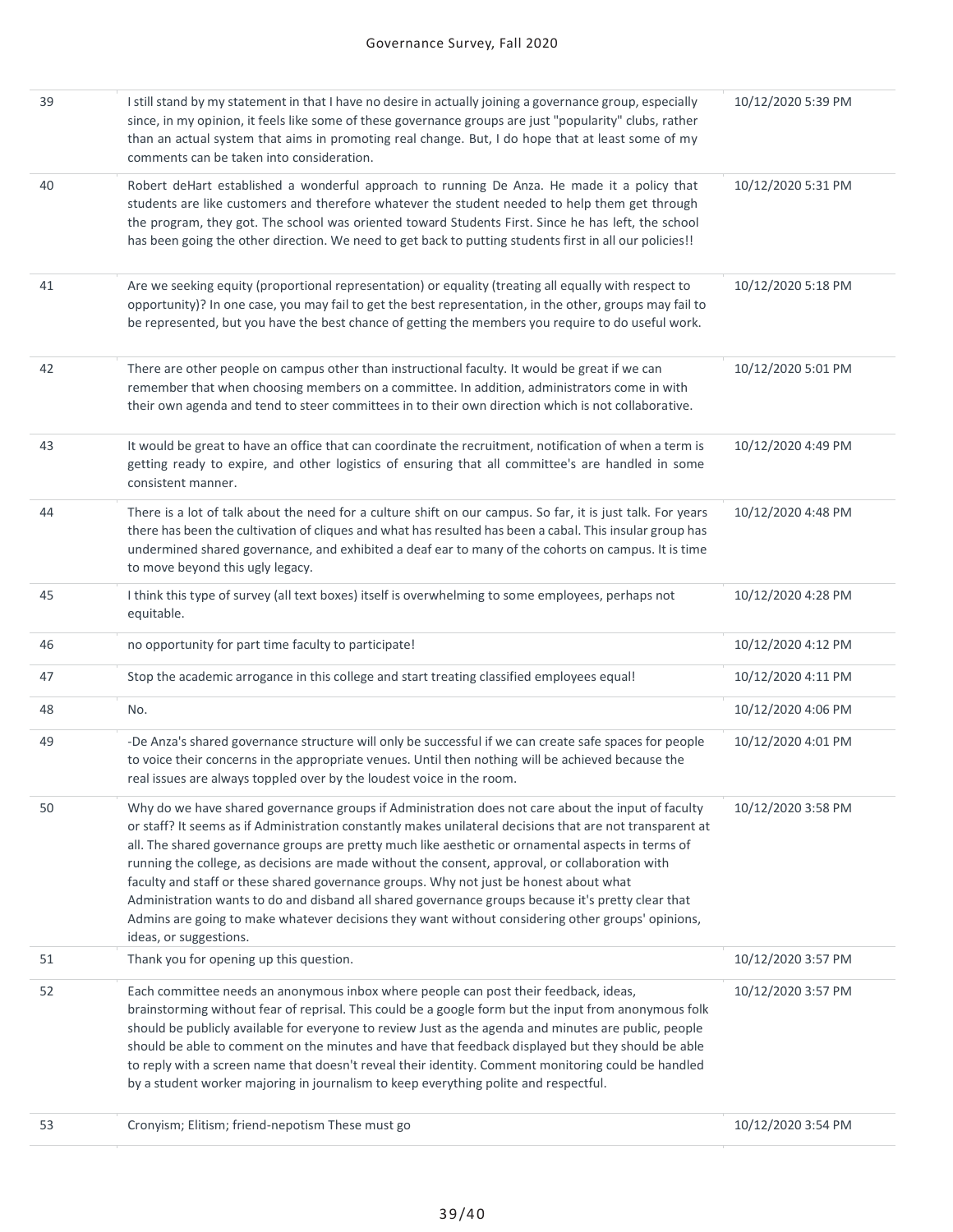| | | |
|---|---|---|
| 39 | I still stand by my statement in that I have no desire in actually joining a governance group, especially since, in my opinion, it feels like some of these governance groups are just "popularity" clubs, rather than an actual system that aims in promoting real change. But, I do hope that at least some of my comments can be taken into consideration. | 10/12/2020 5:39 PM |
| 40 | Robert deHart established a wonderful approach to running De Anza. He made it a policy that students are like customers and therefore whatever the student needed to help them get through the program, they got. The school was oriented toward Students First. Since he has left, the school has been going the other direction. We need to get back to putting students first in all our policies!! | 10/12/2020 5:31 PM |
| 41 | Are we seeking equity (proportional representation) or equality (treating all equally with respect to opportunity)? In one case, you may fail to get the best representation, in the other, groups may fail to be represented, but you have the best chance of getting the members you require to do useful work. | 10/12/2020 5:18 PM |
| 42 | There are other people on campus other than instructional faculty. It would be great if we can remember that when choosing members on a committee. In addition, administrators come in with their own agenda and tend to steer committees in to their own direction which is not collaborative. | 10/12/2020 5:01 PM |
| 43 | It would be great to have an office that can coordinate the recruitment, notification of when a term is getting ready to expire, and other logistics of ensuring that all committee's are handled in some consistent manner. | 10/12/2020 4:49 PM |
| 44 | There is a lot of talk about the need for a culture shift on our campus. So far, it is just talk. For years there has been the cultivation of cliques and what has resulted has been a cabal. This insular group has undermined shared governance, and exhibited a deaf ear to many of the cohorts on campus. It is time to move beyond this ugly legacy. | 10/12/2020 4:48 PM |
| 45 | I think this type of survey (all text boxes) itself is overwhelming to some employees, perhaps not equitable. | 10/12/2020 4:28 PM |
| 46 | no opportunity for part time faculty to participate! | 10/12/2020 4:12 PM |
| 47 | Stop the academic arrogance in this college and start treating classified employees equal! | 10/12/2020 4:11 PM |
| 48 | No. | 10/12/2020 4:06 PM |
| 49 | -De Anza's shared governance structure will only be successful if we can create safe spaces for people to voice their concerns in the appropriate venues. Until then nothing will be achieved because the real issues are always toppled over by the loudest voice in the room. | 10/12/2020 4:01 PM |
| 50 | Why do we have shared governance groups if Administration does not care about the input of faculty or staff? It seems as if Administration constantly makes unilateral decisions that are not transparent at all. The shared governance groups are pretty much like aesthetic or ornamental aspects in terms of running the college, as decisions are made without the consent, approval, or collaboration with faculty and staff or these shared governance groups. Why not just be honest about what Administration wants to do and disband all shared governance groups because it's pretty clear that Admins are going to make whatever decisions they want without considering other groups' opinions, ideas, or suggestions. | 10/12/2020 3:58 PM |
| 51 | Thank you for opening up this question. | 10/12/2020 3:57 PM |
| 52 | Each committee needs an anonymous inbox where people can post their feedback, ideas, brainstorming without fear of reprisal. This could be a google form but the input from anonymous folk should be publicly available for everyone to review Just as the agenda and minutes are public, people should be able to comment on the minutes and have that feedback displayed but they should be able to reply with a screen name that doesn't reveal their identity. Comment monitoring could be handled by a student worker majoring in journalism to keep everything polite and respectful. | 10/12/2020 3:57 PM |
| 53 | Cronyism; Elitism; friend-nepotism These must go | 10/12/2020 3:54 PM |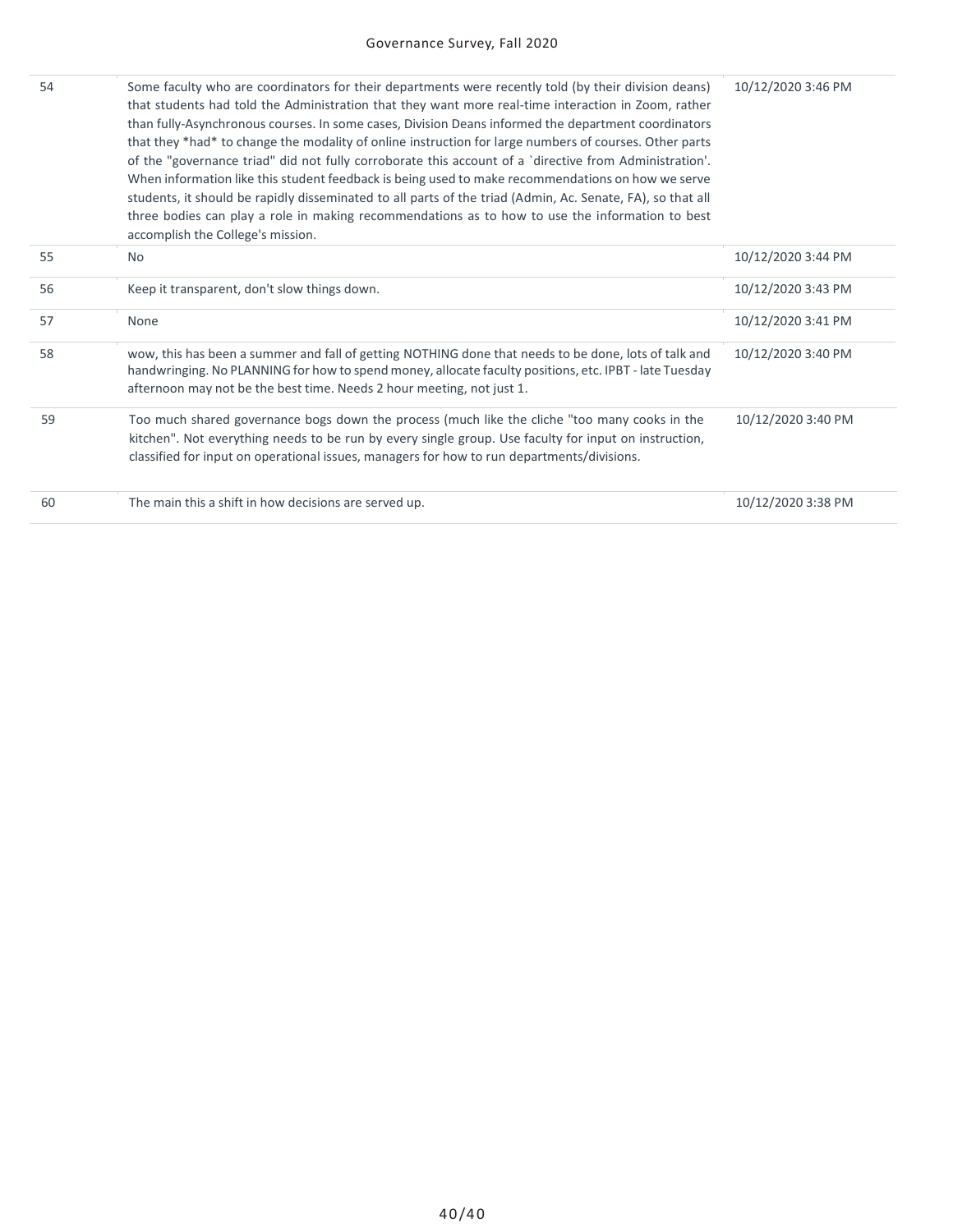| | | |
|---|---|---|
| 54 | Some faculty who are coordinators for their departments were recently told (by their division deans) that students had told the Administration that they want more real-time interaction in Zoom, rather than fully-Asynchronous courses. In some cases, Division Deans informed the department coordinators that they *had* to change the modality of online instruction for large numbers of courses. Other parts of the "governance triad" did not fully corroborate this account of a `directive from Administration'. When information like this student feedback is being used to make recommendations on how we serve students, it should be rapidly disseminated to all parts of the triad (Admin, Ac. Senate, FA), so that all three bodies can play a role in making recommendations as to how to use the information to best accomplish the College's mission. | 10/12/2020 3:46 PM |
| 55 | No | 10/12/2020 3:44 PM |
| 56 | Keep it transparent, don't slow things down. | 10/12/2020 3:43 PM |
| 57 | None | 10/12/2020 3:41 PM |
| 58 | wow, this has been a summer and fall of getting NOTHING done that needs to be done, lots of talk and handwringing. No PLANNING for how to spend money, allocate faculty positions, etc. IPBT - late Tuesday afternoon may not be the best time. Needs 2 hour meeting, not just 1. | 10/12/2020 3:40 PM |
| 59 | Too much shared governance bogs down the process (much like the cliche "too many cooks in the kitchen". Not everything needs to be run by every single group. Use faculty for input on instruction, classified for input on operational issues, managers for how to run departments/divisions. | 10/12/2020 3:40 PM |
| 60 | The main this a shift in how decisions are served up. | 10/12/2020 3:38 PM |